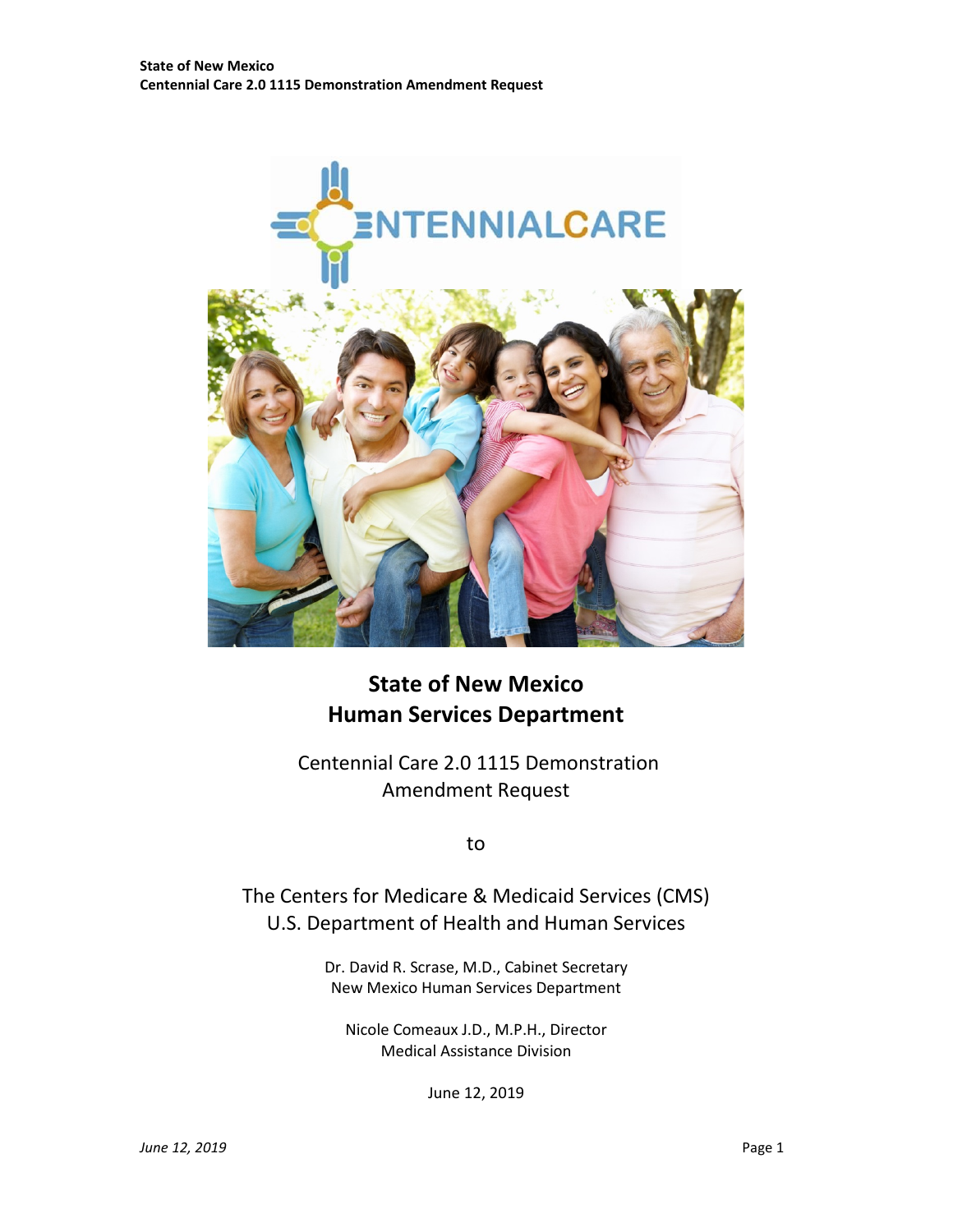# State of New Mexico
# Human Services Department

Centennial Care 2.0 1115 Demonstration Amendment Request

to

The Centers for Medicare & Medicaid Services (CMS)
U.S. Department of Health and Human Services

Dr. David R. Scrase, M.D., Cabinet Secretary
New Mexico Human Services Department

Nicole Comeaux J.D., M.P.H., Director
Medical Assistance Division

June 12, 2019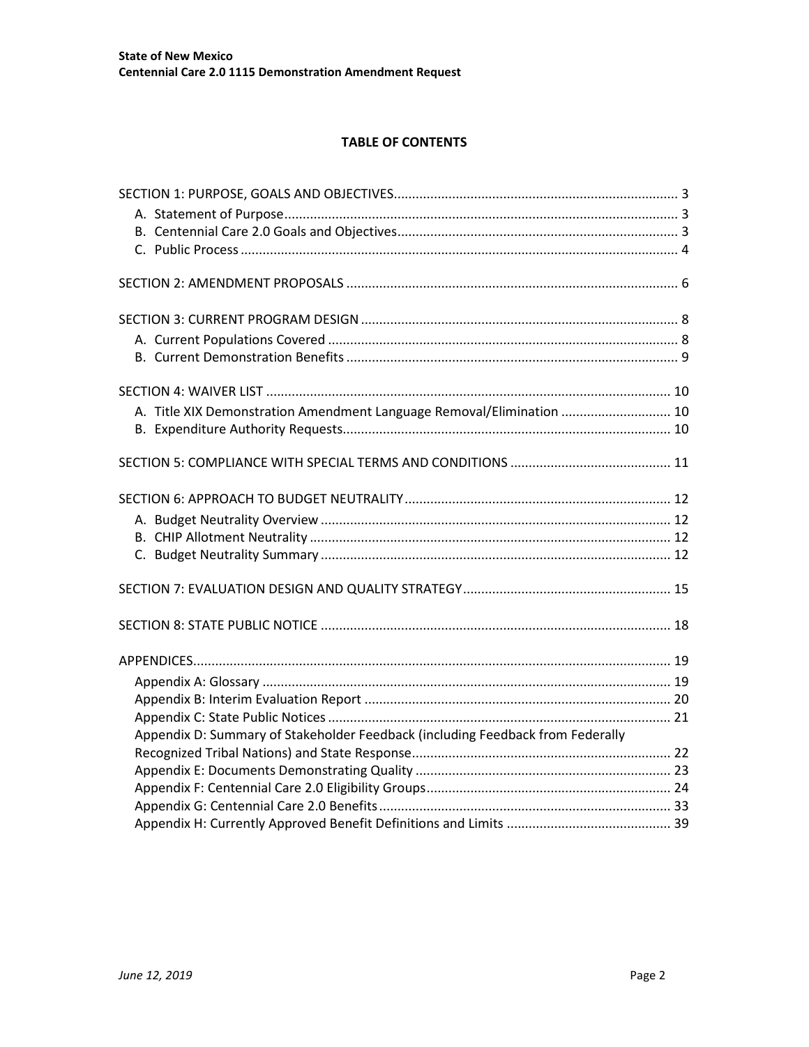# TABLE OF CONTENTS

SECTION 1: PURPOSE, GOALS AND OBJECTIVES ..... 3
- A. Statement of Purpose ..... 3
- B. Centennial Care 2.0 Goals and Objectives ..... 3
- C. Public Process ..... 4

SECTION 2: AMENDMENT PROPOSALS ..... 6

SECTION 3: CURRENT PROGRAM DESIGN ..... 8
- A. Current Populations Covered ..... 8
- B. Current Demonstration Benefits ..... 9

SECTION 4: WAIVER LIST ..... 10
- A. Title XIX Demonstration Amendment Language Removal/Elimination ..... 10
- B. Expenditure Authority Requests ..... 10

SECTION 5: COMPLIANCE WITH SPECIAL TERMS AND CONDITIONS ..... 11

SECTION 6: APPROACH TO BUDGET NEUTRALITY ..... 12
- A. Budget Neutrality Overview ..... 12
- B. CHIP Allotment Neutrality ..... 12
- C. Budget Neutrality Summary ..... 12

SECTION 7: EVALUATION DESIGN AND QUALITY STRATEGY ..... 15

SECTION 8: STATE PUBLIC NOTICE ..... 18

APPENDICES ..... 19
- Appendix A: Glossary ..... 19
- Appendix B: Interim Evaluation Report ..... 20
- Appendix C: State Public Notices ..... 21
- Appendix D: Summary of Stakeholder Feedback (including Feedback from Federally Recognized Tribal Nations) and State Response ..... 22
- Appendix E: Documents Demonstrating Quality ..... 23
- Appendix F: Centennial Care 2.0 Eligibility Groups ..... 24
- Appendix G: Centennial Care 2.0 Benefits ..... 33
- Appendix H: Currently Approved Benefit Definitions and Limits ..... 39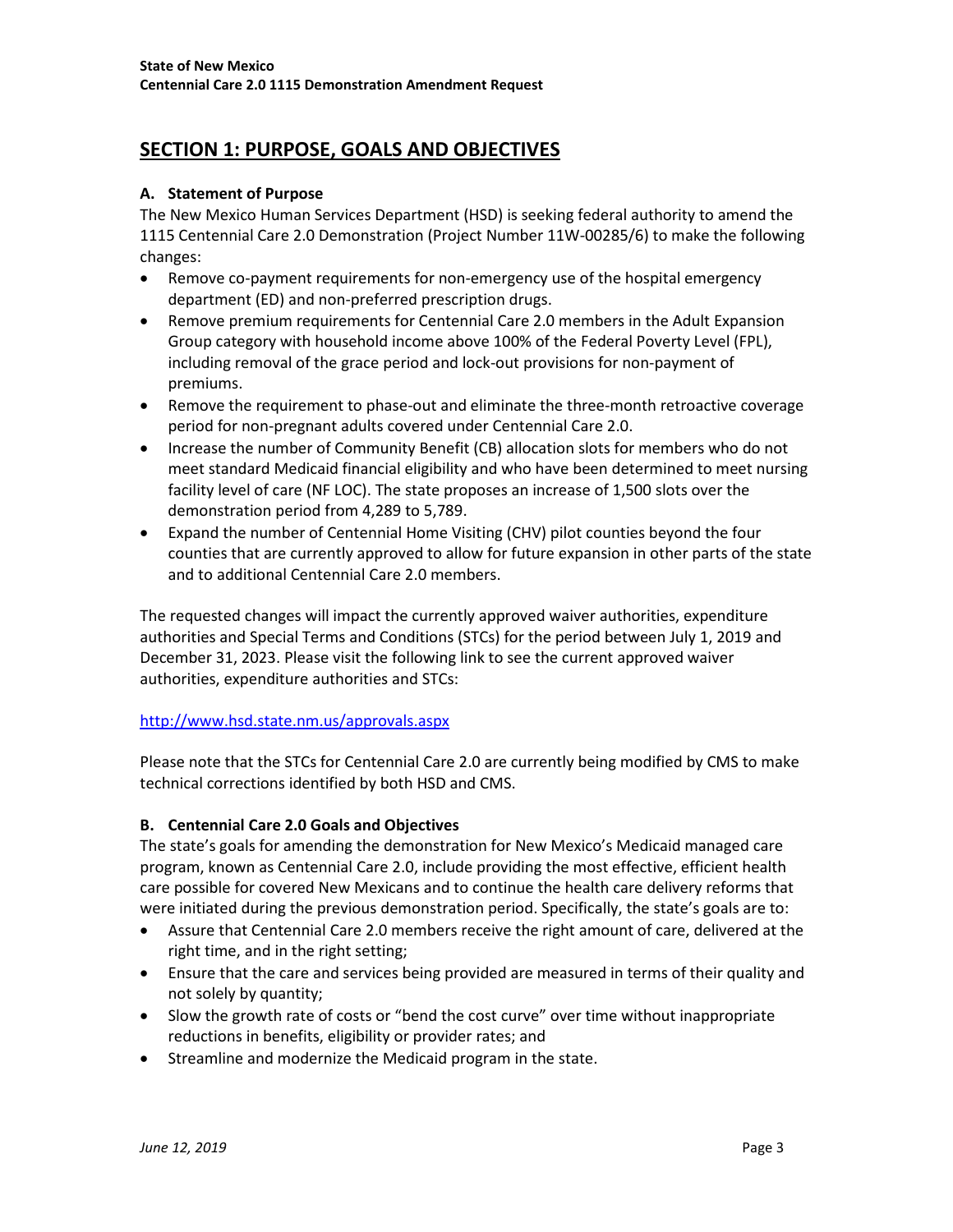## SECTION 1: PURPOSE, GOALS AND OBJECTIVES

### A. Statement of Purpose

The New Mexico Human Services Department (HSD) is seeking federal authority to amend the 1115 Centennial Care 2.0 Demonstration (Project Number 11W-00285/6) to make the following changes:

- Remove co-payment requirements for non-emergency use of the hospital emergency department (ED) and non-preferred prescription drugs.
- Remove premium requirements for Centennial Care 2.0 members in the Adult Expansion Group category with household income above 100% of the Federal Poverty Level (FPL), including removal of the grace period and lock-out provisions for non-payment of premiums.
- Remove the requirement to phase-out and eliminate the three-month retroactive coverage period for non-pregnant adults covered under Centennial Care 2.0.
- Increase the number of Community Benefit (CB) allocation slots for members who do not meet standard Medicaid financial eligibility and who have been determined to meet nursing facility level of care (NF LOC). The state proposes an increase of 1,500 slots over the demonstration period from 4,289 to 5,789.
- Expand the number of Centennial Home Visiting (CHV) pilot counties beyond the four counties that are currently approved to allow for future expansion in other parts of the state and to additional Centennial Care 2.0 members.

The requested changes will impact the currently approved waiver authorities, expenditure authorities and Special Terms and Conditions (STCs) for the period between July 1, 2019 and December 31, 2023. Please visit the following link to see the current approved waiver authorities, expenditure authorities and STCs:

http://www.hsd.state.nm.us/approvals.aspx

Please note that the STCs for Centennial Care 2.0 are currently being modified by CMS to make technical corrections identified by both HSD and CMS.

### B. Centennial Care 2.0 Goals and Objectives

The state's goals for amending the demonstration for New Mexico's Medicaid managed care program, known as Centennial Care 2.0, include providing the most effective, efficient health care possible for covered New Mexicans and to continue the health care delivery reforms that were initiated during the previous demonstration period. Specifically, the state's goals are to:

- Assure that Centennial Care 2.0 members receive the right amount of care, delivered at the right time, and in the right setting;
- Ensure that the care and services being provided are measured in terms of their quality and not solely by quantity;
- Slow the growth rate of costs or "bend the cost curve" over time without inappropriate reductions in benefits, eligibility or provider rates; and
- Streamline and modernize the Medicaid program in the state.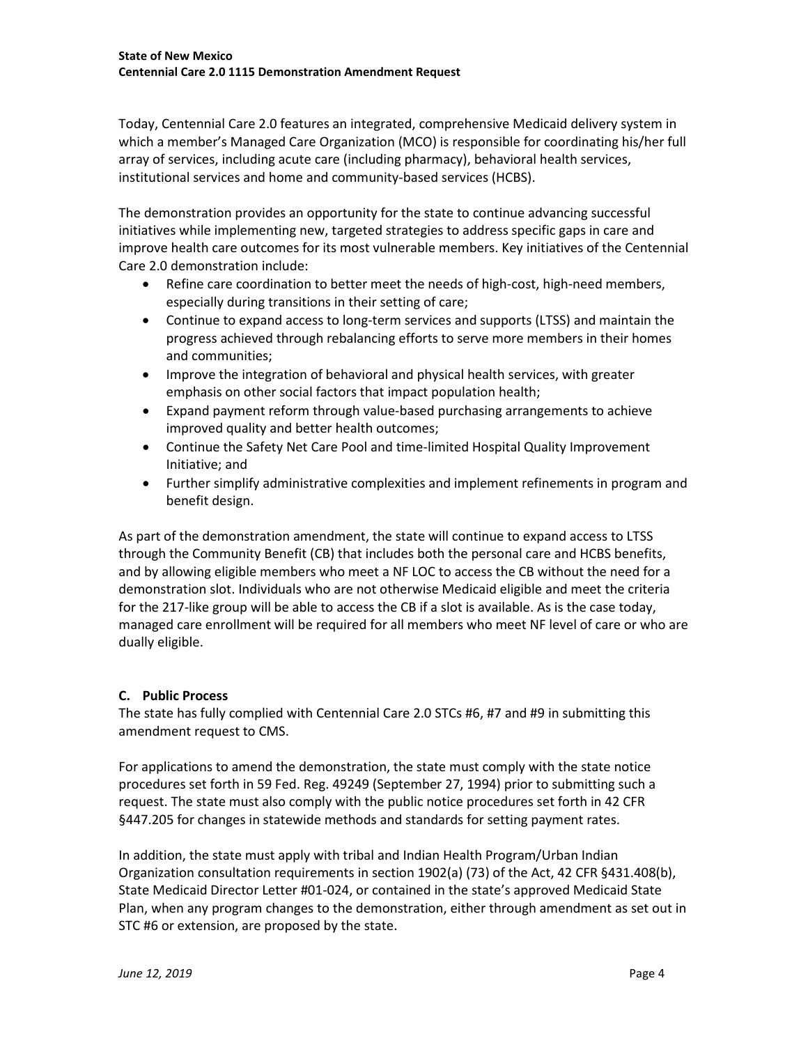Today, Centennial Care 2.0 features an integrated, comprehensive Medicaid delivery system in which a member's Managed Care Organization (MCO) is responsible for coordinating his/her full array of services, including acute care (including pharmacy), behavioral health services, institutional services and home and community-based services (HCBS).

The demonstration provides an opportunity for the state to continue advancing successful initiatives while implementing new, targeted strategies to address specific gaps in care and improve health care outcomes for its most vulnerable members. Key initiatives of the Centennial Care 2.0 demonstration include:

- Refine care coordination to better meet the needs of high-cost, high-need members, especially during transitions in their setting of care;
- Continue to expand access to long-term services and supports (LTSS) and maintain the progress achieved through rebalancing efforts to serve more members in their homes and communities;
- Improve the integration of behavioral and physical health services, with greater emphasis on other social factors that impact population health;
- Expand payment reform through value-based purchasing arrangements to achieve improved quality and better health outcomes;
- Continue the Safety Net Care Pool and time-limited Hospital Quality Improvement Initiative; and
- Further simplify administrative complexities and implement refinements in program and benefit design.

As part of the demonstration amendment, the state will continue to expand access to LTSS through the Community Benefit (CB) that includes both the personal care and HCBS benefits, and by allowing eligible members who meet a NF LOC to access the CB without the need for a demonstration slot. Individuals who are not otherwise Medicaid eligible and meet the criteria for the 217-like group will be able to access the CB if a slot is available. As is the case today, managed care enrollment will be required for all members who meet NF level of care or who are dually eligible.

### C. Public Process

The state has fully complied with Centennial Care 2.0 STCs #6, #7 and #9 in submitting this amendment request to CMS.

For applications to amend the demonstration, the state must comply with the state notice procedures set forth in 59 Fed. Reg. 49249 (September 27, 1994) prior to submitting such a request. The state must also comply with the public notice procedures set forth in 42 CFR §447.205 for changes in statewide methods and standards for setting payment rates.

In addition, the state must apply with tribal and Indian Health Program/Urban Indian Organization consultation requirements in section 1902(a) (73) of the Act, 42 CFR §431.408(b), State Medicaid Director Letter #01-024, or contained in the state's approved Medicaid State Plan, when any program changes to the demonstration, either through amendment as set out in STC #6 or extension, are proposed by the state.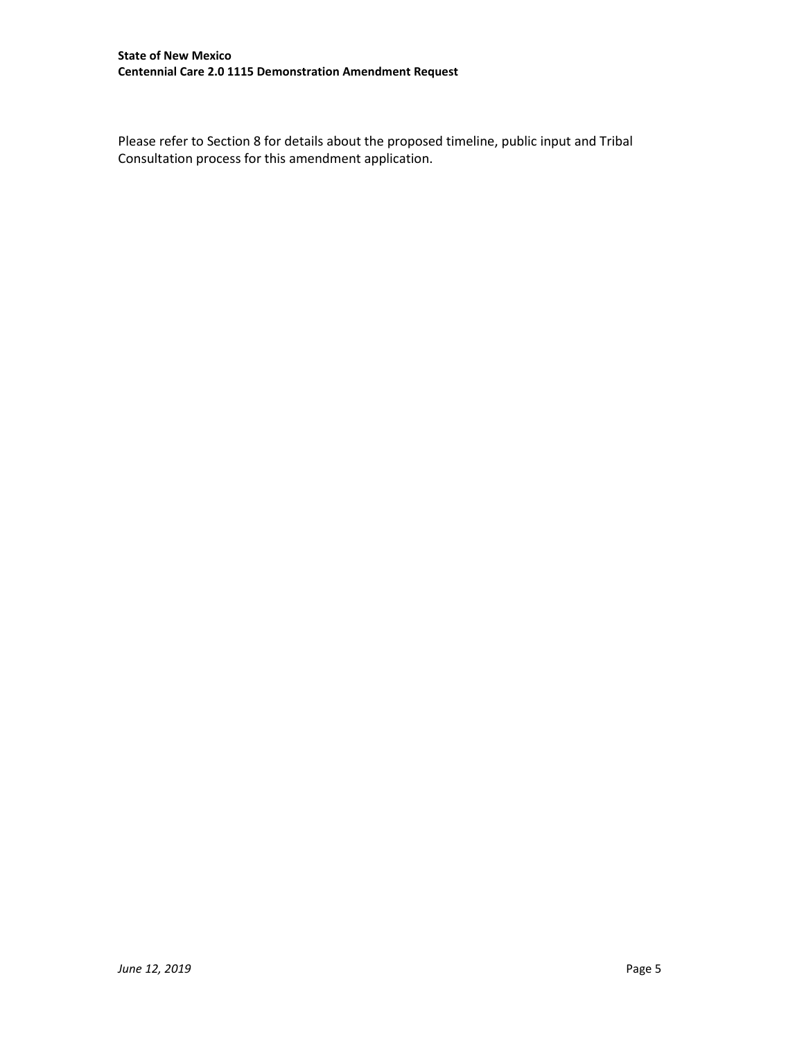Please refer to Section 8 for details about the proposed timeline, public input and Tribal Consultation process for this amendment application.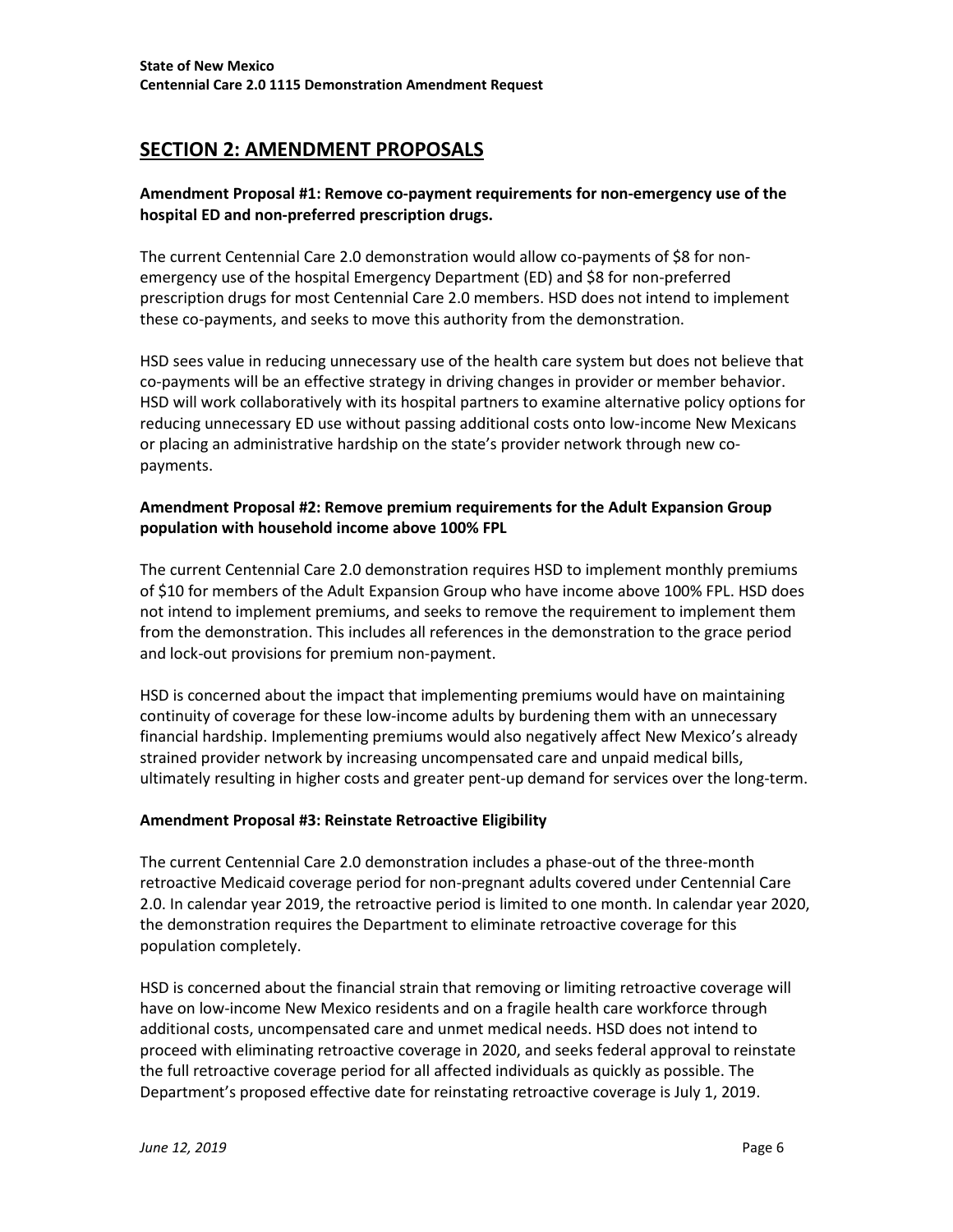## SECTION 2: AMENDMENT PROPOSALS

### Amendment Proposal #1: Remove co-payment requirements for non-emergency use of the hospital ED and non-preferred prescription drugs.

The current Centennial Care 2.0 demonstration would allow co-payments of $8 for non-emergency use of the hospital Emergency Department (ED) and $8 for non-preferred prescription drugs for most Centennial Care 2.0 members. HSD does not intend to implement these co-payments, and seeks to move this authority from the demonstration.

HSD sees value in reducing unnecessary use of the health care system but does not believe that co-payments will be an effective strategy in driving changes in provider or member behavior. HSD will work collaboratively with its hospital partners to examine alternative policy options for reducing unnecessary ED use without passing additional costs onto low-income New Mexicans or placing an administrative hardship on the state's provider network through new co-payments.

### Amendment Proposal #2: Remove premium requirements for the Adult Expansion Group population with household income above 100% FPL

The current Centennial Care 2.0 demonstration requires HSD to implement monthly premiums of $10 for members of the Adult Expansion Group who have income above 100% FPL. HSD does not intend to implement premiums, and seeks to remove the requirement to implement them from the demonstration. This includes all references in the demonstration to the grace period and lock-out provisions for premium non-payment.

HSD is concerned about the impact that implementing premiums would have on maintaining continuity of coverage for these low-income adults by burdening them with an unnecessary financial hardship. Implementing premiums would also negatively affect New Mexico's already strained provider network by increasing uncompensated care and unpaid medical bills, ultimately resulting in higher costs and greater pent-up demand for services over the long-term.

### Amendment Proposal #3: Reinstate Retroactive Eligibility

The current Centennial Care 2.0 demonstration includes a phase-out of the three-month retroactive Medicaid coverage period for non-pregnant adults covered under Centennial Care 2.0. In calendar year 2019, the retroactive period is limited to one month. In calendar year 2020, the demonstration requires the Department to eliminate retroactive coverage for this population completely.

HSD is concerned about the financial strain that removing or limiting retroactive coverage will have on low-income New Mexico residents and on a fragile health care workforce through additional costs, uncompensated care and unmet medical needs. HSD does not intend to proceed with eliminating retroactive coverage in 2020, and seeks federal approval to reinstate the full retroactive coverage period for all affected individuals as quickly as possible. The Department's proposed effective date for reinstating retroactive coverage is July 1, 2019.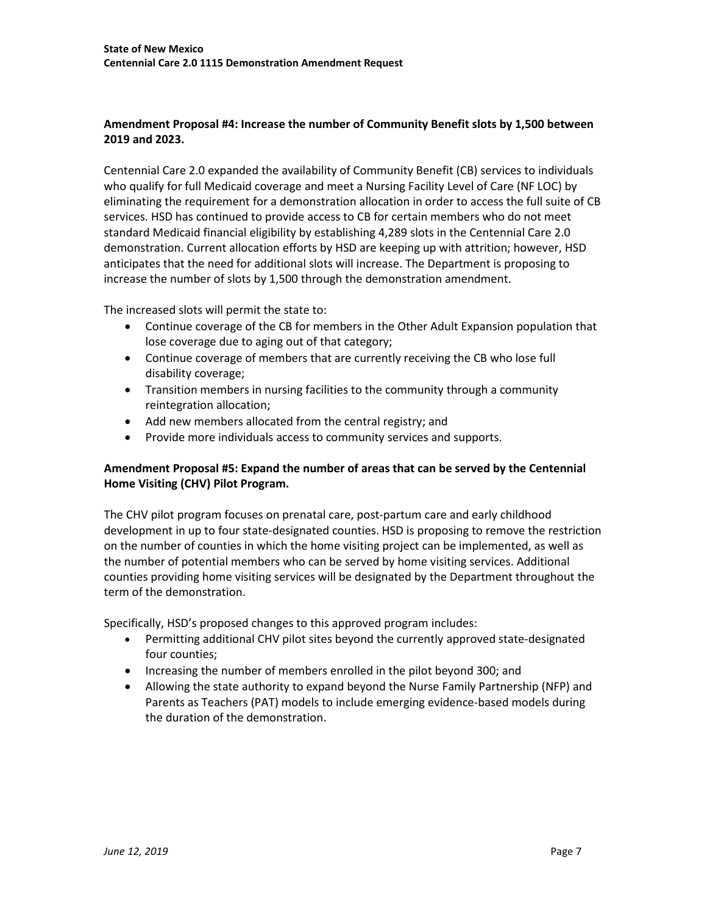**Amendment Proposal #4: Increase the number of Community Benefit slots by 1,500 between 2019 and 2023.**

Centennial Care 2.0 expanded the availability of Community Benefit (CB) services to individuals who qualify for full Medicaid coverage and meet a Nursing Facility Level of Care (NF LOC) by eliminating the requirement for a demonstration allocation in order to access the full suite of CB services. HSD has continued to provide access to CB for certain members who do not meet standard Medicaid financial eligibility by establishing 4,289 slots in the Centennial Care 2.0 demonstration. Current allocation efforts by HSD are keeping up with attrition; however, HSD anticipates that the need for additional slots will increase. The Department is proposing to increase the number of slots by 1,500 through the demonstration amendment.

The increased slots will permit the state to:

- Continue coverage of the CB for members in the Other Adult Expansion population that lose coverage due to aging out of that category;
- Continue coverage of members that are currently receiving the CB who lose full disability coverage;
- Transition members in nursing facilities to the community through a community reintegration allocation;
- Add new members allocated from the central registry; and
- Provide more individuals access to community services and supports.

**Amendment Proposal #5: Expand the number of areas that can be served by the Centennial Home Visiting (CHV) Pilot Program.**

The CHV pilot program focuses on prenatal care, post-partum care and early childhood development in up to four state-designated counties. HSD is proposing to remove the restriction on the number of counties in which the home visiting project can be implemented, as well as the number of potential members who can be served by home visiting services. Additional counties providing home visiting services will be designated by the Department throughout the term of the demonstration.

Specifically, HSD's proposed changes to this approved program includes:

- Permitting additional CHV pilot sites beyond the currently approved state-designated four counties;
- Increasing the number of members enrolled in the pilot beyond 300; and
- Allowing the state authority to expand beyond the Nurse Family Partnership (NFP) and Parents as Teachers (PAT) models to include emerging evidence-based models during the duration of the demonstration.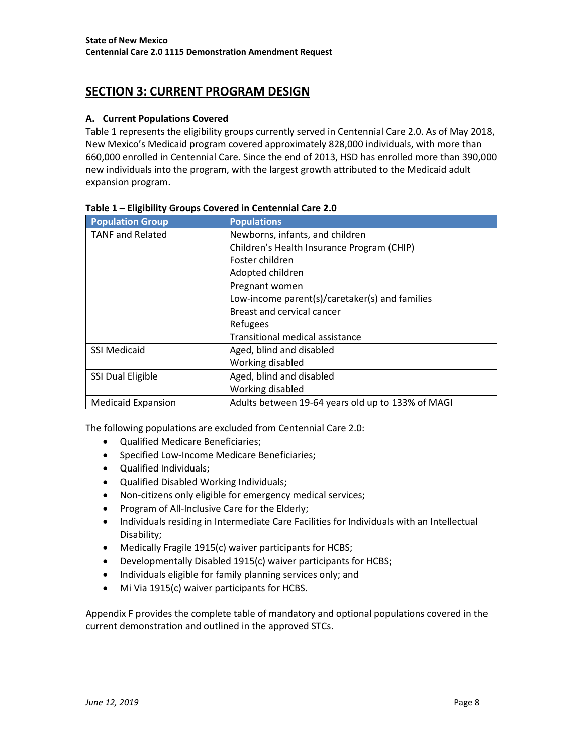## SECTION 3: CURRENT PROGRAM DESIGN

### A. Current Populations Covered

Table 1 represents the eligibility groups currently served in Centennial Care 2.0. As of May 2018, New Mexico's Medicaid program covered approximately 828,000 individuals, with more than 660,000 enrolled in Centennial Care. Since the end of 2013, HSD has enrolled more than 390,000 new individuals into the program, with the largest growth attributed to the Medicaid adult expansion program.

**Table 1 – Eligibility Groups Covered in Centennial Care 2.0**

| Population Group | Populations |
|---|---|
| TANF and Related | Newborns, infants, and children<br>Children's Health Insurance Program (CHIP)<br>Foster children<br>Adopted children<br>Pregnant women<br>Low-income parent(s)/caretaker(s) and families<br>Breast and cervical cancer<br>Refugees<br>Transitional medical assistance |
| SSI Medicaid | Aged, blind and disabled<br>Working disabled |
| SSI Dual Eligible | Aged, blind and disabled<br>Working disabled |
| Medicaid Expansion | Adults between 19-64 years old up to 133% of MAGI |

The following populations are excluded from Centennial Care 2.0:

- Qualified Medicare Beneficiaries;
- Specified Low-Income Medicare Beneficiaries;
- Qualified Individuals;
- Qualified Disabled Working Individuals;
- Non-citizens only eligible for emergency medical services;
- Program of All-Inclusive Care for the Elderly;
- Individuals residing in Intermediate Care Facilities for Individuals with an Intellectual Disability;
- Medically Fragile 1915(c) waiver participants for HCBS;
- Developmentally Disabled 1915(c) waiver participants for HCBS;
- Individuals eligible for family planning services only; and
- Mi Via 1915(c) waiver participants for HCBS.

Appendix F provides the complete table of mandatory and optional populations covered in the current demonstration and outlined in the approved STCs.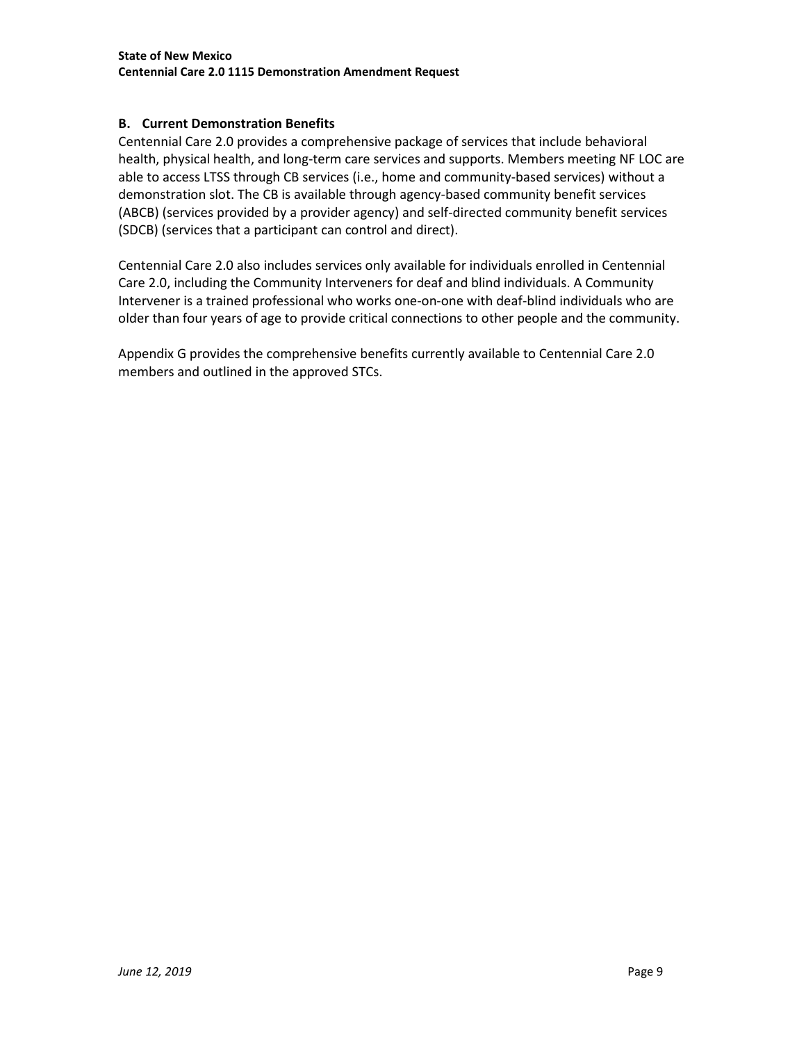### B. Current Demonstration Benefits

Centennial Care 2.0 provides a comprehensive package of services that include behavioral health, physical health, and long-term care services and supports. Members meeting NF LOC are able to access LTSS through CB services (i.e., home and community-based services) without a demonstration slot. The CB is available through agency-based community benefit services (ABCB) (services provided by a provider agency) and self-directed community benefit services (SDCB) (services that a participant can control and direct).

Centennial Care 2.0 also includes services only available for individuals enrolled in Centennial Care 2.0, including the Community Interveners for deaf and blind individuals. A Community Intervener is a trained professional who works one-on-one with deaf-blind individuals who are older than four years of age to provide critical connections to other people and the community.

Appendix G provides the comprehensive benefits currently available to Centennial Care 2.0 members and outlined in the approved STCs.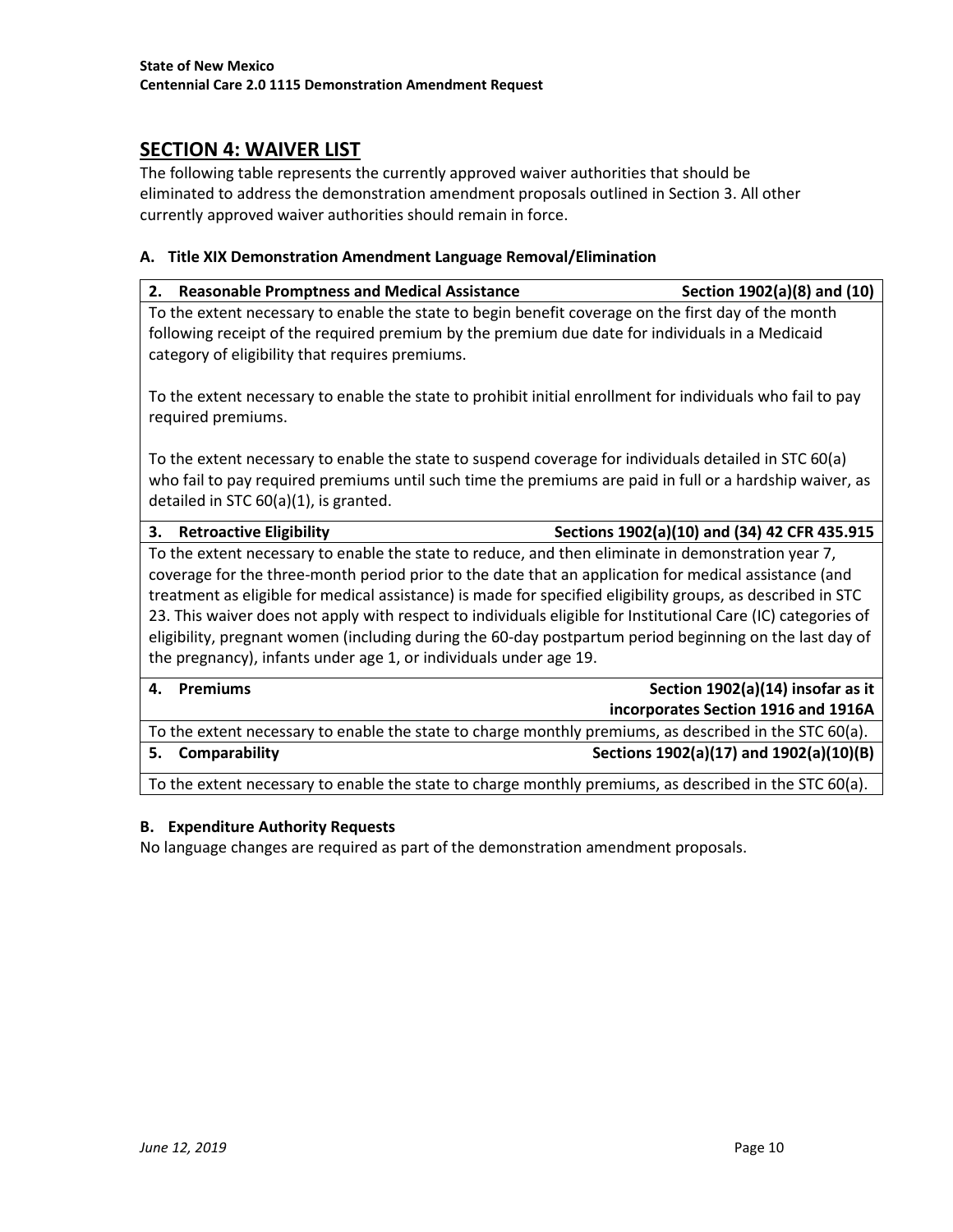## SECTION 4: WAIVER LIST

The following table represents the currently approved waiver authorities that should be eliminated to address the demonstration amendment proposals outlined in Section 3. All other currently approved waiver authorities should remain in force.

### A. Title XIX Demonstration Amendment Language Removal/Elimination

| Waiver | Authority |
|---|---|
| **2. Reasonable Promptness and Medical Assistance** | **Section 1902(a)(8) and (10)** |
| To the extent necessary to enable the state to begin benefit coverage on the first day of the month following receipt of the required premium by the premium due date for individuals in a Medicaid category of eligibility that requires premiums.<br><br>To the extent necessary to enable the state to prohibit initial enrollment for individuals who fail to pay required premiums.<br><br>To the extent necessary to enable the state to suspend coverage for individuals detailed in STC 60(a) who fail to pay required premiums until such time the premiums are paid in full or a hardship waiver, as detailed in STC 60(a)(1), is granted. | |
| **3. Retroactive Eligibility** | **Sections 1902(a)(10) and (34) 42 CFR 435.915** |
| To the extent necessary to enable the state to reduce, and then eliminate in demonstration year 7, coverage for the three-month period prior to the date that an application for medical assistance (and treatment as eligible for medical assistance) is made for specified eligibility groups, as described in STC 23. This waiver does not apply with respect to individuals eligible for Institutional Care (IC) categories of eligibility, pregnant women (including during the 60-day postpartum period beginning on the last day of the pregnancy), infants under age 1, or individuals under age 19. | |
| **4. Premiums** | **Section 1902(a)(14) insofar as it incorporates Section 1916 and 1916A** |
| To the extent necessary to enable the state to charge monthly premiums, as described in the STC 60(a). | |
| **5. Comparability** | **Sections 1902(a)(17) and 1902(a)(10)(B)** |
| To the extent necessary to enable the state to charge monthly premiums, as described in the STC 60(a). | |

### B. Expenditure Authority Requests

No language changes are required as part of the demonstration amendment proposals.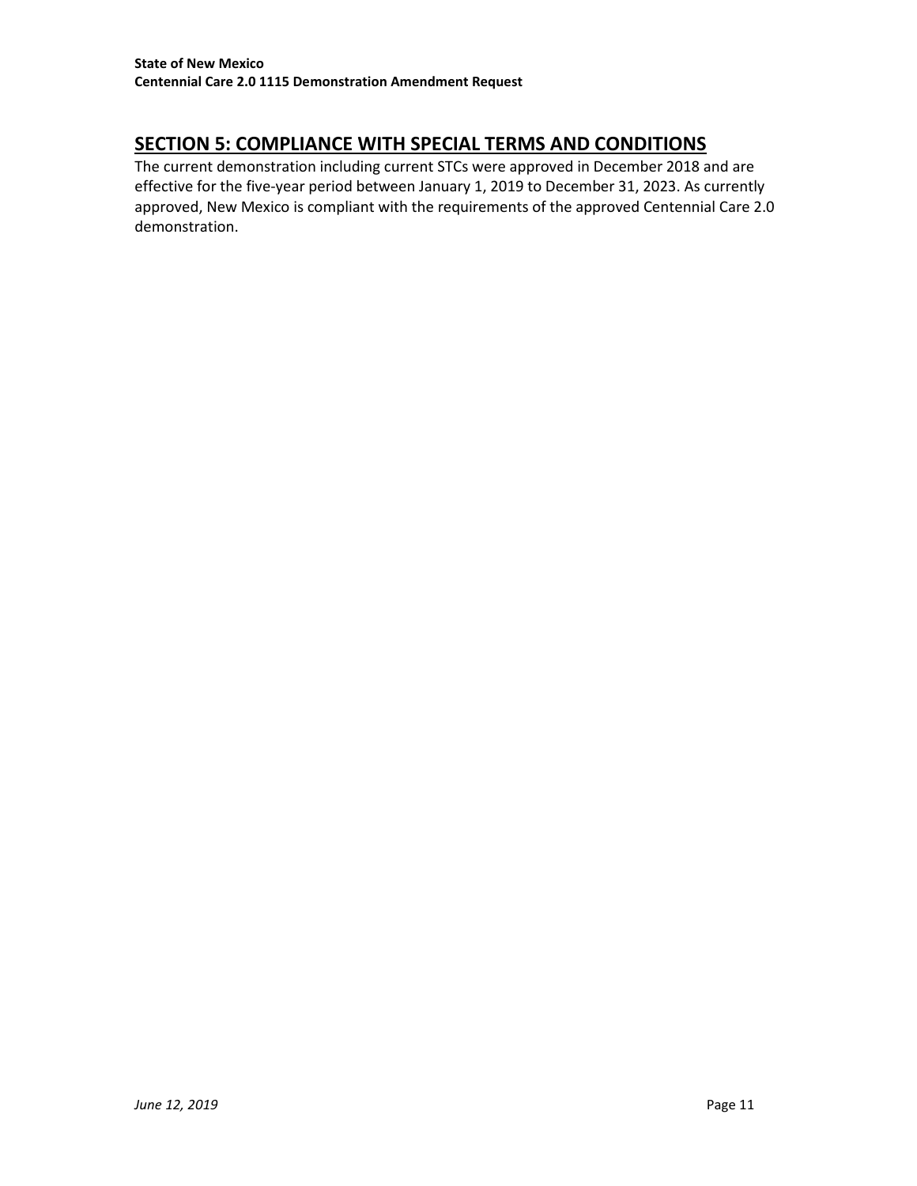## SECTION 5: COMPLIANCE WITH SPECIAL TERMS AND CONDITIONS

The current demonstration including current STCs were approved in December 2018 and are effective for the five-year period between January 1, 2019 to December 31, 2023. As currently approved, New Mexico is compliant with the requirements of the approved Centennial Care 2.0 demonstration.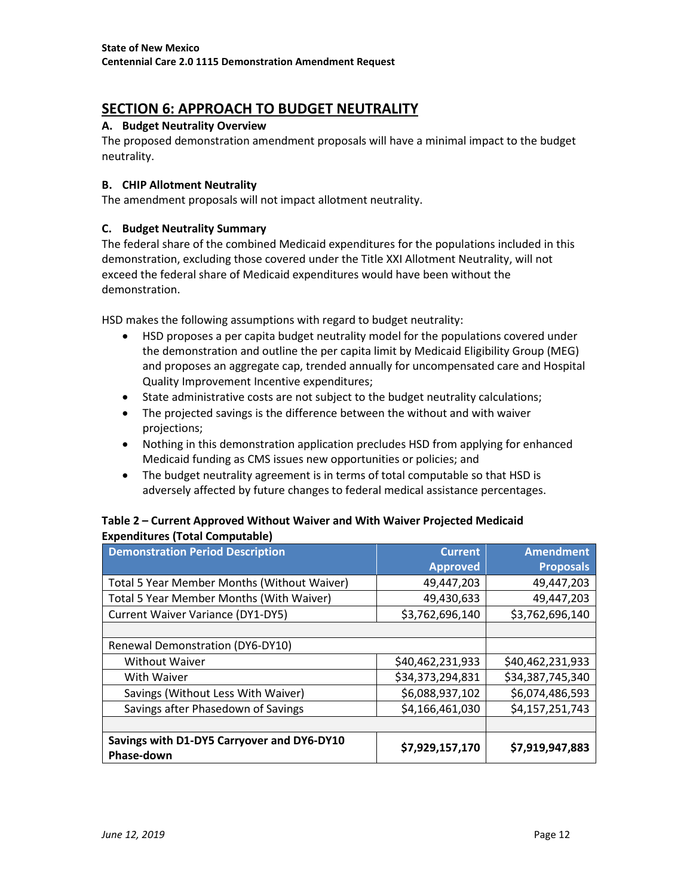## SECTION 6: APPROACH TO BUDGET NEUTRALITY

### A. Budget Neutrality Overview

The proposed demonstration amendment proposals will have a minimal impact to the budget neutrality.

### B. CHIP Allotment Neutrality

The amendment proposals will not impact allotment neutrality.

### C. Budget Neutrality Summary

The federal share of the combined Medicaid expenditures for the populations included in this demonstration, excluding those covered under the Title XXI Allotment Neutrality, will not exceed the federal share of Medicaid expenditures would have been without the demonstration.

HSD makes the following assumptions with regard to budget neutrality:

- HSD proposes a per capita budget neutrality model for the populations covered under the demonstration and outline the per capita limit by Medicaid Eligibility Group (MEG) and proposes an aggregate cap, trended annually for uncompensated care and Hospital Quality Improvement Incentive expenditures;
- State administrative costs are not subject to the budget neutrality calculations;
- The projected savings is the difference between the without and with waiver projections;
- Nothing in this demonstration application precludes HSD from applying for enhanced Medicaid funding as CMS issues new opportunities or policies; and
- The budget neutrality agreement is in terms of total computable so that HSD is adversely affected by future changes to federal medical assistance percentages.

**Table 2 – Current Approved Without Waiver and With Waiver Projected Medicaid Expenditures (Total Computable)**

| Demonstration Period Description | Current Approved | Amendment Proposals |
|---|---:|---:|
| Total 5 Year Member Months (Without Waiver) | 49,447,203 | 49,447,203 |
| Total 5 Year Member Months (With Waiver) | 49,430,633 | 49,447,203 |
| Current Waiver Variance (DY1-DY5) | $3,762,696,140 | $3,762,696,140 |
| | | |
| Renewal Demonstration (DY6-DY10) | | |
| Without Waiver | $40,462,231,933 | $40,462,231,933 |
| With Waiver | $34,373,294,831 | $34,387,745,340 |
| Savings (Without Less With Waiver) | $6,088,937,102 | $6,074,486,593 |
| Savings after Phasedown of Savings | $4,166,461,030 | $4,157,251,743 |
| | | |
| **Savings with D1-DY5 Carryover and DY6-DY10 Phase-down** | **$7,929,157,170** | **$7,919,947,883** |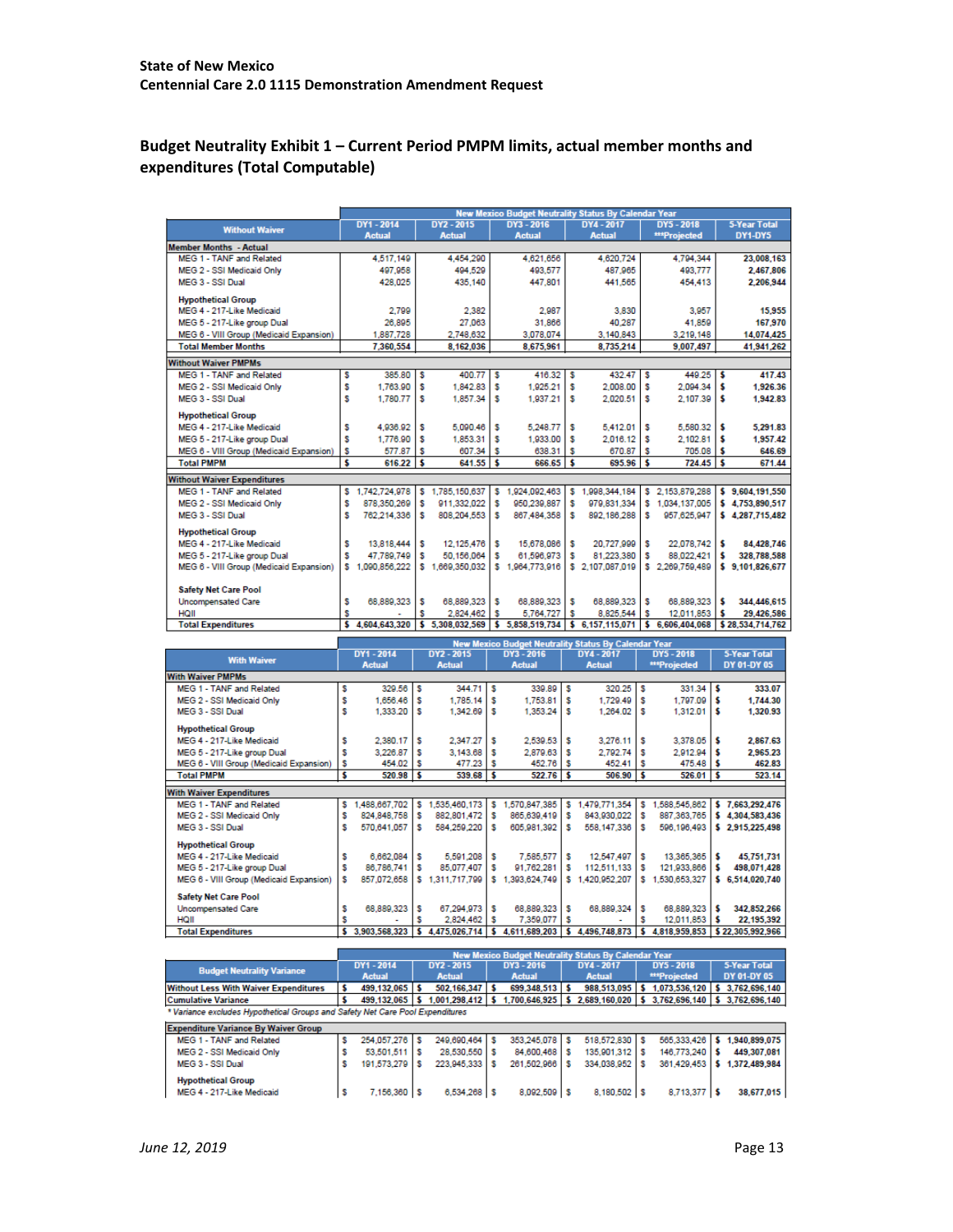**State of New Mexico**
**Centennial Care 2.0 1115 Demonstration Amendment Request**

## Budget Neutrality Exhibit 1 – Current Period PMPM limits, actual member months and expenditures (Total Computable)

| Without Waiver | DY1 - 2014 Actual | DY2 - 2015 Actual | DY3 - 2016 Actual | DY4 - 2017 Actual | DY5 - 2018 **Projected | 5-Year Total DY1-DY5 |
|---|---|---|---|---|---|---|
| | New Mexico Budget Neutrality Status By Calendar Year | | | | | |
| **Member Months - Actual** | | | | | | |
| MEG 1 - TANF and Related | 4,517,149 | 4,454,290 | 4,621,656 | 4,620,724 | 4,794,344 | 23,008,163 |
| MEG 2 - SSI Medicaid Only | 497,958 | 494,529 | 493,577 | 487,965 | 493,777 | 2,467,806 |
| MEG 3 - SSI Dual | 428,025 | 435,140 | 447,801 | 441,565 | 454,413 | 2,206,944 |
| **Hypothetical Group** | | | | | | |
| MEG 4 - 217-Like Medicaid | 2,799 | 2,382 | 2,987 | 3,830 | 3,957 | 15,955 |
| MEG 5 - 217-Like group Dual | 26,895 | 27,063 | 31,866 | 40,287 | 41,859 | 167,970 |
| MEG 6 - VIII Group (Medicaid Expansion) | 1,887,728 | 2,748,632 | 3,078,074 | 3,140,843 | 3,219,148 | 14,074,425 |
| **Total Member Months** | 7,360,554 | 8,162,036 | 8,675,961 | 8,735,214 | 9,007,497 | 41,941,262 |
| **Without Waiver PMPMs** | | | | | | |
| MEG 1 - TANF and Related | $ 385.80 | $ 400.77 | $ 416.32 | $ 432.47 | $ 449.25 | $ 417.43 |
| MEG 2 - SSI Medicaid Only | $ 1,763.90 | $ 1,842.83 | $ 1,925.21 | $ 2,008.00 | $ 2,094.34 | $ 1,926.36 |
| MEG 3 - SSI Dual | $ 1,780.77 | $ 1,857.34 | $ 1,937.21 | $ 2,020.51 | $ 2,107.39 | $ 1,942.83 |
| **Hypothetical Group** | | | | | | |
| MEG 4 - 217-Like Medicaid | $ 4,936.92 | $ 5,090.46 | $ 5,248.77 | $ 5,412.01 | $ 5,580.32 | $ 5,291.83 |
| MEG 5 - 217-Like group Dual | $ 1,776.90 | $ 1,853.31 | $ 1,933.00 | $ 2,016.12 | $ 2,102.81 | $ 1,957.42 |
| MEG 6 - VIII Group (Medicaid Expansion) | $ 577.87 | $ 607.34 | $ 638.31 | $ 670.87 | $ 705.08 | $ 646.69 |
| **Total PMPM** | $ 616.22 | $ 641.55 | $ 666.65 | $ 695.96 | $ 724.45 | $ 671.44 |
| **Without Waiver Expenditures** | | | | | | |
| MEG 1 - TANF and Related | $ 1,742,724,978 | $ 1,785,150,637 | $ 1,924,092,463 | $ 1,998,344,184 | $ 2,153,879,288 | $ 9,604,191,550 |
| MEG 2 - SSI Medicaid Only | $ 878,350,269 | $ 911,332,022 | $ 950,239,887 | $ 979,831,334 | $ 1,034,137,005 | $ 4,753,890,517 |
| MEG 3 - SSI Dual | $ 762,214,336 | $ 808,204,553 | $ 867,484,358 | $ 892,186,288 | $ 957,625,947 | $ 4,287,715,482 |
| **Hypothetical Group** | | | | | | |
| MEG 4 - 217-Like Medicaid | $ 13,818,444 | $ 12,125,476 | $ 15,678,086 | $ 20,727,999 | $ 22,078,742 | $ 84,428,746 |
| MEG 5 - 217-Like group Dual | $ 47,789,749 | $ 50,156,064 | $ 61,596,973 | $ 81,223,380 | $ 88,022,421 | $ 328,788,588 |
| MEG 6 - VIII Group (Medicaid Expansion) | $ 1,090,856,222 | $ 1,669,350,032 | $ 1,964,773,916 | $ 2,107,087,019 | $ 2,269,759,489 | $ 9,101,826,677 |
| **Safety Net Care Pool** | | | | | | |
| Uncompensated Care | $ 68,889,323 | $ 68,889,323 | $ 68,889,323 | $ 68,889,323 | $ 68,889,323 | $ 344,446,615 |
| HQII | $ - | $ 2,824,462 | $ 5,764,727 | $ 8,825,544 | $ 12,011,853 | $ 29,426,586 |
| **Total Expenditures** | $ 4,604,643,320 | $ 5,308,032,569 | $ 5,858,519,734 | $ 6,157,115,071 | $ 6,606,404,068 | $ 28,534,714,762 |

| With Waiver | DY1 - 2014 Actual | DY2 - 2015 Actual | DY3 - 2016 Actual | DY4 - 2017 Actual | DY5 - 2018 **Projected | 5-Year Total DY 01-DY 05 |
|---|---|---|---|---|---|---|
| | New Mexico Budget Neutrality Status By Calendar Year | | | | | |
| **With Waiver PMPMs** | | | | | | |
| MEG 1 - TANF and Related | $ 329.56 | $ 344.71 | $ 339.89 | $ 320.25 | $ 331.34 | $ 333.07 |
| MEG 2 - SSI Medicaid Only | $ 1,656.46 | $ 1,785.14 | $ 1,753.81 | $ 1,729.49 | $ 1,797.09 | $ 1,744.30 |
| MEG 3 - SSI Dual | $ 1,333.20 | $ 1,342.69 | $ 1,353.24 | $ 1,264.02 | $ 1,312.01 | $ 1,320.93 |
| **Hypothetical Group** | | | | | | |
| MEG 4 - 217-Like Medicaid | $ 2,380.17 | $ 2,347.27 | $ 2,539.53 | $ 3,276.11 | $ 3,378.05 | $ 2,867.63 |
| MEG 5 - 217-Like group Dual | $ 3,226.87 | $ 3,143.68 | $ 2,879.63 | $ 2,792.74 | $ 2,912.94 | $ 2,965.23 |
| MEG 6 - VIII Group (Medicaid Expansion) | $ 454.02 | $ 477.23 | $ 452.76 | $ 452.41 | $ 475.48 | $ 462.83 |
| **Total PMPM** | $ 520.98 | $ 539.68 | $ 522.76 | $ 506.90 | $ 526.01 | $ 523.14 |
| **With Waiver Expenditures** | | | | | | |
| MEG 1 - TANF and Related | $ 1,488,667,702 | $ 1,535,460,173 | $ 1,570,847,385 | $ 1,479,771,354 | $ 1,588,545,862 | $ 7,663,292,476 |
| MEG 2 - SSI Medicaid Only | $ 824,848,758 | $ 882,801,472 | $ 865,639,419 | $ 843,930,022 | $ 887,363,765 | $ 4,304,583,436 |
| MEG 3 - SSI Dual | $ 570,641,057 | $ 584,259,220 | $ 605,981,392 | $ 558,147,336 | $ 596,196,493 | $ 2,915,225,498 |
| **Hypothetical Group** | | | | | | |
| MEG 4 - 217-Like Medicaid | $ 6,662,084 | $ 5,591,208 | $ 7,585,577 | $ 12,547,497 | $ 13,365,365 | $ 45,751,731 |
| MEG 5 - 217-Like group Dual | $ 86,786,741 | $ 85,077,407 | $ 91,762,281 | $ 112,511,133 | $ 121,933,866 | $ 498,071,428 |
| MEG 6 - VIII Group (Medicaid Expansion) | $ 857,072,658 | $ 1,311,717,799 | $ 1,393,624,749 | $ 1,420,952,207 | $ 1,530,653,327 | $ 6,514,020,740 |
| **Safety Net Care Pool** | | | | | | |
| Uncompensated Care | $ 68,889,323 | $ 67,294,973 | $ 68,889,323 | $ 68,889,324 | $ 68,889,323 | $ 342,852,266 |
| HQII | $ - | $ 2,824,462 | $ 7,359,077 | $ - | $ 12,011,853 | $ 22,195,392 |
| **Total Expenditures** | $ 3,903,568,323 | $ 4,475,026,714 | $ 4,611,689,203 | $ 4,496,748,873 | $ 4,818,959,853 | $ 22,305,992,966 |

| Budget Neutrality Variance | DY1 - 2014 Actual | DY2 - 2015 Actual | DY3 - 2016 Actual | DY4 - 2017 Actual | DY5 - 2018 **Projected | 5-Year Total DY 01-DY 05 |
|---|---|---|---|---|---|---|
| | New Mexico Budget Neutrality Status By Calendar Year | | | | | |
| Without Less With Waiver Expenditures | $ 499,132,065 | $ 502,166,347 | $ 699,348,513 | $ 988,513,095 | $ 1,073,536,120 | $ 3,762,696,140 |
| Cumulative Variance | $ 499,132,065 | $ 1,001,298,412 | $ 1,700,646,925 | $ 2,689,160,020 | $ 3,762,696,140 | $ 3,762,696,140 |

*\* Variance excludes Hypothetical Groups and Safety Net Care Pool Expenditures*

| Expenditure Variance By Waiver Group | DY1 - 2014 | DY2 - 2015 | DY3 - 2016 | DY4 - 2017 | DY5 - 2018 | 5-Year Total |
|---|---|---|---|---|---|---|
| MEG 1 - TANF and Related | $ 254,057,276 | $ 249,690,464 | $ 353,245,078 | $ 518,572,830 | $ 565,333,426 | $ 1,940,899,075 |
| MEG 2 - SSI Medicaid Only | $ 53,501,511 | $ 28,530,550 | $ 84,600,468 | $ 135,901,312 | $ 146,773,240 | $ 449,307,081 |
| MEG 3 - SSI Dual | $ 191,573,279 | $ 223,945,333 | $ 261,502,966 | $ 334,038,952 | $ 361,429,453 | $ 1,372,489,984 |
| **Hypothetical Group** | | | | | | |
| MEG 4 - 217-Like Medicaid | $ 7,156,360 | $ 6,534,268 | $ 8,092,509 | $ 8,180,502 | $ 8,713,377 | $ 38,677,015 |

*June 12, 2019*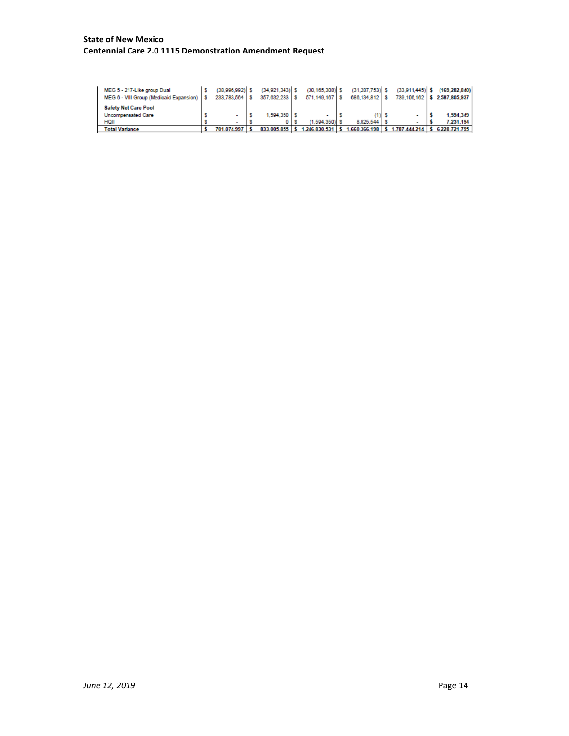| | | | | | | |
|---|---|---|---|---|---|---|
| MEG 5 - 217-Like group Dual | $ (38,996,992) | $ (34,921,343) | $ (30,165,308) | $ (31,287,753) | $ (33,911,445) | **$ (169,282,840)** |
| MEG 6 - VIII Group (Medicaid Expansion) | $ 233,783,564 | $ 357,632,233 | $ 571,149,167 | $ 686,134,812 | $ 739,106,162 | **$ 2,587,805,937** |
| **Safety Net Care Pool** | | | | | | |
| Uncompensated Care | $ - | $ 1,594,350 | $ - | $ (1) | $ - | **$ 1,594,349** |
| HQII | $ - | $ 0 | $ (1,594,350) | $ 8,825,544 | $ - | **$ 7,231,194** |
| **Total Variance** | **$ 701,074,997** | **$ 833,005,855** | **$ 1,246,830,531** | **$ 1,660,366,198** | **$ 1,787,444,214** | **$ 6,228,721,795** |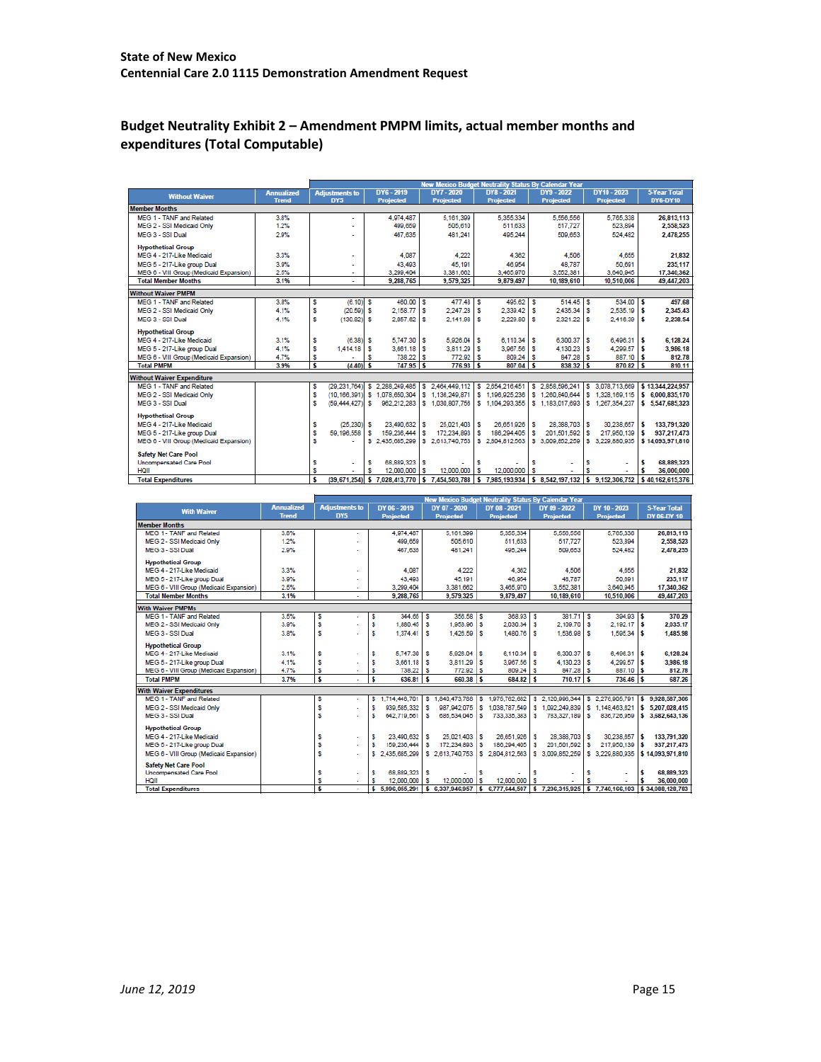State of New Mexico
Centennial Care 2.0 1115 Demonstration Amendment Request

## Budget Neutrality Exhibit 2 – Amendment PMPM limits, actual member months and expenditures (Total Computable)

| Without Waiver | Annualized Trend | Adjustments to DY5 | New Mexico Budget Neutrality Status By Calendar Year DY6 - 2019 Projected | DY7 - 2020 Projected | DY8 - 2021 Projected | DY9 - 2022 Projected | DY10 - 2023 Projected | 5-Year Total DY6-DY10 |
|---|---|---|---|---|---|---|---|---|
| **Member Months** | | | | | | | | |
| MEG 1 - TANF and Related | 3.8% | - | 4,974,487 | 5,161,399 | 5,355,334 | 5,556,556 | 5,765,338 | 26,813,113 |
| MEG 2 - SSI Medicaid Only | 1.2% | - | 499,659 | 505,610 | 511,633 | 517,727 | 523,894 | 2,558,523 |
| MEG 3 - SSI Dual | 2.9% | - | 467,635 | 481,241 | 495,244 | 509,653 | 524,482 | 2,478,255 |
| Hypothetical Group | | | | | | | | |
| MEG 4 - 217-Like Medicaid | 3.3% | - | 4,087 | 4,222 | 4,362 | 4,506 | 4,655 | 21,832 |
| MEG 5 - 217-Like group Dual | 3.9% | - | 43,493 | 45,191 | 46,954 | 48,787 | 50,691 | 235,117 |
| MEG 6 - VIII Group (Medicaid Expansion) | 2.5% | - | 3,299,404 | 3,381,662 | 3,465,970 | 3,552,381 | 3,640,945 | 17,340,362 |
| **Total Member Months** | 3.1% | - | 9,288,765 | 9,579,325 | 9,879,497 | 10,189,610 | 10,510,006 | 49,447,203 |
| **Without Waiver PMPM** | | | | | | | | |
| MEG 1 - TANF and Related | 3.8% | $ (6.10) | $ 460.00 | $ 477.48 | $ 495.62 | $ 514.45 | $ 534.00 | $ 497.68 |
| MEG 2 - SSI Medicaid Only | 4.1% | $ (20.59) | $ 2,158.77 | $ 2,247.28 | $ 2,339.42 | $ 2,435.34 | $ 2,535.19 | $ 2,345.43 |
| MEG 3 - SSI Dual | 4.1% | $ (130.82) | $ 2,057.62 | $ 2,141.99 | $ 2,229.80 | $ 2,321.22 | $ 2,416.39 | $ 2,238.54 |
| Hypothetical Group | | | | | | | | |
| MEG 4 - 217-Like Medicaid | 3.1% | $ (6.38) | $ 5,747.30 | $ 5,926.04 | $ 6,110.34 | $ 6,300.37 | $ 6,496.31 | $ 6,128.24 |
| MEG 5 - 217-Like group Dual | 4.1% | $ 1,414.18 | $ 3,661.18 | $ 3,811.29 | $ 3,967.56 | $ 4,130.23 | $ 4,299.57 | $ 3,986.18 |
| MEG 6 - VIII Group (Medicaid Expansion) | 4.7% | $ - | $ 738.22 | $ 772.92 | $ 809.24 | $ 847.28 | $ 887.10 | $ 812.78 |
| **Total PMPM** | 3.9% | $ (4.40) | $ 747.95 | $ 776.93 | $ 807.04 | $ 838.32 | $ 870.82 | $ 810.11 |
| **Without Waiver Expenditure** | | | | | | | | |
| MEG 1 - TANF and Related | | $ (29,231,764) | $ 2,288,249,485 | $ 2,464,449,112 | $ 2,654,216,451 | $ 2,858,596,241 | $ 3,078,713,669 | $ 13,344,224,957 |
| MEG 2 - SSI Medicaid Only | | $ (10,166,391) | $ 1,078,650,304 | $ 1,136,249,871 | $ 1,196,925,236 | $ 1,260,840,644 | $ 1,328,169,115 | $ 6,000,835,170 |
| MEG 3 - SSI Dual | | $ (59,444,427) | $ 962,212,283 | $ 1,030,807,756 | $ 1,104,293,355 | $ 1,183,017,693 | $ 1,267,354,237 | $ 5,547,685,323 |
| Hypothetical Group | | | | | | | | |
| MEG 4 - 217-Like Medicaid | | $ (25,230) | $ 23,490,632 | $ 25,021,403 | $ 26,651,926 | $ 28,388,703 | $ 30,238,657 | $ 133,791,320 |
| MEG 5 - 217-Like group Dual | | $ 59,196,558 | $ 159,236,444 | $ 172,234,893 | $ 186,294,405 | $ 201,501,592 | $ 217,950,139 | $ 937,217,473 |
| MEG 6 - VIII Group (Medicaid Expansion) | | $ - | $ 2,435,685,299 | $ 2,613,740,753 | $ 2,804,812,563 | $ 3,009,852,259 | $ 3,229,880,935 | $ 14,093,971,810 |
| Safety Net Care Pool | | | | | | | | |
| Uncompensated Care Pool | | $ - | $ 68,889,323 | $ - | $ - | $ - | $ - | $ 68,889,323 |
| HQII | | $ - | $ 12,000,000 | $ 12,000,000 | $ 12,000,000 | $ - | $ - | $ 36,000,000 |
| **Total Expenditures** | | $ (39,671,254) | $ 7,028,413,770 | $ 7,454,503,788 | $ 7,985,193,934 | $ 8,542,197,132 | $ 9,152,306,752 | $ 40,162,615,376 |

| With Waiver | Annualized Trend | Adjustments to DY5 | New Mexico Budget Neutrality Status By Calendar Year DY 06 - 2019 Projected | DY 07 - 2020 Projected | DY 08 - 2021 Projected | DY 09 - 2022 Projected | DY 10 - 2023 Projected | 5-Year Total DY 06-DY 10 |
|---|---|---|---|---|---|---|---|---|
| **Member Months** | | | | | | | | |
| MEG 1 - TANF and Related | 3.8% | - | 4,974,487 | 5,161,399 | 5,355,334 | 5,556,556 | 5,765,338 | 26,813,113 |
| MEG 2 - SSI Medicaid Only | 1.2% | - | 499,659 | 505,610 | 511,633 | 517,727 | 523,894 | 2,558,523 |
| MEG 3 - SSI Dual | 2.9% | - | 467,635 | 481,241 | 495,244 | 509,653 | 524,482 | 2,478,255 |
| Hypothetical Group | | | | | | | | |
| MEG 4 - 217-Like Medicaid | 3.3% | - | 4,087 | 4,222 | 4,362 | 4,506 | 4,655 | 21,832 |
| MEG 5 - 217-Like group Dual | 3.9% | - | 43,493 | 45,191 | 46,954 | 48,787 | 50,691 | 235,117 |
| MEG 6 - VIII Group (Medicaid Expansion) | 2.5% | - | 3,299,404 | 3,381,662 | 3,465,970 | 3,552,381 | 3,640,945 | 17,340,362 |
| **Total Member Months** | 3.1% | - | 9,288,765 | 9,579,325 | 9,879,497 | 10,189,610 | 10,510,006 | 49,447,203 |
| **With Waiver PMPMs** | | | | | | | | |
| MEG 1 - TANF and Related | 3.5% | $ - | $ 344.66 | $ 356.58 | $ 368.93 | $ 381.71 | $ 394.93 | $ 370.29 |
| MEG 2 - SSI Medicaid Only | 3.9% | $ - | $ 1,880.45 | $ 1,953.90 | $ 2,030.34 | $ 2,109.70 | $ 2,192.17 | $ 2,035.17 |
| MEG 3 - SSI Dual | 3.8% | $ - | $ 1,374.41 | $ 1,426.59 | $ 1,480.76 | $ 1,536.98 | $ 1,595.34 | $ 1,485.98 |
| Hypothetical Group | | | | | | | | |
| MEG 4 - 217-Like Medicaid | 3.1% | $ - | $ 5,747.30 | $ 5,926.04 | $ 6,110.34 | $ 6,300.37 | $ 6,496.31 | $ 6,128.24 |
| MEG 5 - 217-Like group Dual | 4.1% | $ - | $ 3,661.18 | $ 3,811.29 | $ 3,967.56 | $ 4,130.23 | $ 4,299.57 | $ 3,986.18 |
| MEG 6 - VIII Group (Medicaid Expansion) | 4.7% | $ - | $ 738.22 | $ 772.92 | $ 809.24 | $ 847.28 | $ 887.10 | $ 812.78 |
| **Total PMPM** | 3.7% | $ - | $ 636.81 | $ 660.38 | $ 684.82 | $ 710.17 | $ 736.46 | $ 687.26 |
| **With Waiver Expenditures** | | | | | | | | |
| MEG 1 - TANF and Related | | $ - | $ 1,714,448,701 | $ 1,840,473,788 | $ 1,975,762,682 | $ 2,120,996,344 | $ 2,276,905,791 | $ 9,928,587,306 |
| MEG 2 - SSI Medicaid Only | | $ - | $ 939,585,332 | $ 987,942,075 | $ 1,038,787,549 | $ 1,092,249,839 | $ 1,148,463,621 | $ 5,207,028,415 |
| MEG 3 - SSI Dual | | $ - | $ 642,719,561 | $ 686,534,045 | $ 733,335,383 | $ 783,327,189 | $ 836,726,959 | $ 3,682,643,136 |
| Hypothetical Group | | | | | | | | |
| MEG 4 - 217-Like Medicaid | | $ - | $ 23,490,632 | $ 25,021,403 | $ 26,651,926 | $ 28,388,703 | $ 30,238,657 | $ 133,791,320 |
| MEG 5 - 217-Like group Dual | | $ - | $ 159,236,444 | $ 172,234,893 | $ 186,294,405 | $ 201,501,592 | $ 217,950,139 | $ 937,217,473 |
| MEG 6 - VIII Group (Medicaid Expansion) | | $ - | $ 2,435,685,299 | $ 2,613,740,753 | $ 2,804,812,563 | $ 3,009,852,259 | $ 3,229,880,935 | $ 14,093,971,810 |
| Safety Net Care Pool | | | | | | | | |
| Uncompensated Care Pool | | $ - | $ 68,889,323 | $ - | $ - | $ - | $ - | $ 68,889,323 |
| HQII | | $ - | $ 12,000,000 | $ 12,000,000 | $ 12,000,000 | $ - | $ - | $ 36,000,000 |
| **Total Expenditures** | | $ - | $ 5,996,055,291 | $ 6,337,946,957 | $ 6,777,644,507 | $ 7,236,315,925 | $ 7,740,166,103 | $ 34,088,128,783 |

*June 12, 2019*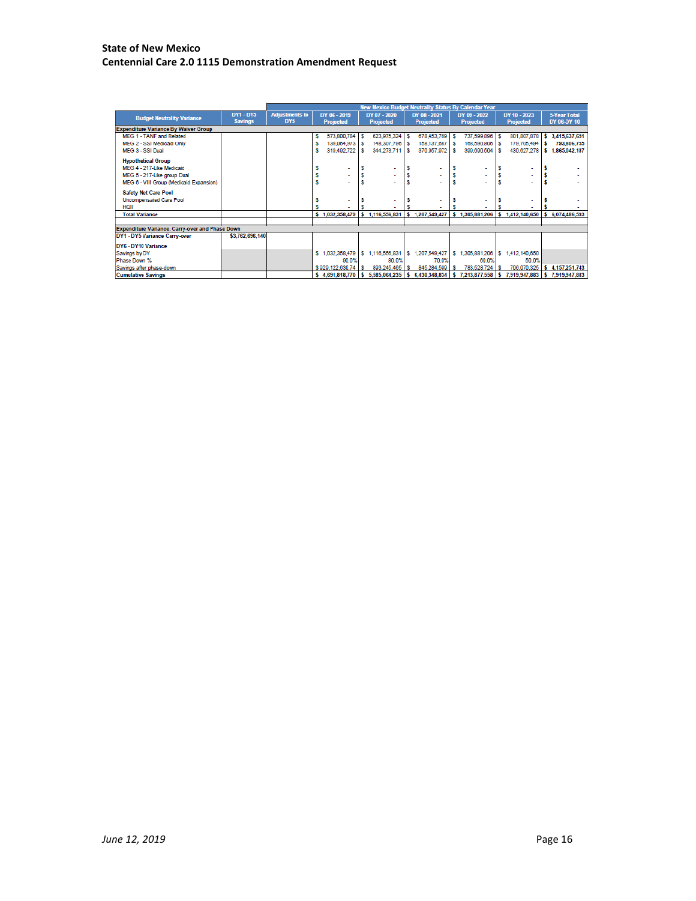| Budget Neutrality Variance | DY1 - DY5 Savings | Adjustments to DY5 | New Mexico Budget Neutrality Status By Calendar Year | | | | | |
|---|---|---|---|---|---|---|---|---|
| | | | DY 06 - 2019 Projected | DY 07 - 2020 Projected | DY 08 - 2021 Projected | DY 09 - 2022 Projected | DY 10 - 2023 Projected | 5-Year Total DY 06-DY 10 |
| **Expenditure Variance By Waiver Group** | | | | | | | | |
| MEG 1 - TANF and Related | | | $ 573,800,784 | $ 623,975,324 | $ 678,453,769 | $ 737,599,896 | $ 801,807,878 | $ 3,415,637,651 |
| MEG 2 - SSI Medicaid Only | | | $ 139,064,973 | $ 148,307,796 | $ 158,137,687 | $ 168,590,806 | $ 179,705,494 | $ 793,806,755 |
| MEG 3 - SSI Dual | | | $ 319,492,722 | $ 344,273,711 | $ 370,957,972 | $ 399,690,504 | $ 430,627,278 | $ 1,865,042,187 |
| **Hypothetical Group** | | | | | | | | |
| MEG 4 - 217-Like Medicaid | | | $ - | $ - | $ - | $ - | $ - | $ - |
| MEG 5 - 217-Like group Dual | | | $ - | $ - | $ - | $ - | $ - | $ - |
| MEG 6 - VIII Group (Medicaid Expansion) | | | $ - | $ - | $ - | $ - | $ - | $ - |
| **Safety Net Care Pool** | | | | | | | | |
| Uncompensated Care Pool | | | $ - | $ - | $ - | $ - | $ - | $ - |
| HQII | | | $ - | $ - | $ - | $ - | $ - | $ - |
| Total Variance | | | $ 1,032,358,479 | $ 1,116,556,831 | $ 1,207,549,427 | $ 1,305,881,206 | $ 1,412,140,650 | $ 6,074,486,593 |
| | | | | | | | | |
| **Expenditure Variance, Carry-over and Phase Down** | | | | | | | | |
| **DY1 - DY5 Variance Carry-over** | $3,762,696,140 | | | | | | | |
| **DY6 - DY10 Variance** | | | | | | | | |
| Savings by DY | | | $ 1,032,358,479 | $ 1,116,556,831 | $ 1,207,549,427 | $ 1,305,881,206 | $ 1,412,140,650 | |
| Phase Down % | | | 90.0% | 80.0% | 70.0% | 60.0% | 50.0% | |
| Savings after phase-down | | | $ 929,122,630.74 | $ 893,245,465 | $ 845,284,599 | $ 783,528,724 | $ 706,070,325 | $ 4,157,251,743 |
| **Cumulative Savings** | | | $ 4,691,818,770 | $ 5,585,064,235 | $ 6,430,348,834 | $ 7,213,877,558 | $ 7,919,947,883 | $ 7,919,947,883 |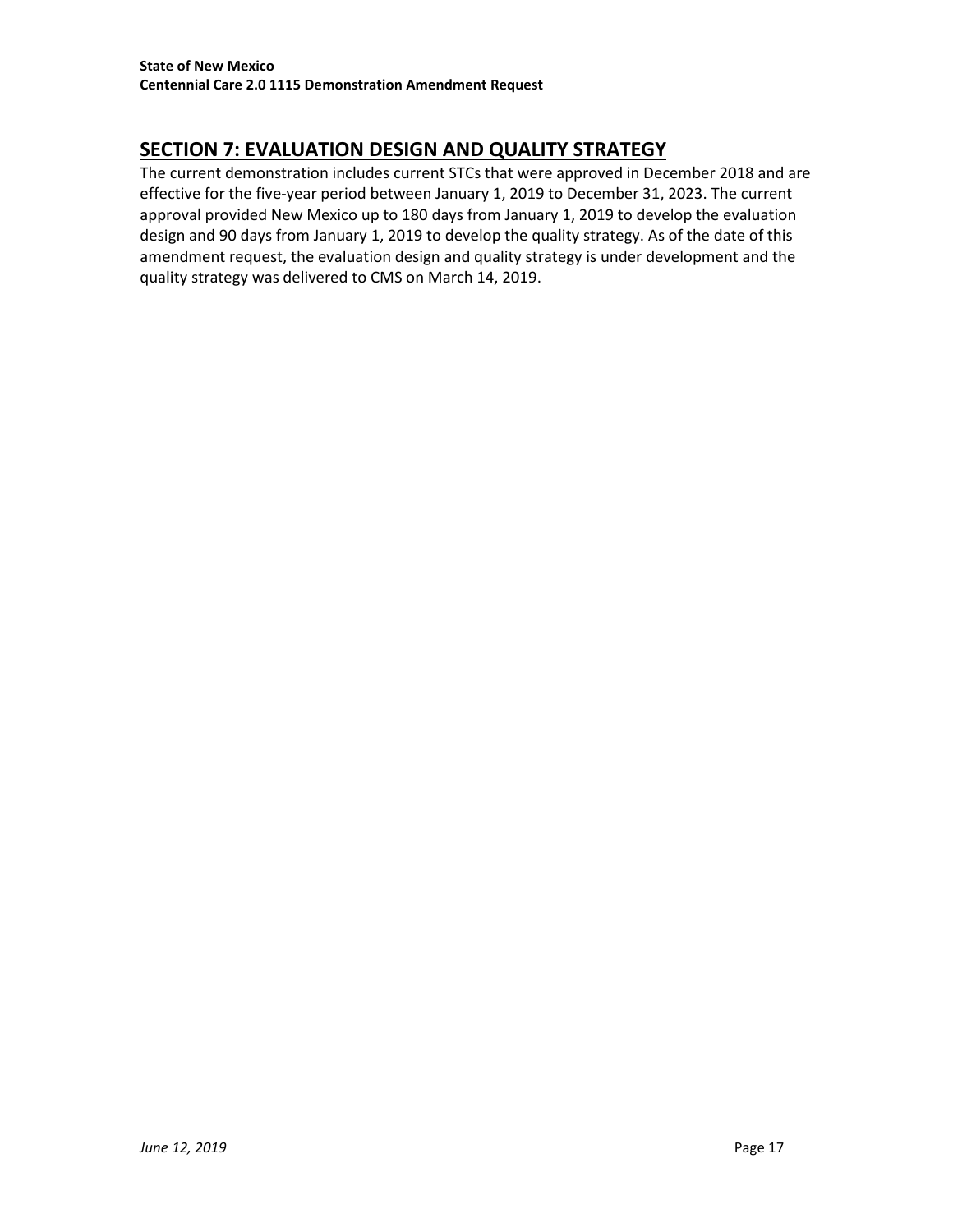## SECTION 7: EVALUATION DESIGN AND QUALITY STRATEGY

The current demonstration includes current STCs that were approved in December 2018 and are effective for the five-year period between January 1, 2019 to December 31, 2023. The current approval provided New Mexico up to 180 days from January 1, 2019 to develop the evaluation design and 90 days from January 1, 2019 to develop the quality strategy. As of the date of this amendment request, the evaluation design and quality strategy is under development and the quality strategy was delivered to CMS on March 14, 2019.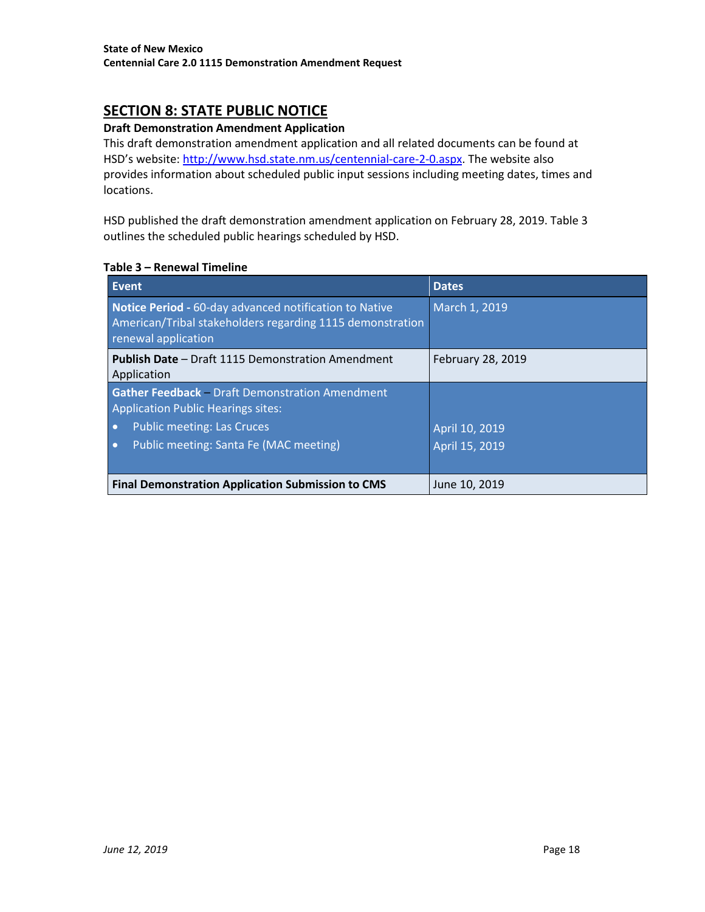## SECTION 8: STATE PUBLIC NOTICE

**Draft Demonstration Amendment Application**

This draft demonstration amendment application and all related documents can be found at HSD's website: [http://www.hsd.state.nm.us/centennial-care-2-0.aspx](http://www.hsd.state.nm.us/centennial-care-2-0.aspx). The website also provides information about scheduled public input sessions including meeting dates, times and locations.

HSD published the draft demonstration amendment application on February 28, 2019. Table 3 outlines the scheduled public hearings scheduled by HSD.

**Table 3 – Renewal Timeline**

| Event | Dates |
|---|---|
| **Notice Period -** 60-day advanced notification to Native American/Tribal stakeholders regarding 1115 demonstration renewal application | March 1, 2019 |
| **Publish Date** – Draft 1115 Demonstration Amendment Application | February 28, 2019 |
| **Gather Feedback** – Draft Demonstration Amendment Application Public Hearings sites:<br>• Public meeting: Las Cruces<br>• Public meeting: Santa Fe (MAC meeting) | <br><br>April 10, 2019<br>April 15, 2019 |
| **Final Demonstration Application Submission to CMS** | June 10, 2019 |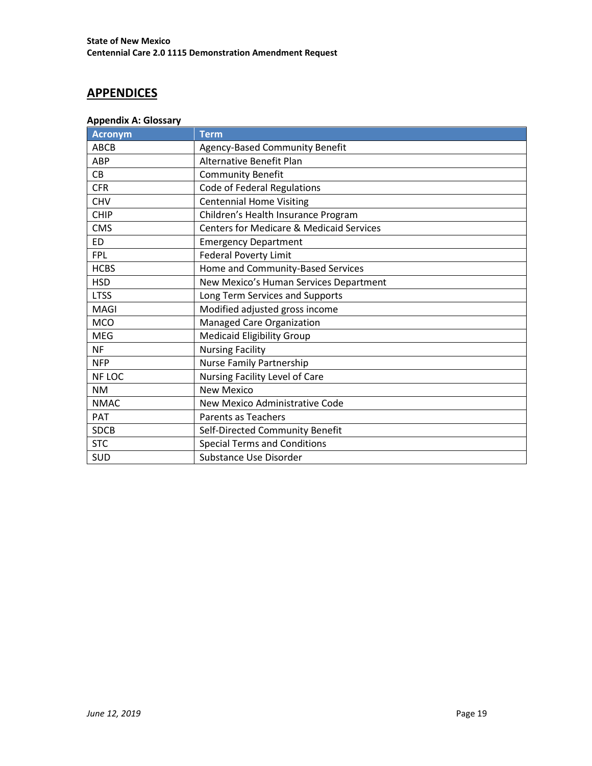## APPENDICES

### Appendix A: Glossary

| Acronym | Term |
|---|---|
| ABCB | Agency-Based Community Benefit |
| ABP | Alternative Benefit Plan |
| CB | Community Benefit |
| CFR | Code of Federal Regulations |
| CHV | Centennial Home Visiting |
| CHIP | Children's Health Insurance Program |
| CMS | Centers for Medicare & Medicaid Services |
| ED | Emergency Department |
| FPL | Federal Poverty Limit |
| HCBS | Home and Community-Based Services |
| HSD | New Mexico's Human Services Department |
| LTSS | Long Term Services and Supports |
| MAGI | Modified adjusted gross income |
| MCO | Managed Care Organization |
| MEG | Medicaid Eligibility Group |
| NF | Nursing Facility |
| NFP | Nurse Family Partnership |
| NF LOC | Nursing Facility Level of Care |
| NM | New Mexico |
| NMAC | New Mexico Administrative Code |
| PAT | Parents as Teachers |
| SDCB | Self-Directed Community Benefit |
| STC | Special Terms and Conditions |
| SUD | Substance Use Disorder |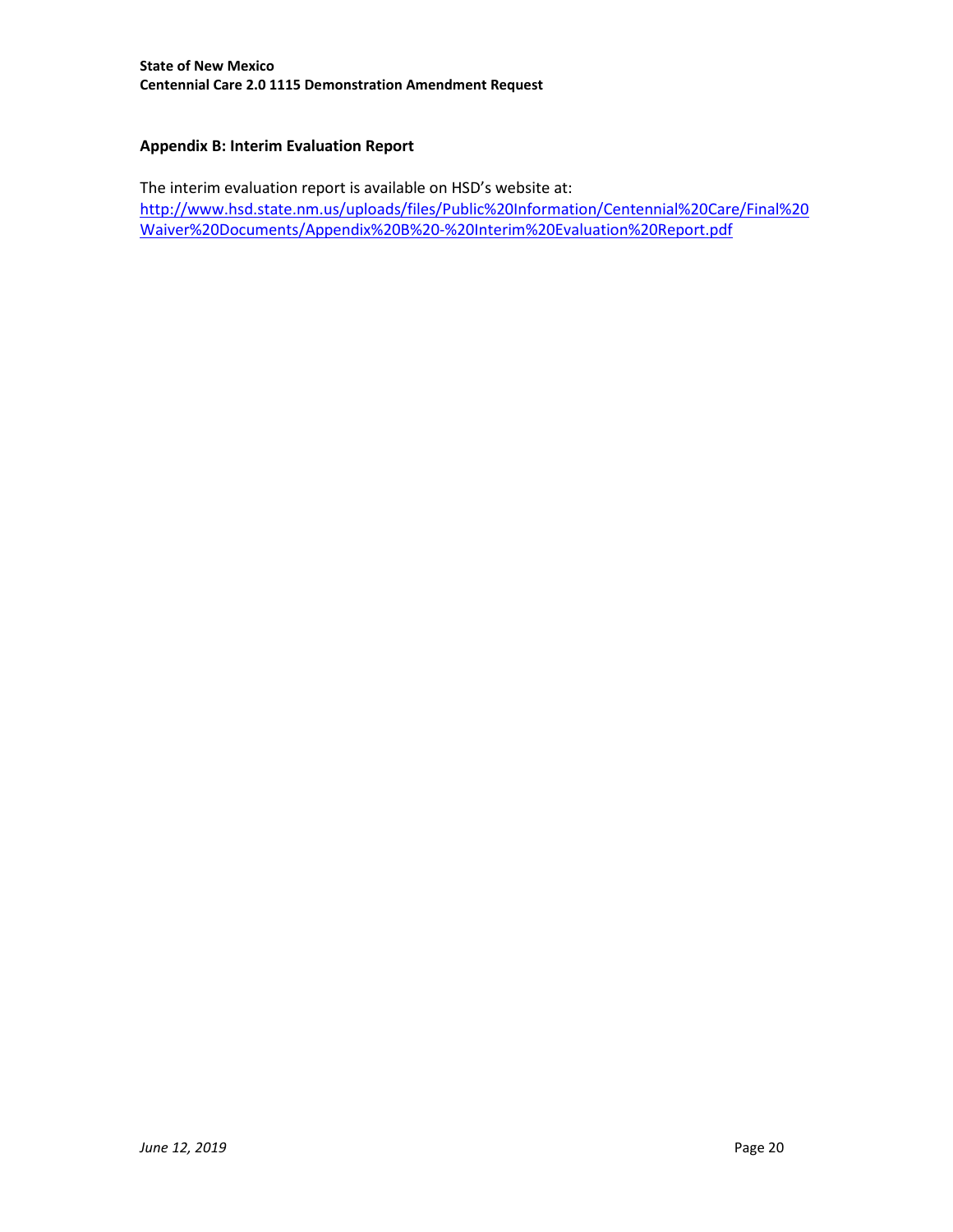## Appendix B: Interim Evaluation Report

The interim evaluation report is available on HSD's website at: http://www.hsd.state.nm.us/uploads/files/Public%20Information/Centennial%20Care/Final%20Waiver%20Documents/Appendix%20B%20-%20Interim%20Evaluation%20Report.pdf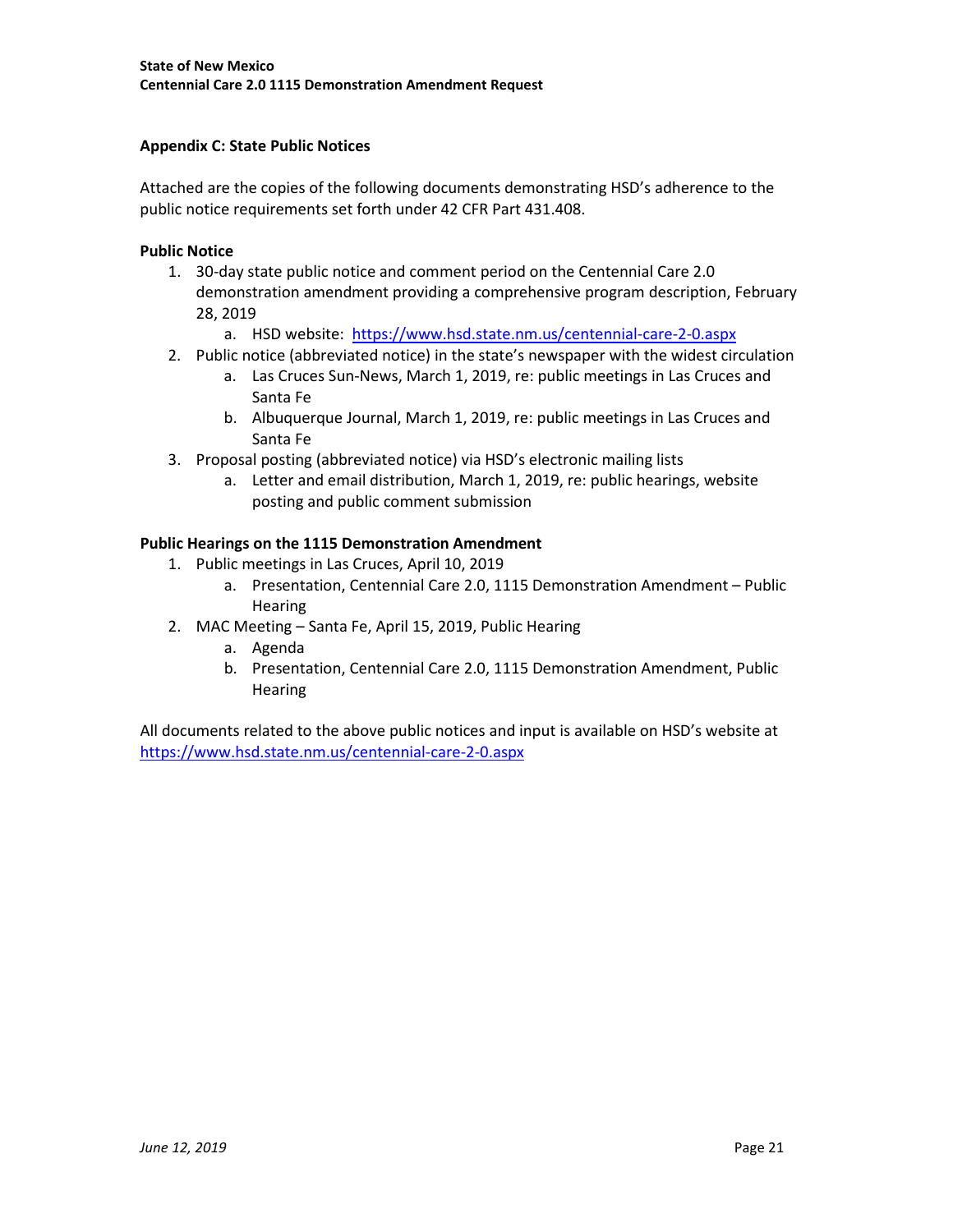## Appendix C: State Public Notices

Attached are the copies of the following documents demonstrating HSD's adherence to the public notice requirements set forth under 42 CFR Part 431.408.

### Public Notice

1. 30-day state public notice and comment period on the Centennial Care 2.0 demonstration amendment providing a comprehensive program description, February 28, 2019
   a. HSD website: https://www.hsd.state.nm.us/centennial-care-2-0.aspx
2. Public notice (abbreviated notice) in the state's newspaper with the widest circulation
   a. Las Cruces Sun-News, March 1, 2019, re: public meetings in Las Cruces and Santa Fe
   b. Albuquerque Journal, March 1, 2019, re: public meetings in Las Cruces and Santa Fe
3. Proposal posting (abbreviated notice) via HSD's electronic mailing lists
   a. Letter and email distribution, March 1, 2019, re: public hearings, website posting and public comment submission

### Public Hearings on the 1115 Demonstration Amendment

1. Public meetings in Las Cruces, April 10, 2019
   a. Presentation, Centennial Care 2.0, 1115 Demonstration Amendment – Public Hearing
2. MAC Meeting – Santa Fe, April 15, 2019, Public Hearing
   a. Agenda
   b. Presentation, Centennial Care 2.0, 1115 Demonstration Amendment, Public Hearing

All documents related to the above public notices and input is available on HSD's website at https://www.hsd.state.nm.us/centennial-care-2-0.aspx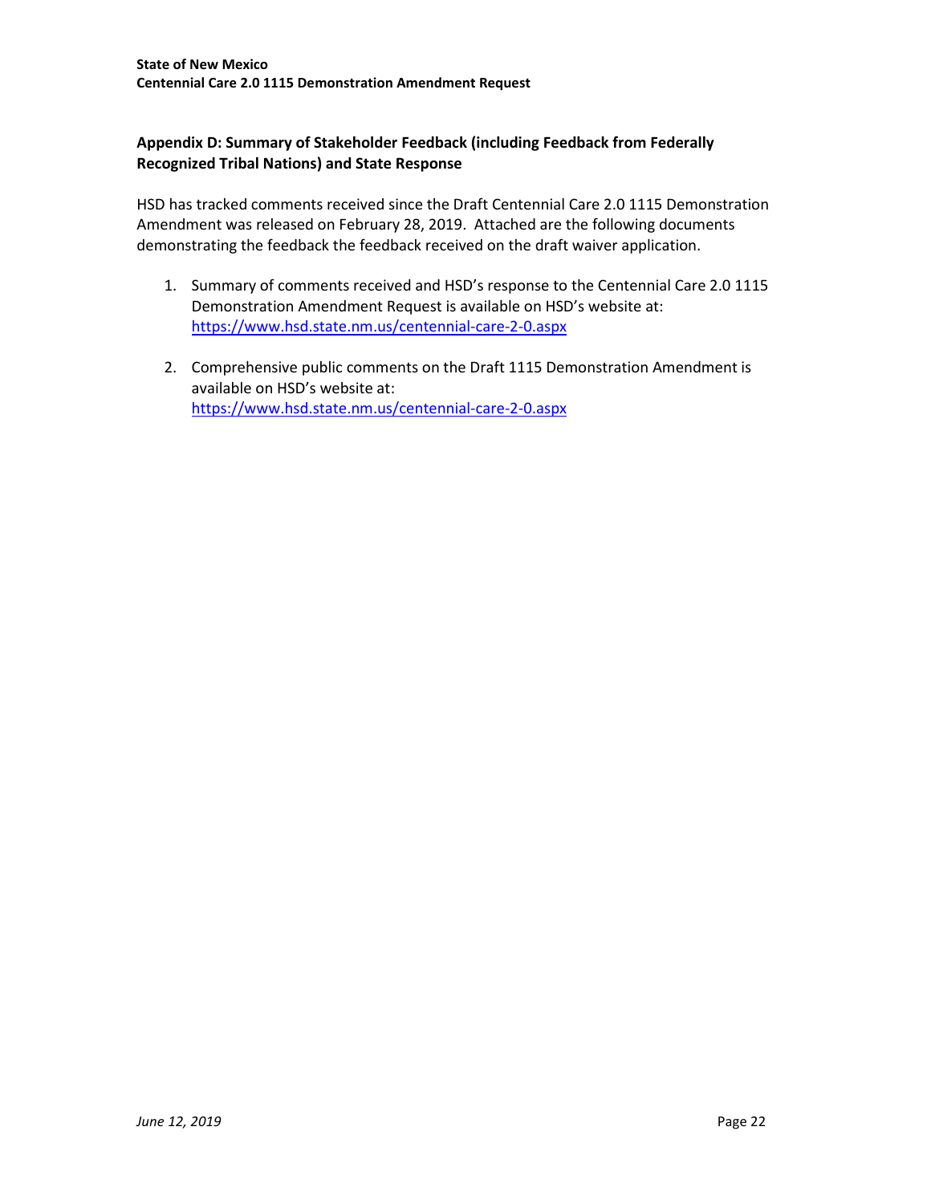### Appendix D: Summary of Stakeholder Feedback (including Feedback from Federally Recognized Tribal Nations) and State Response

HSD has tracked comments received since the Draft Centennial Care 2.0 1115 Demonstration Amendment was released on February 28, 2019. Attached are the following documents demonstrating the feedback the feedback received on the draft waiver application.

1. Summary of comments received and HSD's response to the Centennial Care 2.0 1115 Demonstration Amendment Request is available on HSD's website at: https://www.hsd.state.nm.us/centennial-care-2-0.aspx

2. Comprehensive public comments on the Draft 1115 Demonstration Amendment is available on HSD's website at: https://www.hsd.state.nm.us/centennial-care-2-0.aspx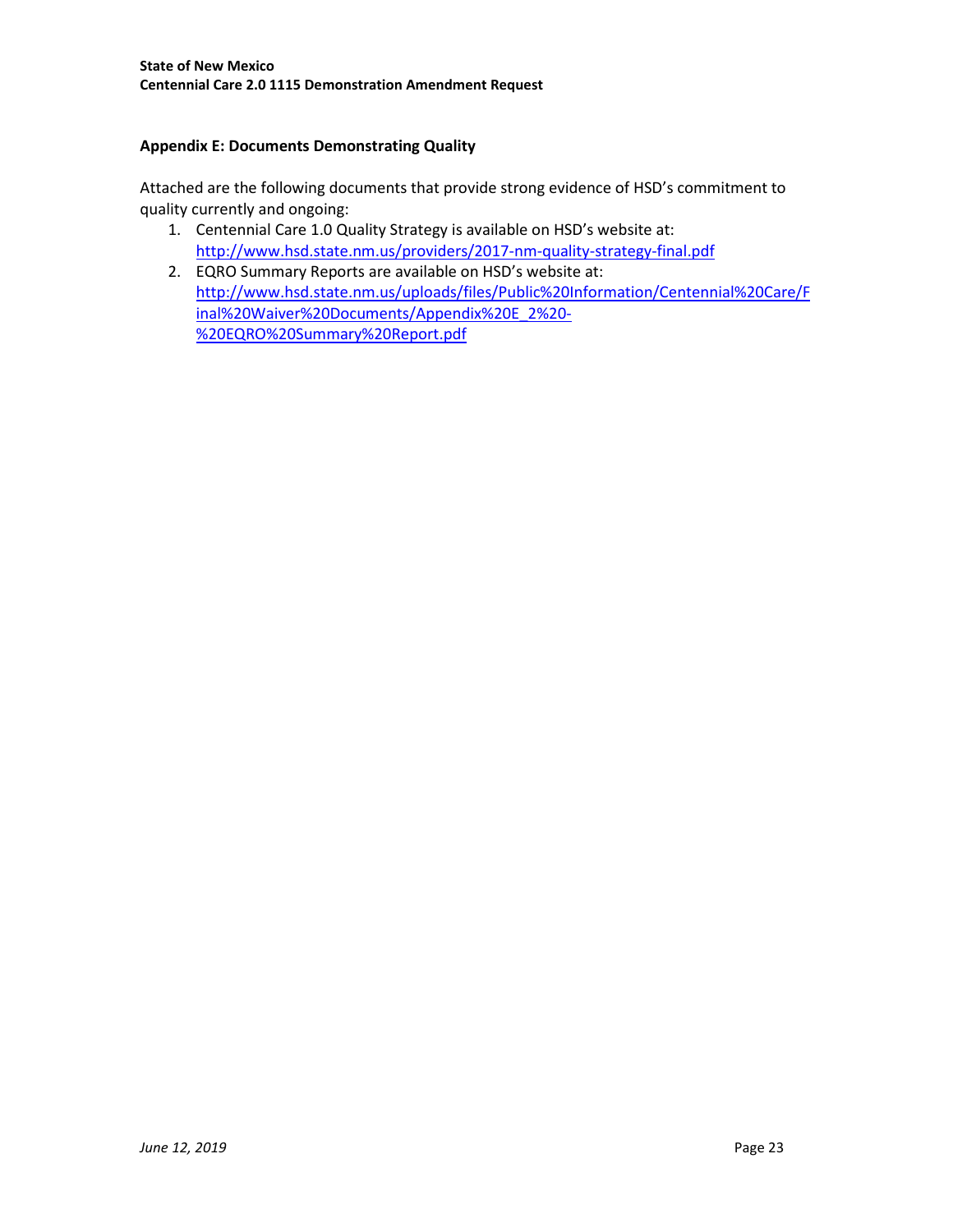### Appendix E: Documents Demonstrating Quality

Attached are the following documents that provide strong evidence of HSD's commitment to quality currently and ongoing:

1. Centennial Care 1.0 Quality Strategy is available on HSD's website at: http://www.hsd.state.nm.us/providers/2017-nm-quality-strategy-final.pdf
2. EQRO Summary Reports are available on HSD's website at: http://www.hsd.state.nm.us/uploads/files/Public%20Information/Centennial%20Care/Final%20Waiver%20Documents/Appendix%20E_2%20-%20EQRO%20Summary%20Report.pdf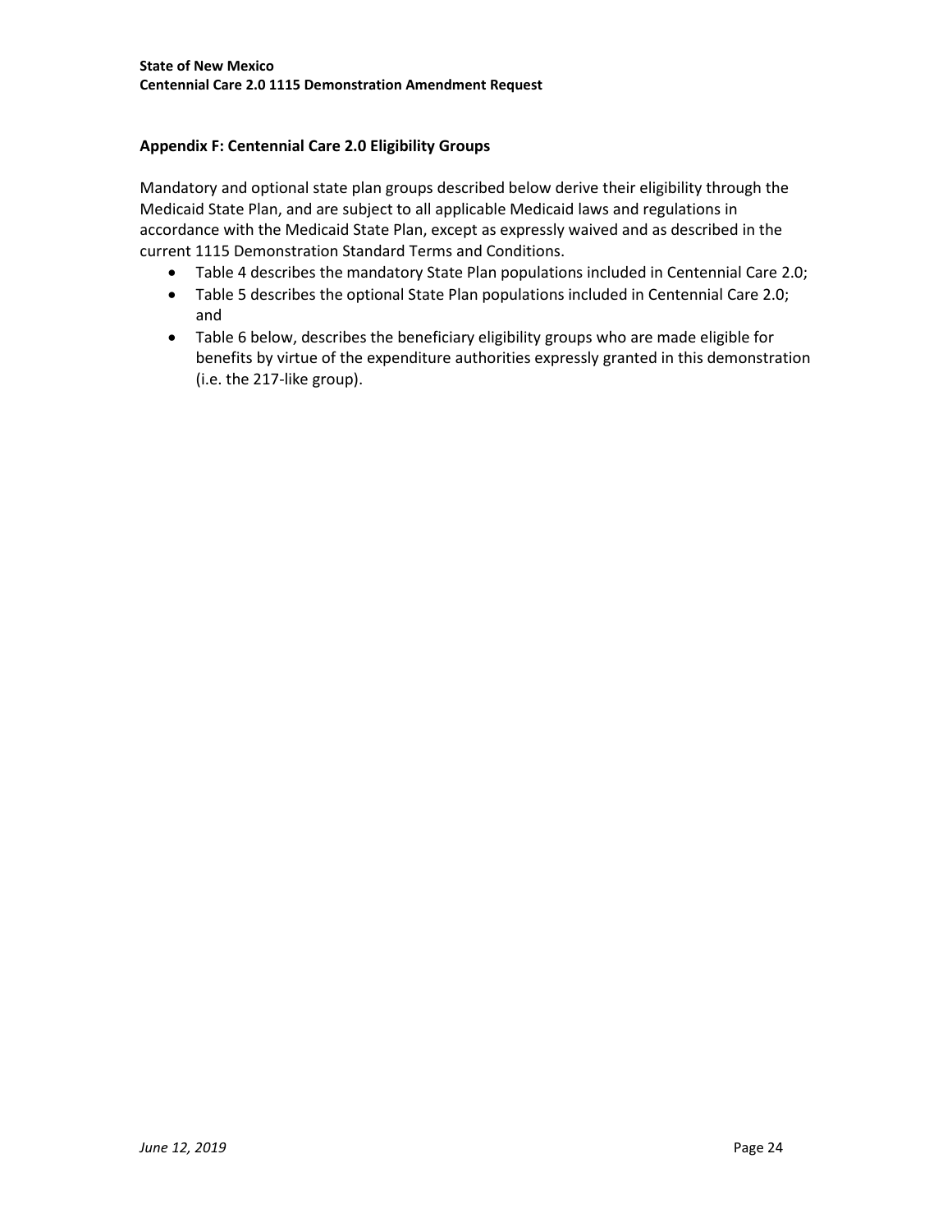### Appendix F: Centennial Care 2.0 Eligibility Groups

Mandatory and optional state plan groups described below derive their eligibility through the Medicaid State Plan, and are subject to all applicable Medicaid laws and regulations in accordance with the Medicaid State Plan, except as expressly waived and as described in the current 1115 Demonstration Standard Terms and Conditions.

- Table 4 describes the mandatory State Plan populations included in Centennial Care 2.0;
- Table 5 describes the optional State Plan populations included in Centennial Care 2.0; and
- Table 6 below, describes the beneficiary eligibility groups who are made eligible for benefits by virtue of the expenditure authorities expressly granted in this demonstration (i.e. the 217-like group).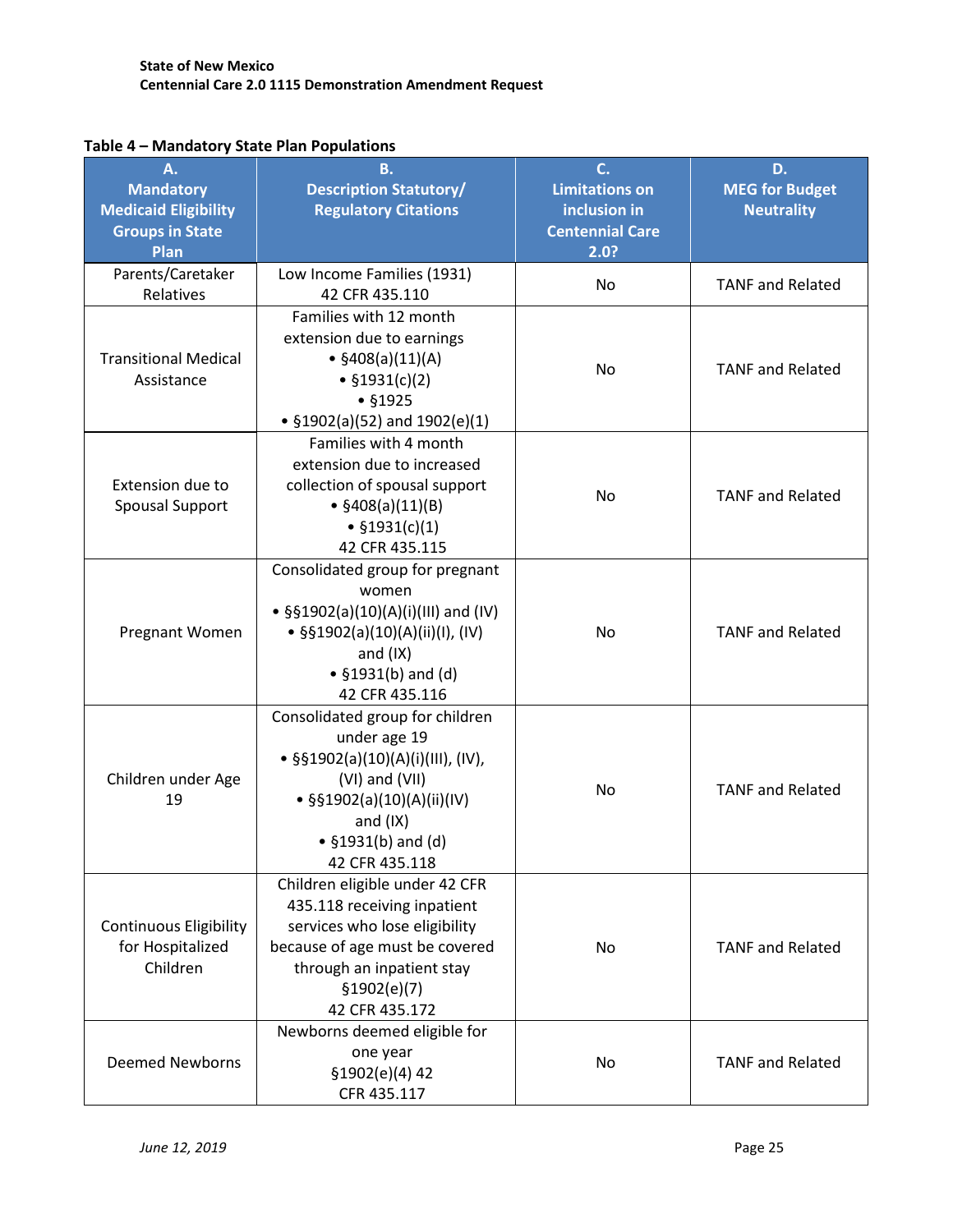**Table 4 – Mandatory State Plan Populations**

| A. Mandatory Medicaid Eligibility Groups in State Plan | B. Description Statutory/ Regulatory Citations | C. Limitations on inclusion in Centennial Care 2.0? | D. MEG for Budget Neutrality |
|---|---|---|---|
| Parents/Caretaker Relatives | Low Income Families (1931) 42 CFR 435.110 | No | TANF and Related |
| Transitional Medical Assistance | Families with 12 month extension due to earnings • §408(a)(11)(A) • §1931(c)(2) • §1925 • §1902(a)(52) and 1902(e)(1) | No | TANF and Related |
| Extension due to Spousal Support | Families with 4 month extension due to increased collection of spousal support • §408(a)(11)(B) • §1931(c)(1) 42 CFR 435.115 | No | TANF and Related |
| Pregnant Women | Consolidated group for pregnant women • §§1902(a)(10)(A)(i)(III) and (IV) • §§1902(a)(10)(A)(ii)(I), (IV) and (IX) • §1931(b) and (d) 42 CFR 435.116 | No | TANF and Related |
| Children under Age 19 | Consolidated group for children under age 19 • §§1902(a)(10)(A)(i)(III), (IV), (VI) and (VII) • §§1902(a)(10)(A)(ii)(IV) and (IX) • §1931(b) and (d) 42 CFR 435.118 | No | TANF and Related |
| Continuous Eligibility for Hospitalized Children | Children eligible under 42 CFR 435.118 receiving inpatient services who lose eligibility because of age must be covered through an inpatient stay §1902(e)(7) 42 CFR 435.172 | No | TANF and Related |
| Deemed Newborns | Newborns deemed eligible for one year §1902(e)(4) 42 CFR 435.117 | No | TANF and Related |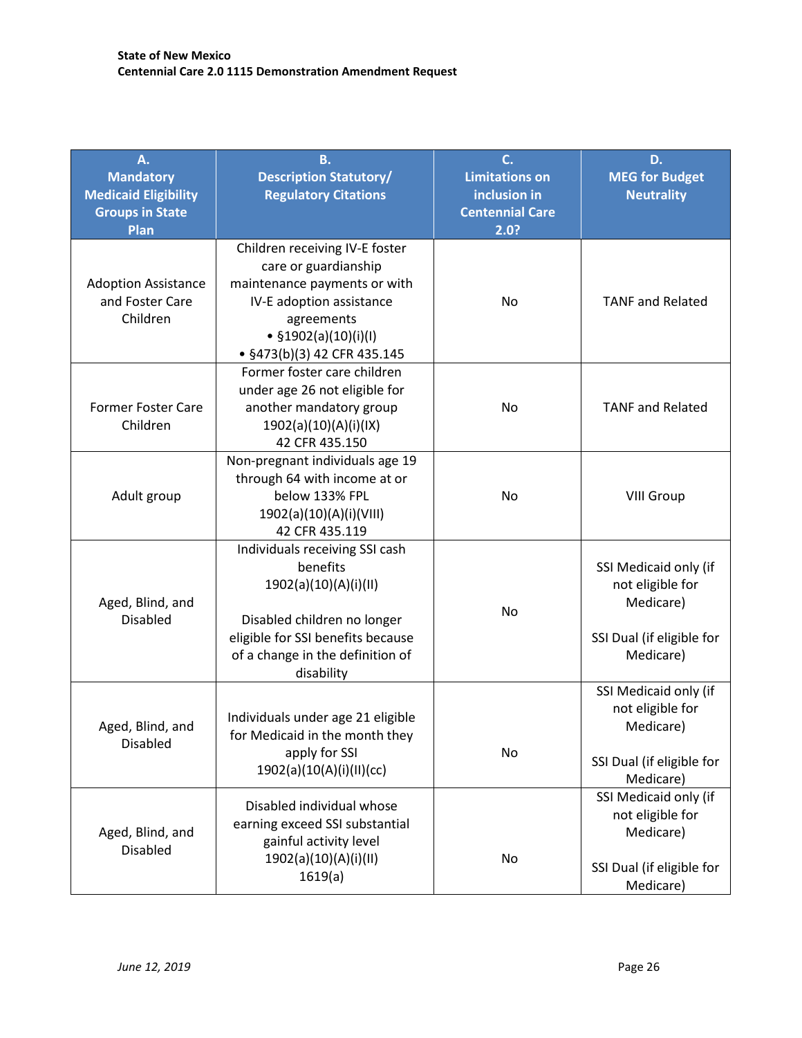| A. Mandatory Medicaid Eligibility Groups in State Plan | B. Description Statutory/ Regulatory Citations | C. Limitations on inclusion in Centennial Care 2.0? | D. MEG for Budget Neutrality |
|---|---|---|---|
| Adoption Assistance and Foster Care Children | Children receiving IV-E foster care or guardianship maintenance payments or with IV-E adoption assistance agreements<br>• §1902(a)(10)(i)(I)<br>• §473(b)(3) 42 CFR 435.145 | No | TANF and Related |
| Former Foster Care Children | Former foster care children under age 26 not eligible for another mandatory group<br>1902(a)(10)(A)(i)(IX)<br>42 CFR 435.150 | No | TANF and Related |
| Adult group | Non-pregnant individuals age 19 through 64 with income at or below 133% FPL<br>1902(a)(10)(A)(i)(VIII)<br>42 CFR 435.119 | No | VIII Group |
| Aged, Blind, and Disabled | Individuals receiving SSI cash benefits<br>1902(a)(10)(A)(i)(II)<br><br>Disabled children no longer eligible for SSI benefits because of a change in the definition of disability | No | SSI Medicaid only (if not eligible for Medicare)<br><br>SSI Dual (if eligible for Medicare) |
| Aged, Blind, and Disabled | Individuals under age 21 eligible for Medicaid in the month they apply for SSI<br>1902(a)(10(A)(i)(II)(cc) | No | SSI Medicaid only (if not eligible for Medicare)<br><br>SSI Dual (if eligible for Medicare) |
| Aged, Blind, and Disabled | Disabled individual whose earning exceed SSI substantial gainful activity level<br>1902(a)(10)(A)(i)(II)<br>1619(a) | No | SSI Medicaid only (if not eligible for Medicare)<br><br>SSI Dual (if eligible for Medicare) |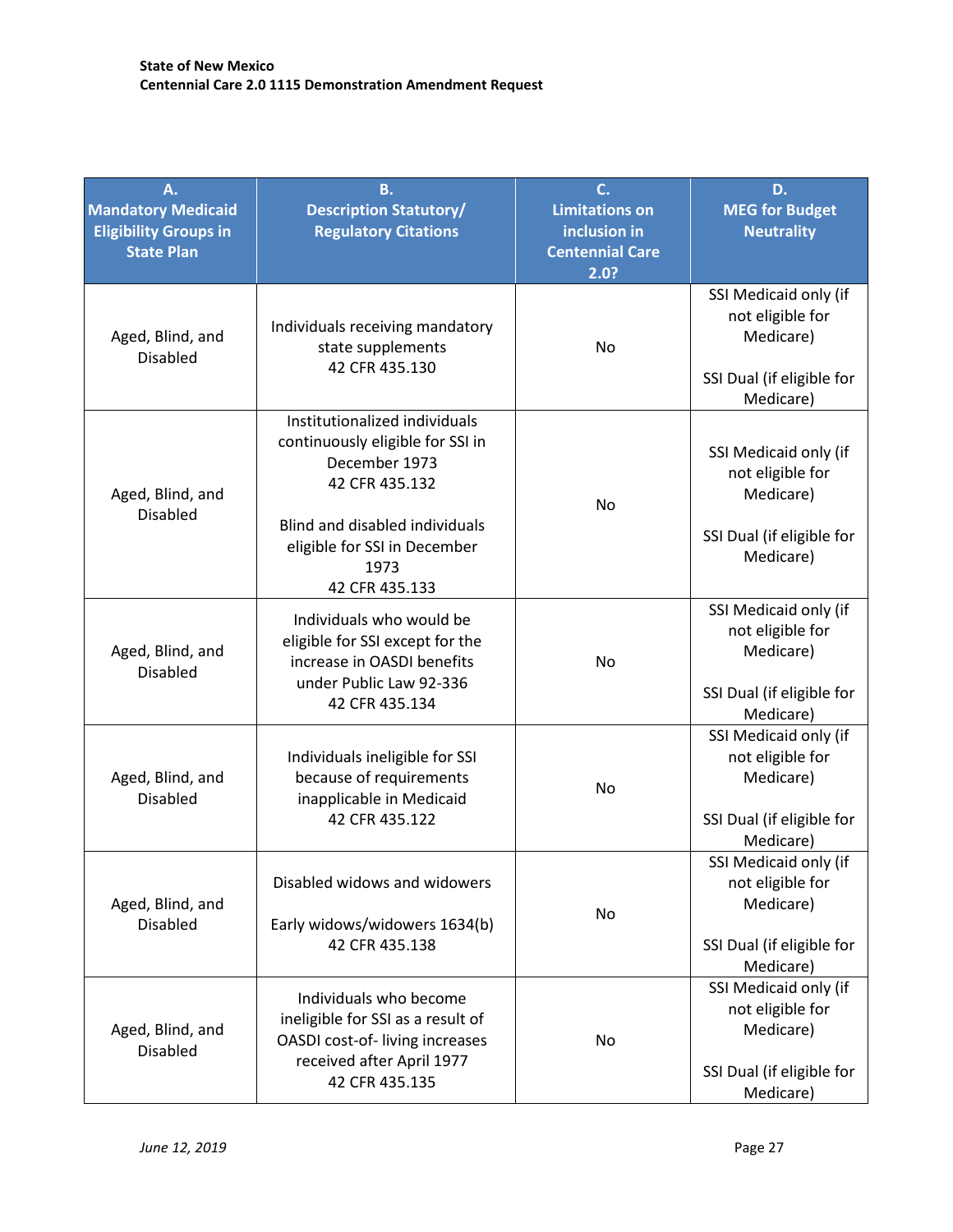| A.<br>Mandatory Medicaid Eligibility Groups in State Plan | B.<br>Description Statutory/ Regulatory Citations | C.<br>Limitations on inclusion in Centennial Care 2.0? | D.<br>MEG for Budget Neutrality |
|---|---|---|---|
| Aged, Blind, and Disabled | Individuals receiving mandatory state supplements<br>42 CFR 435.130 | No | SSI Medicaid only (if not eligible for Medicare)<br><br>SSI Dual (if eligible for Medicare) |
| Aged, Blind, and Disabled | Institutionalized individuals continuously eligible for SSI in December 1973<br>42 CFR 435.132<br><br>Blind and disabled individuals eligible for SSI in December 1973<br>42 CFR 435.133 | No | SSI Medicaid only (if not eligible for Medicare)<br><br>SSI Dual (if eligible for Medicare) |
| Aged, Blind, and Disabled | Individuals who would be eligible for SSI except for the increase in OASDI benefits under Public Law 92-336<br>42 CFR 435.134 | No | SSI Medicaid only (if not eligible for Medicare)<br><br>SSI Dual (if eligible for Medicare) |
| Aged, Blind, and Disabled | Individuals ineligible for SSI because of requirements inapplicable in Medicaid<br>42 CFR 435.122 | No | SSI Medicaid only (if not eligible for Medicare)<br><br>SSI Dual (if eligible for Medicare) |
| Aged, Blind, and Disabled | Disabled widows and widowers<br><br>Early widows/widowers 1634(b)<br>42 CFR 435.138 | No | SSI Medicaid only (if not eligible for Medicare)<br><br>SSI Dual (if eligible for Medicare) |
| Aged, Blind, and Disabled | Individuals who become ineligible for SSI as a result of OASDI cost-of- living increases received after April 1977<br>42 CFR 435.135 | No | SSI Medicaid only (if not eligible for Medicare)<br><br>SSI Dual (if eligible for Medicare) |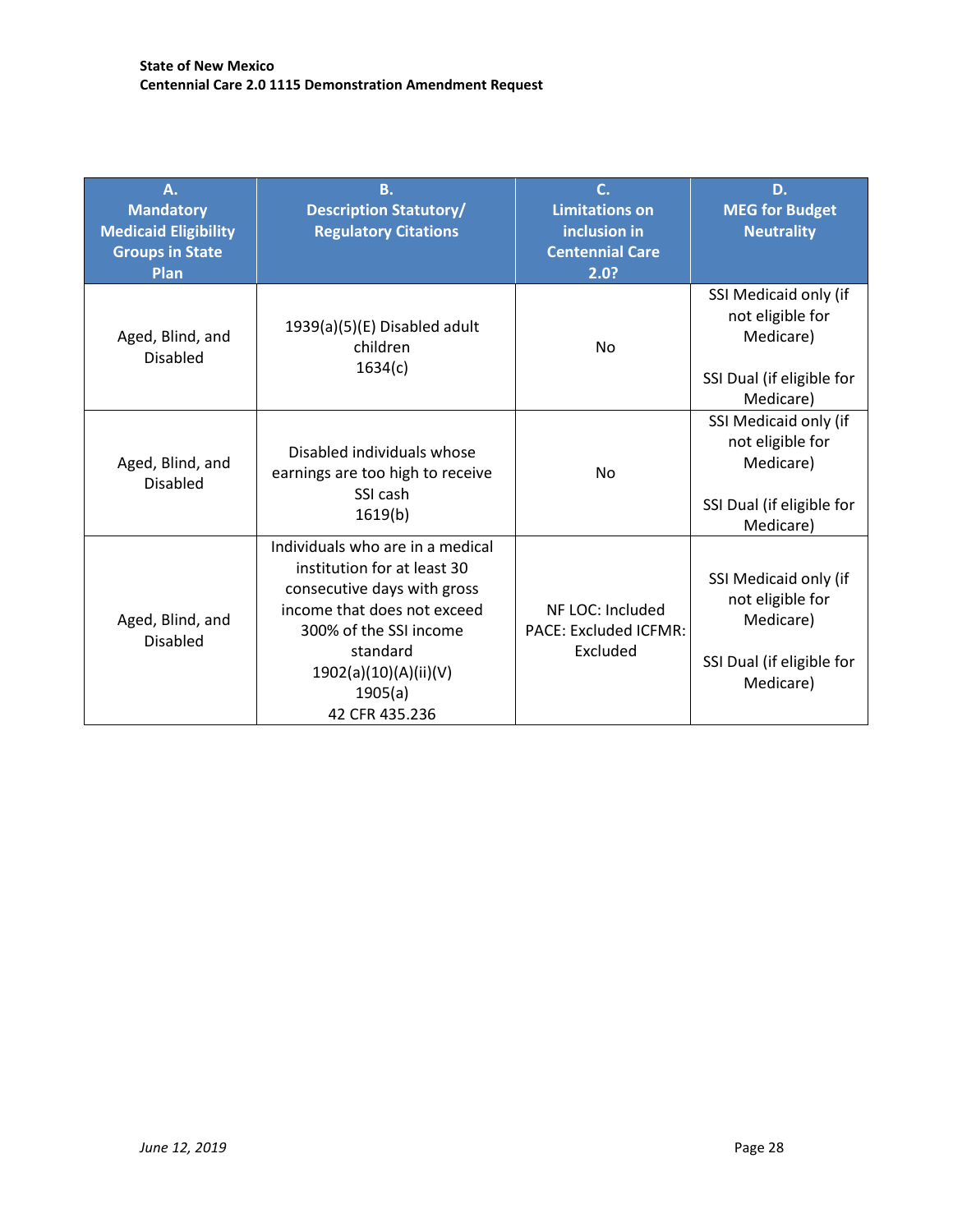| A. Mandatory Medicaid Eligibility Groups in State Plan | B. Description Statutory/ Regulatory Citations | C. Limitations on inclusion in Centennial Care 2.0? | D. MEG for Budget Neutrality |
|---|---|---|---|
| Aged, Blind, and Disabled | 1939(a)(5)(E) Disabled adult children 1634(c) | No | SSI Medicaid only (if not eligible for Medicare)<br><br>SSI Dual (if eligible for Medicare) |
| Aged, Blind, and Disabled | Disabled individuals whose earnings are too high to receive SSI cash 1619(b) | No | SSI Medicaid only (if not eligible for Medicare)<br><br>SSI Dual (if eligible for Medicare) |
| Aged, Blind, and Disabled | Individuals who are in a medical institution for at least 30 consecutive days with gross income that does not exceed 300% of the SSI income standard 1902(a)(10)(A)(ii)(V) 1905(a) 42 CFR 435.236 | NF LOC: Included PACE: Excluded ICFMR: Excluded | SSI Medicaid only (if not eligible for Medicare)<br><br>SSI Dual (if eligible for Medicare) |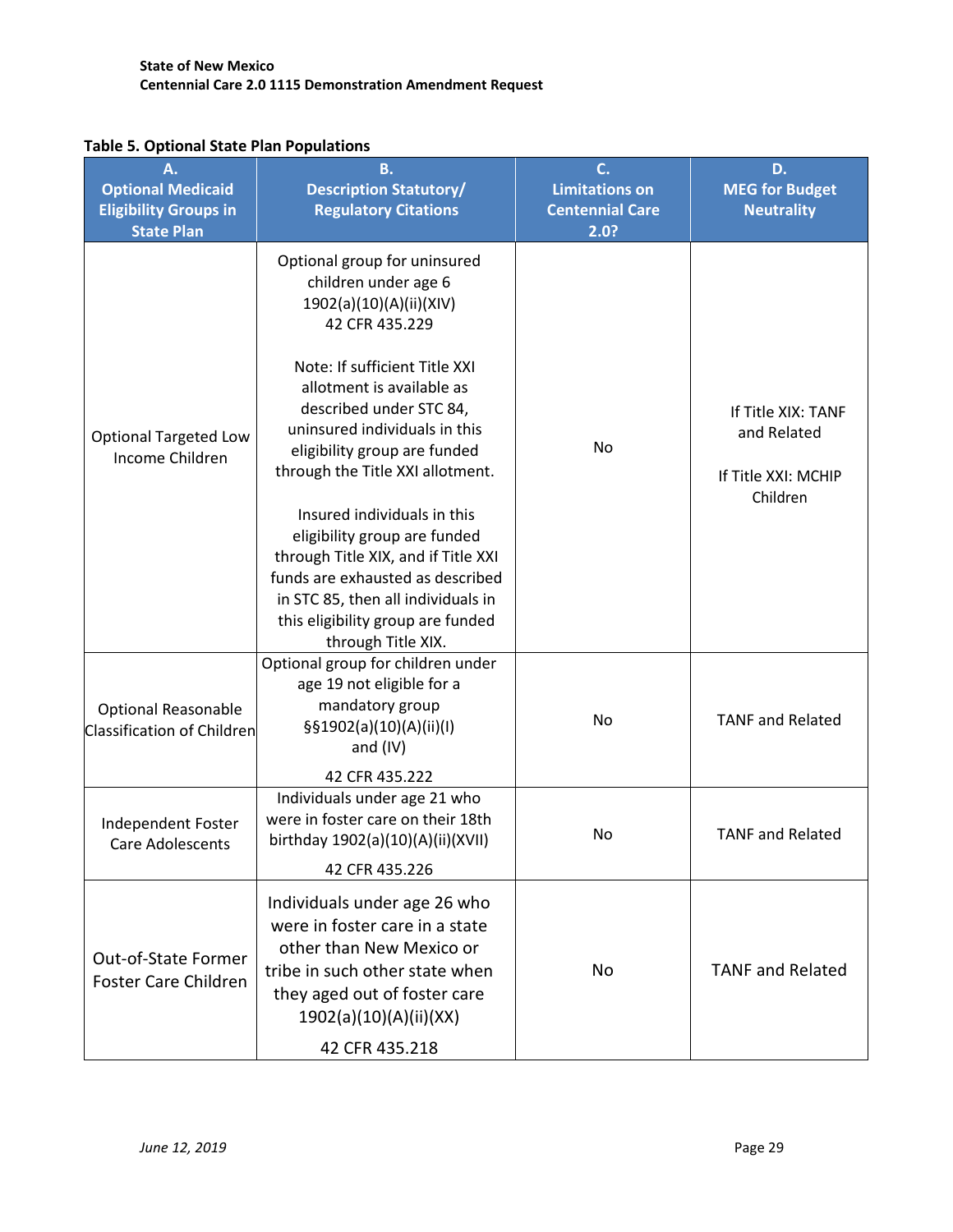**Table 5. Optional State Plan Populations**

| A. Optional Medicaid Eligibility Groups in State Plan | B. Description Statutory/ Regulatory Citations | C. Limitations on Centennial Care 2.0? | D. MEG for Budget Neutrality |
|---|---|---|---|
| Optional Targeted Low Income Children | Optional group for uninsured children under age 6 1902(a)(10)(A)(ii)(XIV) 42 CFR 435.229<br><br>Note: If sufficient Title XXI allotment is available as described under STC 84, uninsured individuals in this eligibility group are funded through the Title XXI allotment.<br><br>Insured individuals in this eligibility group are funded through Title XIX, and if Title XXI funds are exhausted as described in STC 85, then all individuals in this eligibility group are funded through Title XIX. | No | If Title XIX: TANF and Related<br><br>If Title XXI: MCHIP Children |
| Optional Reasonable Classification of Children | Optional group for children under age 19 not eligible for a mandatory group §§1902(a)(10)(A)(ii)(I) and (IV)<br><br>42 CFR 435.222 | No | TANF and Related |
| Independent Foster Care Adolescents | Individuals under age 21 who were in foster care on their 18th birthday 1902(a)(10)(A)(ii)(XVII)<br><br>42 CFR 435.226 | No | TANF and Related |
| Out-of-State Former Foster Care Children | Individuals under age 26 who were in foster care in a state other than New Mexico or tribe in such other state when they aged out of foster care 1902(a)(10)(A)(ii)(XX)<br><br>42 CFR 435.218 | No | TANF and Related |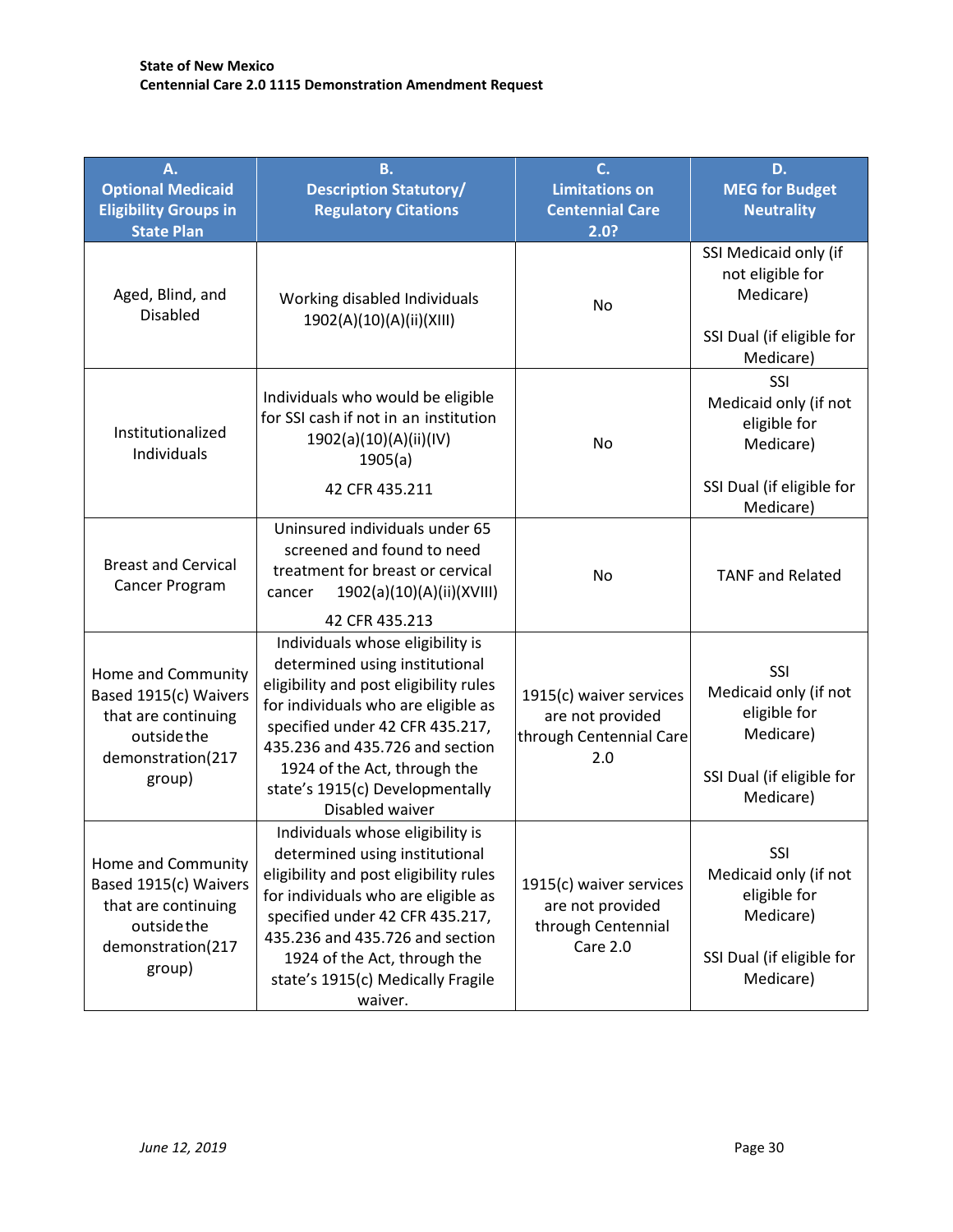| A. Optional Medicaid Eligibility Groups in State Plan | B. Description Statutory/ Regulatory Citations | C. Limitations on Centennial Care 2.0? | D. MEG for Budget Neutrality |
|---|---|---|---|
| Aged, Blind, and Disabled | Working disabled Individuals 1902(A)(10)(A)(ii)(XIII) | No | SSI Medicaid only (if not eligible for Medicare)<br><br>SSI Dual (if eligible for Medicare) |
| Institutionalized Individuals | Individuals who would be eligible for SSI cash if not in an institution 1902(a)(10)(A)(ii)(IV) 1905(a)<br><br>42 CFR 435.211 | No | SSI Medicaid only (if not eligible for Medicare)<br><br>SSI Dual (if eligible for Medicare) |
| Breast and Cervical Cancer Program | Uninsured individuals under 65 screened and found to need treatment for breast or cervical cancer 1902(a)(10)(A)(ii)(XVIII)<br><br>42 CFR 435.213 | No | TANF and Related |
| Home and Community Based 1915(c) Waivers that are continuing outside the demonstration(217 group) | Individuals whose eligibility is determined using institutional eligibility and post eligibility rules for individuals who are eligible as specified under 42 CFR 435.217, 435.236 and 435.726 and section 1924 of the Act, through the state's 1915(c) Developmentally Disabled waiver | 1915(c) waiver services are not provided through Centennial Care 2.0 | SSI Medicaid only (if not eligible for Medicare)<br><br>SSI Dual (if eligible for Medicare) |
| Home and Community Based 1915(c) Waivers that are continuing outside the demonstration(217 group) | Individuals whose eligibility is determined using institutional eligibility and post eligibility rules for individuals who are eligible as specified under 42 CFR 435.217, 435.236 and 435.726 and section 1924 of the Act, through the state's 1915(c) Medically Fragile waiver. | 1915(c) waiver services are not provided through Centennial Care 2.0 | SSI Medicaid only (if not eligible for Medicare)<br><br>SSI Dual (if eligible for Medicare) |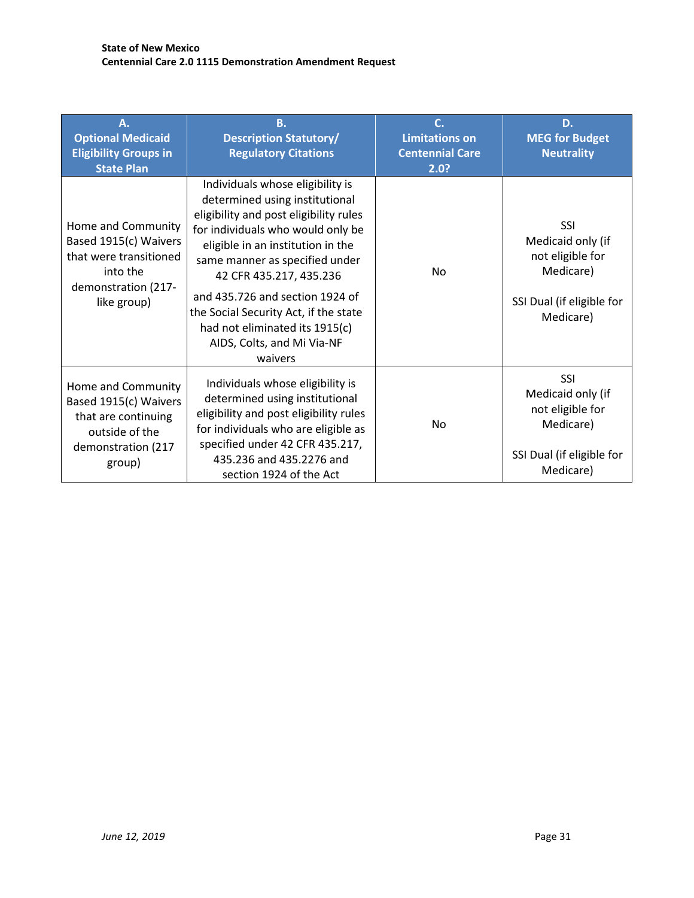| A. Optional Medicaid Eligibility Groups in State Plan | B. Description Statutory/ Regulatory Citations | C. Limitations on Centennial Care 2.0? | D. MEG for Budget Neutrality |
|---|---|---|---|
| Home and Community Based 1915(c) Waivers that were transitioned into the demonstration (217-like group) | Individuals whose eligibility is determined using institutional eligibility and post eligibility rules for individuals who would only be eligible in an institution in the same manner as specified under 42 CFR 435.217, 435.236 and 435.726 and section 1924 of the Social Security Act, if the state had not eliminated its 1915(c) AIDS, Colts, and Mi Via-NF waivers | No | SSI Medicaid only (if not eligible for Medicare) SSI Dual (if eligible for Medicare) |
| Home and Community Based 1915(c) Waivers that are continuing outside of the demonstration (217 group) | Individuals whose eligibility is determined using institutional eligibility and post eligibility rules for individuals who are eligible as specified under 42 CFR 435.217, 435.236 and 435.2276 and section 1924 of the Act | No | SSI Medicaid only (if not eligible for Medicare) SSI Dual (if eligible for Medicare) |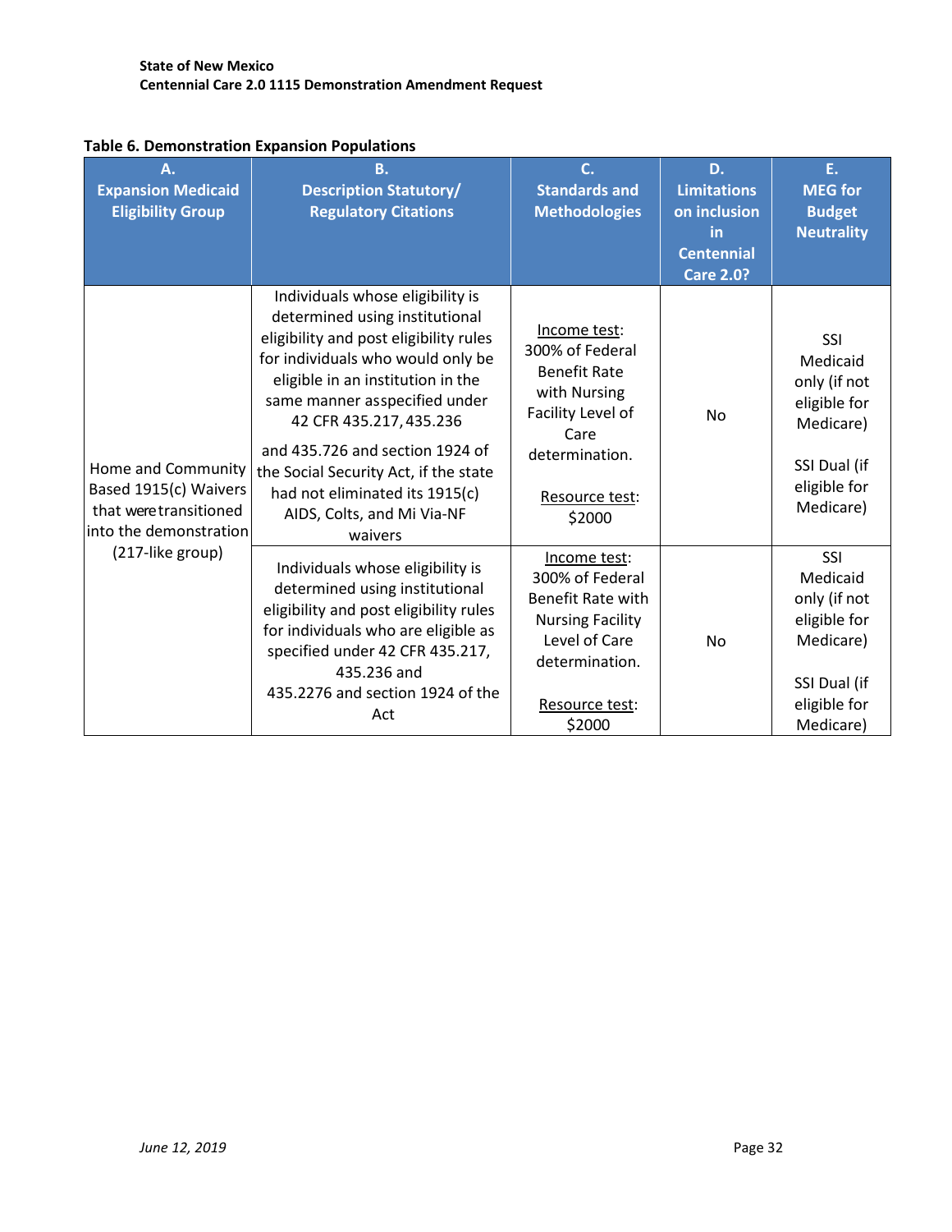**Table 6. Demonstration Expansion Populations**

| A. Expansion Medicaid Eligibility Group | B. Description Statutory/ Regulatory Citations | C. Standards and Methodologies | D. Limitations on inclusion in Centennial Care 2.0? | E. MEG for Budget Neutrality |
|---|---|---|---|---|
| Home and Community Based 1915(c) Waivers that were transitioned into the demonstration (217-like group) | Individuals whose eligibility is determined using institutional eligibility and post eligibility rules for individuals who would only be eligible in an institution in the same manner asspecified under 42 CFR 435.217, 435.236 and 435.726 and section 1924 of the Social Security Act, if the state had not eliminated its 1915(c) AIDS, Colts, and Mi Via-NF waivers | Income test: 300% of Federal Benefit Rate with Nursing Facility Level of Care determination. Resource test: $2000 | No | SSI Medicaid only (if not eligible for Medicare) SSI Dual (if eligible for Medicare) |
| | Individuals whose eligibility is determined using institutional eligibility and post eligibility rules for individuals who are eligible as specified under 42 CFR 435.217, 435.236 and 435.2276 and section 1924 of the Act | Income test: 300% of Federal Benefit Rate with Nursing Facility Level of Care determination. Resource test: $2000 | No | SSI Medicaid only (if not eligible for Medicare) SSI Dual (if eligible for Medicare) |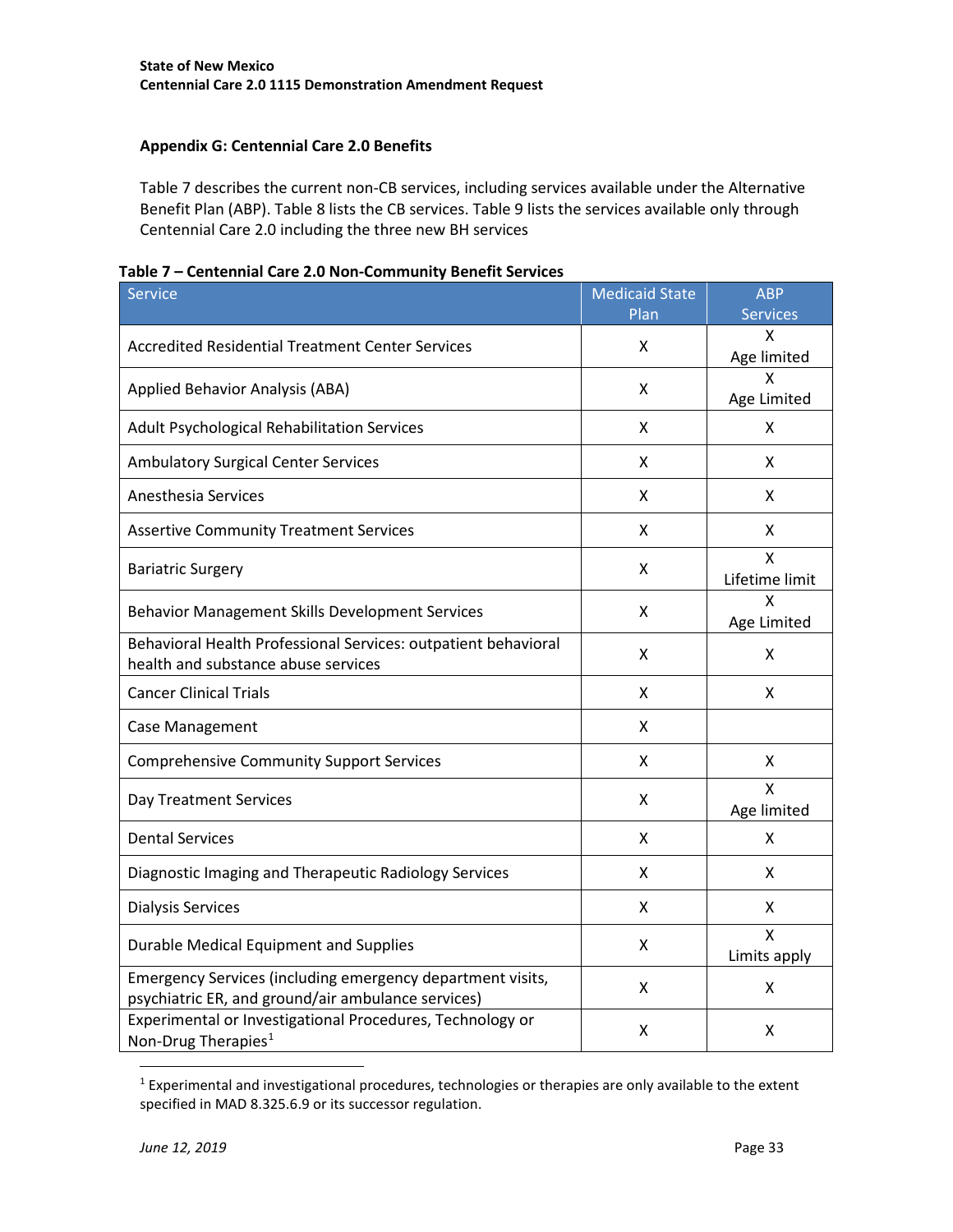### Appendix G: Centennial Care 2.0 Benefits

Table 7 describes the current non-CB services, including services available under the Alternative Benefit Plan (ABP). Table 8 lists the CB services. Table 9 lists the services available only through Centennial Care 2.0 including the three new BH services

**Table 7 – Centennial Care 2.0 Non-Community Benefit Services**

| Service | Medicaid State Plan | ABP Services |
|---|---|---|
| Accredited Residential Treatment Center Services | X | X Age limited |
| Applied Behavior Analysis (ABA) | X | X Age Limited |
| Adult Psychological Rehabilitation Services | X | X |
| Ambulatory Surgical Center Services | X | X |
| Anesthesia Services | X | X |
| Assertive Community Treatment Services | X | X |
| Bariatric Surgery | X | X Lifetime limit |
| Behavior Management Skills Development Services | X | X Age Limited |
| Behavioral Health Professional Services: outpatient behavioral health and substance abuse services | X | X |
| Cancer Clinical Trials | X | X |
| Case Management | X | |
| Comprehensive Community Support Services | X | X |
| Day Treatment Services | X | X Age limited |
| Dental Services | X | X |
| Diagnostic Imaging and Therapeutic Radiology Services | X | X |
| Dialysis Services | X | X |
| Durable Medical Equipment and Supplies | X | X Limits apply |
| Emergency Services (including emergency department visits, psychiatric ER, and ground/air ambulance services) | X | X |
| Experimental or Investigational Procedures, Technology or Non-Drug Therapies[1] | X | X |

[1] Experimental and investigational procedures, technologies or therapies are only available to the extent specified in MAD 8.325.6.9 or its successor regulation.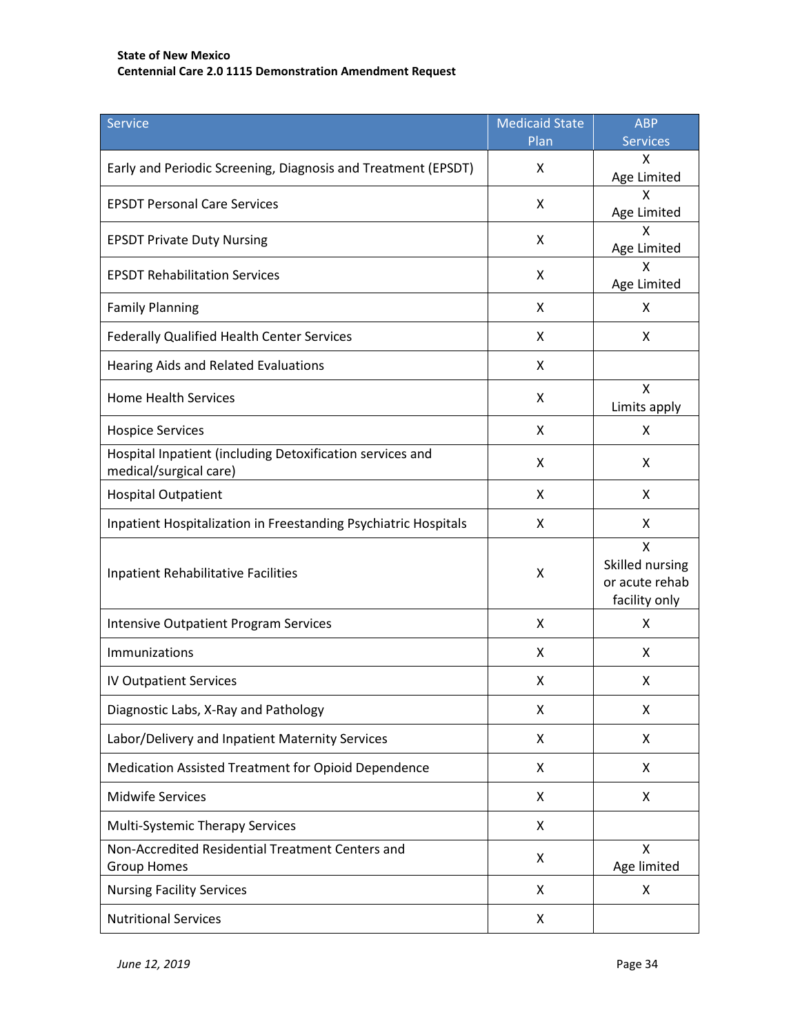| Service | Medicaid State Plan | ABP Services |
| --- | --- | --- |
| Early and Periodic Screening, Diagnosis and Treatment (EPSDT) | X | X Age Limited |
| EPSDT Personal Care Services | X | X Age Limited |
| EPSDT Private Duty Nursing | X | X Age Limited |
| EPSDT Rehabilitation Services | X | X Age Limited |
| Family Planning | X | X |
| Federally Qualified Health Center Services | X | X |
| Hearing Aids and Related Evaluations | X | |
| Home Health Services | X | X Limits apply |
| Hospice Services | X | X |
| Hospital Inpatient (including Detoxification services and medical/surgical care) | X | X |
| Hospital Outpatient | X | X |
| Inpatient Hospitalization in Freestanding Psychiatric Hospitals | X | X |
| Inpatient Rehabilitative Facilities | X | X Skilled nursing or acute rehab facility only |
| Intensive Outpatient Program Services | X | X |
| Immunizations | X | X |
| IV Outpatient Services | X | X |
| Diagnostic Labs, X-Ray and Pathology | X | X |
| Labor/Delivery and Inpatient Maternity Services | X | X |
| Medication Assisted Treatment for Opioid Dependence | X | X |
| Midwife Services | X | X |
| Multi-Systemic Therapy Services | X | |
| Non-Accredited Residential Treatment Centers and Group Homes | X | X Age limited |
| Nursing Facility Services | X | X |
| Nutritional Services | X | |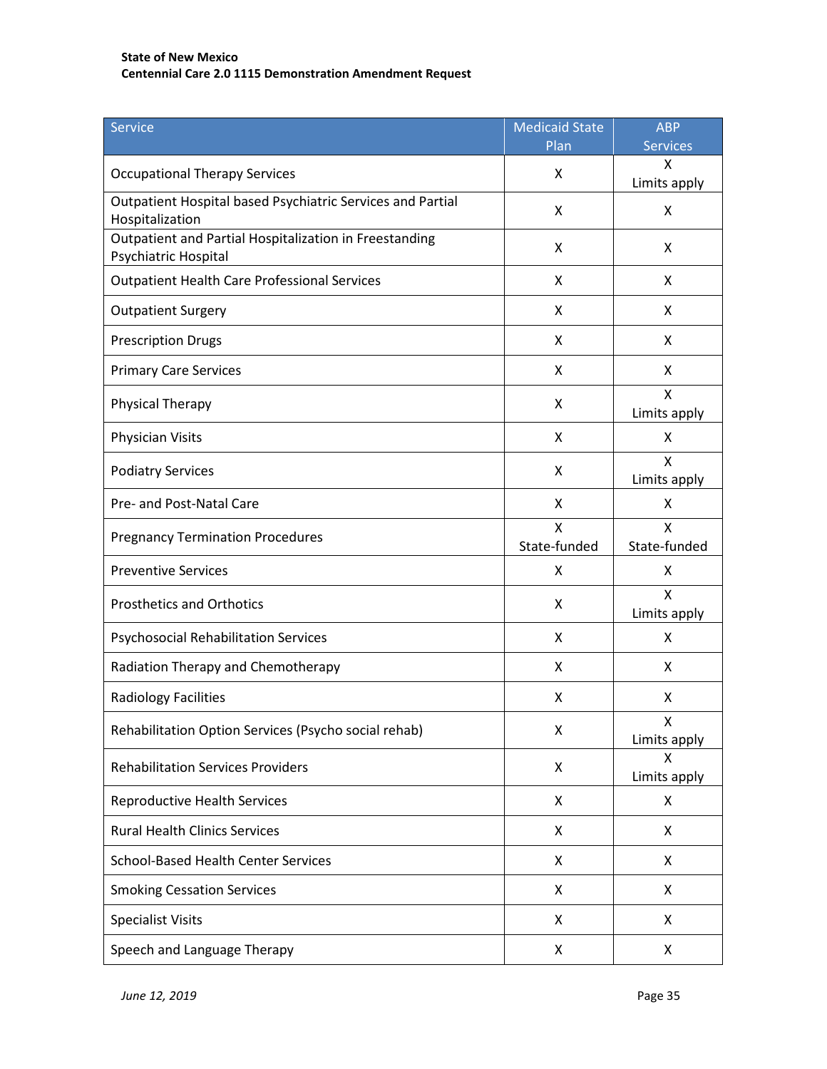| Service | Medicaid State Plan | ABP Services |
|---|---|---|
| Occupational Therapy Services | X | X Limits apply |
| Outpatient Hospital based Psychiatric Services and Partial Hospitalization | X | X |
| Outpatient and Partial Hospitalization in Freestanding Psychiatric Hospital | X | X |
| Outpatient Health Care Professional Services | X | X |
| Outpatient Surgery | X | X |
| Prescription Drugs | X | X |
| Primary Care Services | X | X |
| Physical Therapy | X | X Limits apply |
| Physician Visits | X | X |
| Podiatry Services | X | X Limits apply |
| Pre- and Post-Natal Care | X | X |
| Pregnancy Termination Procedures | X State-funded | X State-funded |
| Preventive Services | X | X |
| Prosthetics and Orthotics | X | X Limits apply |
| Psychosocial Rehabilitation Services | X | X |
| Radiation Therapy and Chemotherapy | X | X |
| Radiology Facilities | X | X |
| Rehabilitation Option Services (Psycho social rehab) | X | X Limits apply |
| Rehabilitation Services Providers | X | X Limits apply |
| Reproductive Health Services | X | X |
| Rural Health Clinics Services | X | X |
| School-Based Health Center Services | X | X |
| Smoking Cessation Services | X | X |
| Specialist Visits | X | X |
| Speech and Language Therapy | X | X |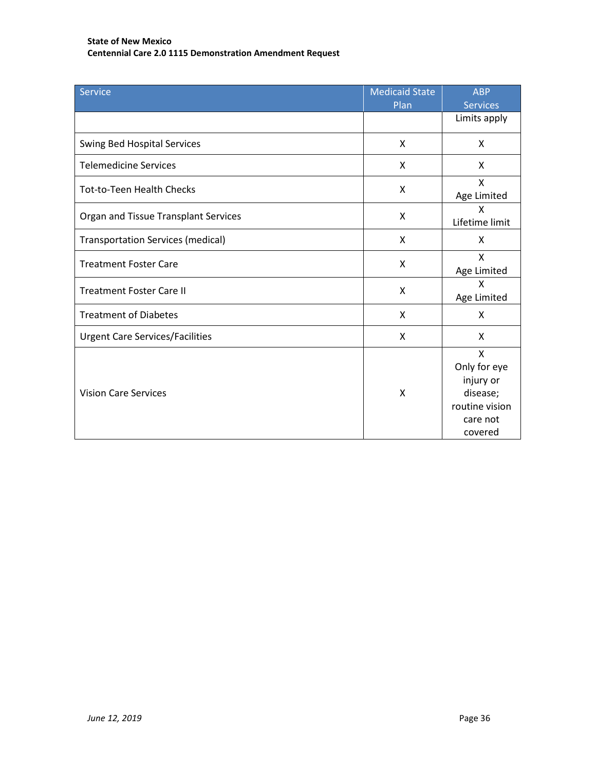| Service | Medicaid State Plan | ABP Services |
|---|---|---|
| | | Limits apply |
| Swing Bed Hospital Services | X | X |
| Telemedicine Services | X | X |
| Tot-to-Teen Health Checks | X | X<br>Age Limited |
| Organ and Tissue Transplant Services | X | X<br>Lifetime limit |
| Transportation Services (medical) | X | X |
| Treatment Foster Care | X | X<br>Age Limited |
| Treatment Foster Care II | X | X<br>Age Limited |
| Treatment of Diabetes | X | X |
| Urgent Care Services/Facilities | X | X |
| Vision Care Services | X | X<br>Only for eye injury or disease; routine vision care not covered |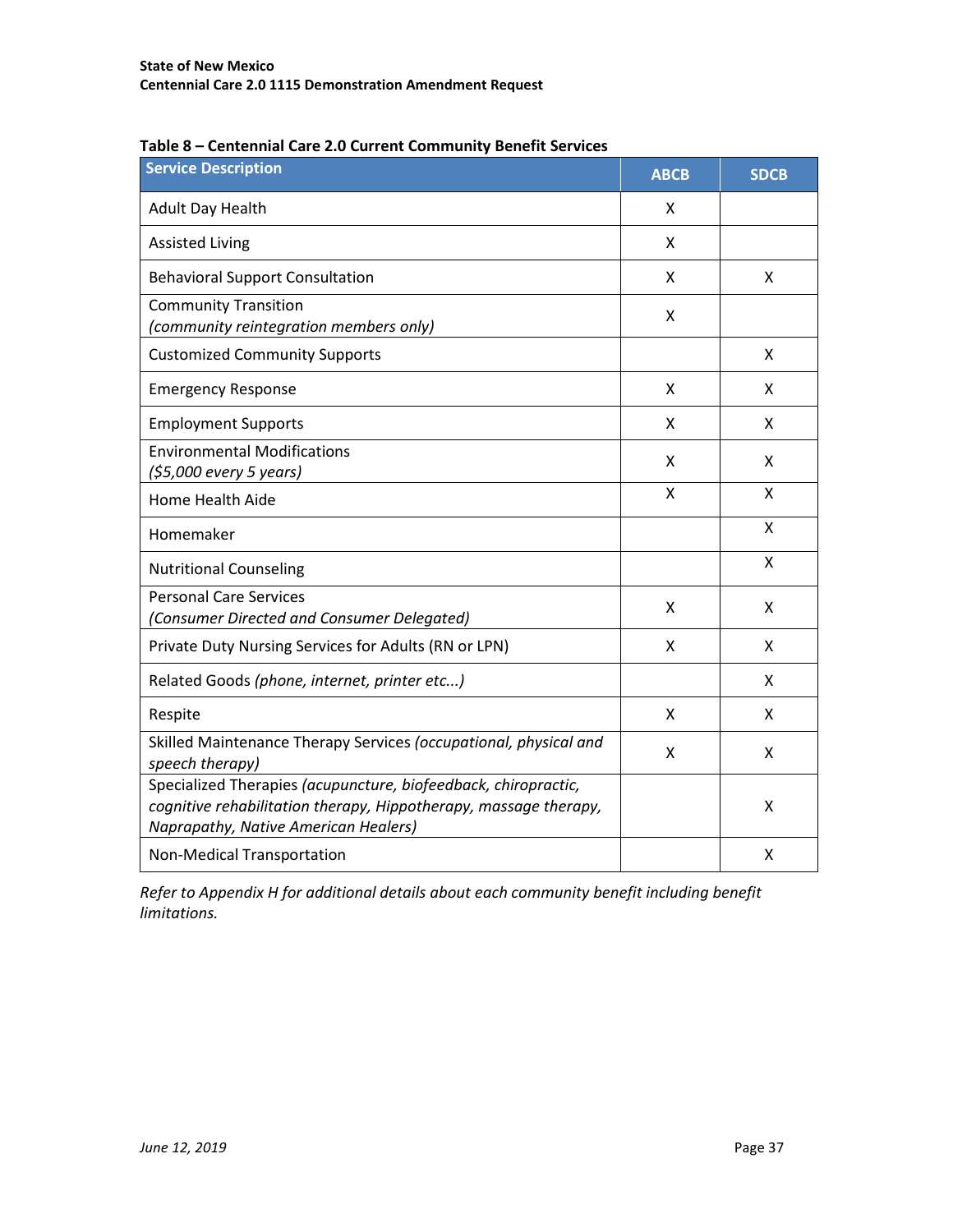**Table 8 – Centennial Care 2.0 Current Community Benefit Services**

| Service Description | ABCB | SDCB |
|---|---|---|
| Adult Day Health | X | |
| Assisted Living | X | |
| Behavioral Support Consultation | X | X |
| Community Transition *(community reintegration members only)* | X | |
| Customized Community Supports | | X |
| Emergency Response | X | X |
| Employment Supports | X | X |
| Environmental Modifications *($5,000 every 5 years)* | X | X |
| Home Health Aide | X | X |
| Homemaker | | X |
| Nutritional Counseling | | X |
| Personal Care Services *(Consumer Directed and Consumer Delegated)* | X | X |
| Private Duty Nursing Services for Adults (RN or LPN) | X | X |
| Related Goods *(phone, internet, printer etc...)* | | X |
| Respite | X | X |
| Skilled Maintenance Therapy Services *(occupational, physical and speech therapy)* | X | X |
| Specialized Therapies *(acupuncture, biofeedback, chiropractic, cognitive rehabilitation therapy, Hippotherapy, massage therapy, Naprapathy, Native American Healers)* | | X |
| Non-Medical Transportation | | X |

*Refer to Appendix H for additional details about each community benefit including benefit limitations.*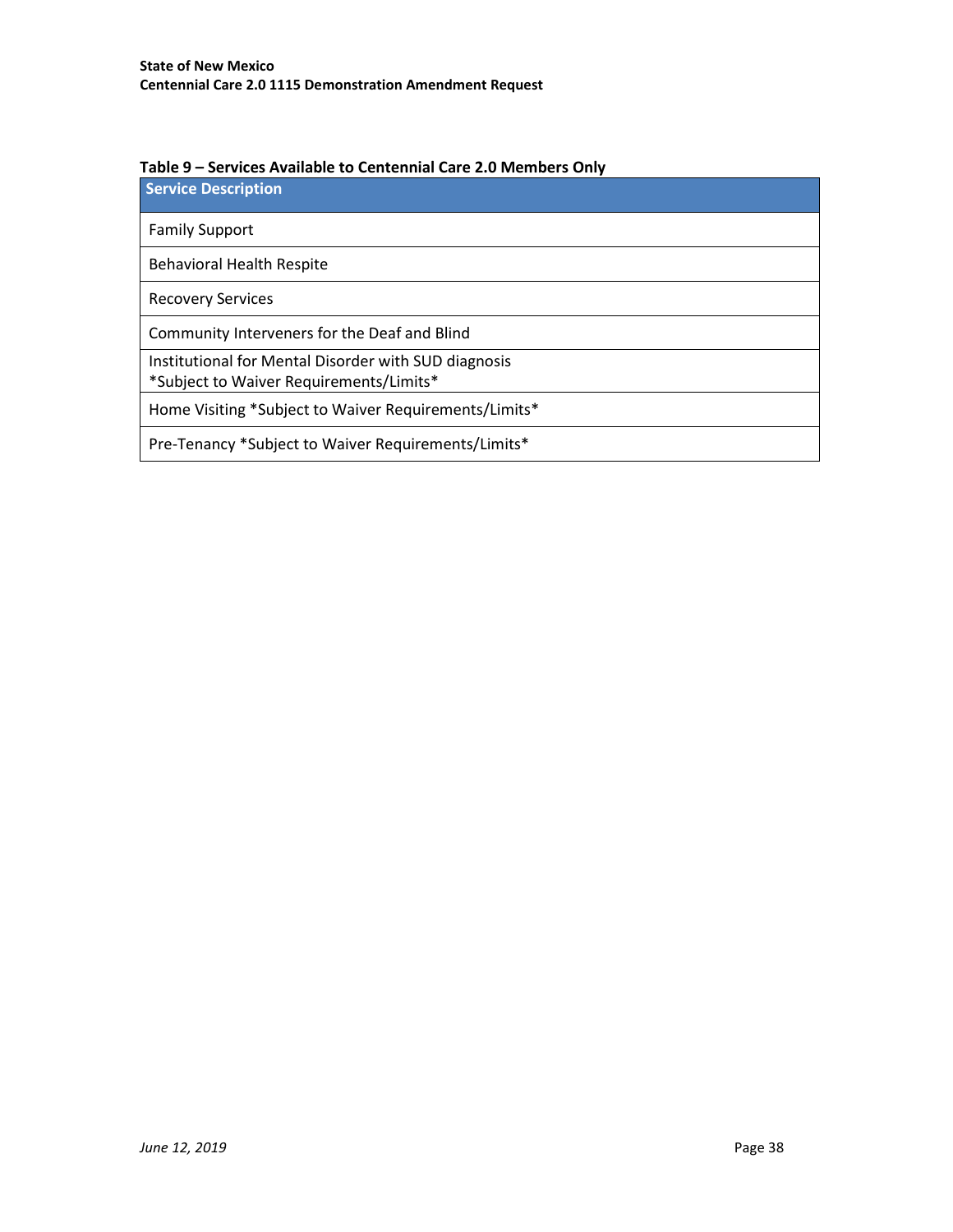**Table 9 – Services Available to Centennial Care 2.0 Members Only**

| Service Description |
| --- |
| Family Support |
| Behavioral Health Respite |
| Recovery Services |
| Community Interveners for the Deaf and Blind |
| Institutional for Mental Disorder with SUD diagnosis *Subject to Waiver Requirements/Limits* |
| Home Visiting *Subject to Waiver Requirements/Limits* |
| Pre-Tenancy *Subject to Waiver Requirements/Limits* |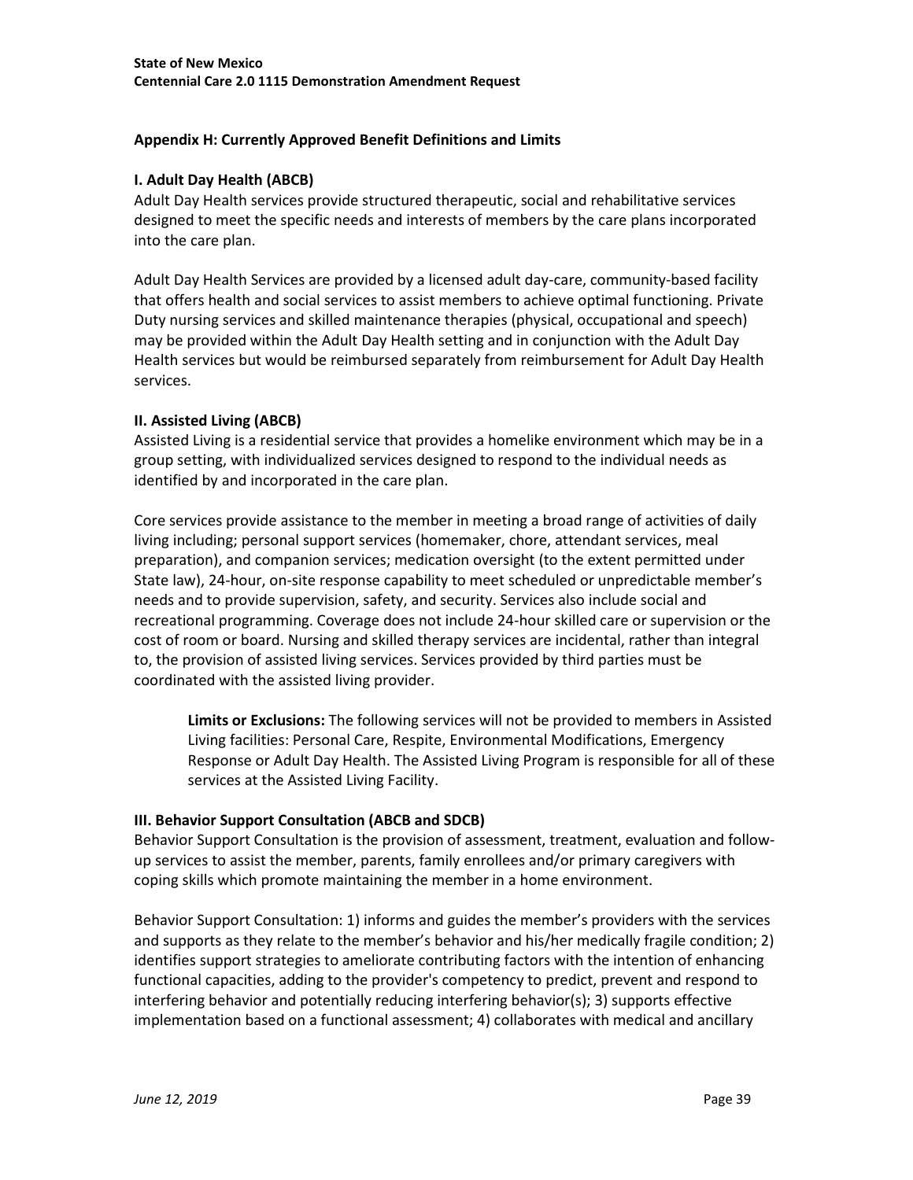## Appendix H: Currently Approved Benefit Definitions and Limits

### I. Adult Day Health (ABCB)

Adult Day Health services provide structured therapeutic, social and rehabilitative services designed to meet the specific needs and interests of members by the care plans incorporated into the care plan.

Adult Day Health Services are provided by a licensed adult day-care, community-based facility that offers health and social services to assist members to achieve optimal functioning. Private Duty nursing services and skilled maintenance therapies (physical, occupational and speech) may be provided within the Adult Day Health setting and in conjunction with the Adult Day Health services but would be reimbursed separately from reimbursement for Adult Day Health services.

### II. Assisted Living (ABCB)

Assisted Living is a residential service that provides a homelike environment which may be in a group setting, with individualized services designed to respond to the individual needs as identified by and incorporated in the care plan.

Core services provide assistance to the member in meeting a broad range of activities of daily living including; personal support services (homemaker, chore, attendant services, meal preparation), and companion services; medication oversight (to the extent permitted under State law), 24-hour, on-site response capability to meet scheduled or unpredictable member's needs and to provide supervision, safety, and security. Services also include social and recreational programming. Coverage does not include 24-hour skilled care or supervision or the cost of room or board. Nursing and skilled therapy services are incidental, rather than integral to, the provision of assisted living services. Services provided by third parties must be coordinated with the assisted living provider.

> **Limits or Exclusions:** The following services will not be provided to members in Assisted Living facilities: Personal Care, Respite, Environmental Modifications, Emergency Response or Adult Day Health. The Assisted Living Program is responsible for all of these services at the Assisted Living Facility.

### III. Behavior Support Consultation (ABCB and SDCB)

Behavior Support Consultation is the provision of assessment, treatment, evaluation and follow-up services to assist the member, parents, family enrollees and/or primary caregivers with coping skills which promote maintaining the member in a home environment.

Behavior Support Consultation: 1) informs and guides the member's providers with the services and supports as they relate to the member's behavior and his/her medically fragile condition; 2) identifies support strategies to ameliorate contributing factors with the intention of enhancing functional capacities, adding to the provider's competency to predict, prevent and respond to interfering behavior and potentially reducing interfering behavior(s); 3) supports effective implementation based on a functional assessment; 4) collaborates with medical and ancillary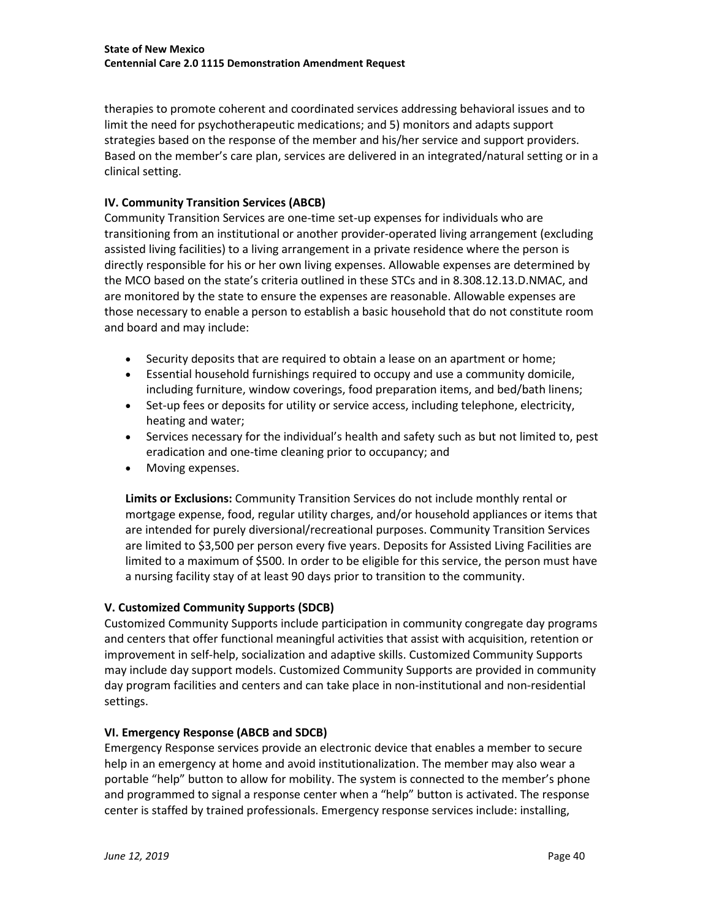therapies to promote coherent and coordinated services addressing behavioral issues and to limit the need for psychotherapeutic medications; and 5) monitors and adapts support strategies based on the response of the member and his/her service and support providers. Based on the member's care plan, services are delivered in an integrated/natural setting or in a clinical setting.

**IV. Community Transition Services (ABCB)**

Community Transition Services are one-time set-up expenses for individuals who are transitioning from an institutional or another provider-operated living arrangement (excluding assisted living facilities) to a living arrangement in a private residence where the person is directly responsible for his or her own living expenses. Allowable expenses are determined by the MCO based on the state's criteria outlined in these STCs and in 8.308.12.13.D.NMAC, and are monitored by the state to ensure the expenses are reasonable. Allowable expenses are those necessary to enable a person to establish a basic household that do not constitute room and board and may include:

- Security deposits that are required to obtain a lease on an apartment or home;
- Essential household furnishings required to occupy and use a community domicile, including furniture, window coverings, food preparation items, and bed/bath linens;
- Set-up fees or deposits for utility or service access, including telephone, electricity, heating and water;
- Services necessary for the individual's health and safety such as but not limited to, pest eradication and one-time cleaning prior to occupancy; and
- Moving expenses.

**Limits or Exclusions:** Community Transition Services do not include monthly rental or mortgage expense, food, regular utility charges, and/or household appliances or items that are intended for purely diversional/recreational purposes. Community Transition Services are limited to $3,500 per person every five years. Deposits for Assisted Living Facilities are limited to a maximum of $500. In order to be eligible for this service, the person must have a nursing facility stay of at least 90 days prior to transition to the community.

**V. Customized Community Supports (SDCB)**

Customized Community Supports include participation in community congregate day programs and centers that offer functional meaningful activities that assist with acquisition, retention or improvement in self-help, socialization and adaptive skills. Customized Community Supports may include day support models. Customized Community Supports are provided in community day program facilities and centers and can take place in non-institutional and non-residential settings.

**VI. Emergency Response (ABCB and SDCB)**

Emergency Response services provide an electronic device that enables a member to secure help in an emergency at home and avoid institutionalization. The member may also wear a portable "help" button to allow for mobility. The system is connected to the member's phone and programmed to signal a response center when a "help" button is activated. The response center is staffed by trained professionals. Emergency response services include: installing,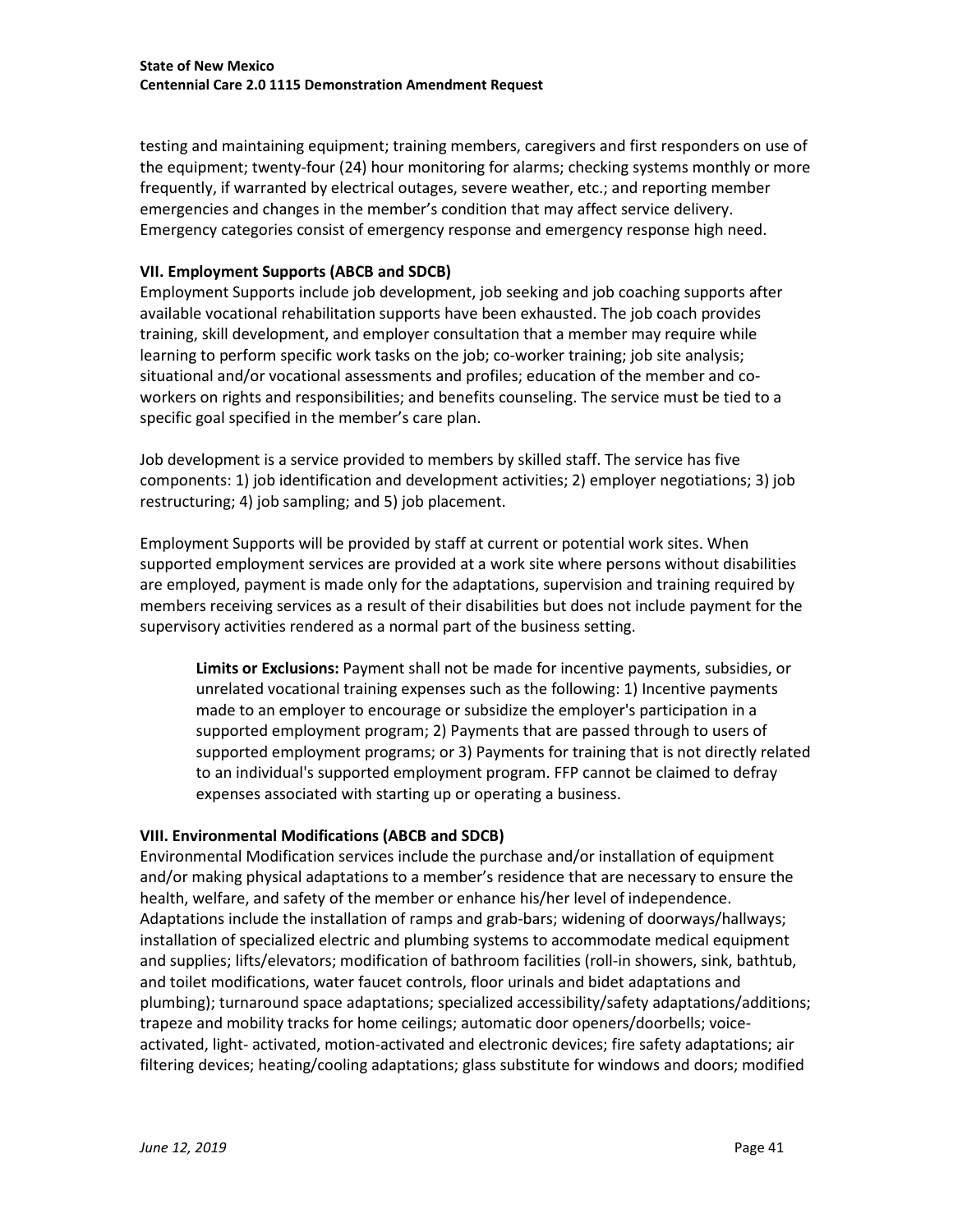testing and maintaining equipment; training members, caregivers and first responders on use of the equipment; twenty-four (24) hour monitoring for alarms; checking systems monthly or more frequently, if warranted by electrical outages, severe weather, etc.; and reporting member emergencies and changes in the member's condition that may affect service delivery. Emergency categories consist of emergency response and emergency response high need.

**VII. Employment Supports (ABCB and SDCB)**

Employment Supports include job development, job seeking and job coaching supports after available vocational rehabilitation supports have been exhausted. The job coach provides training, skill development, and employer consultation that a member may require while learning to perform specific work tasks on the job; co-worker training; job site analysis; situational and/or vocational assessments and profiles; education of the member and co-workers on rights and responsibilities; and benefits counseling. The service must be tied to a specific goal specified in the member's care plan.

Job development is a service provided to members by skilled staff. The service has five components: 1) job identification and development activities; 2) employer negotiations; 3) job restructuring; 4) job sampling; and 5) job placement.

Employment Supports will be provided by staff at current or potential work sites. When supported employment services are provided at a work site where persons without disabilities are employed, payment is made only for the adaptations, supervision and training required by members receiving services as a result of their disabilities but does not include payment for the supervisory activities rendered as a normal part of the business setting.

> **Limits or Exclusions:** Payment shall not be made for incentive payments, subsidies, or unrelated vocational training expenses such as the following: 1) Incentive payments made to an employer to encourage or subsidize the employer's participation in a supported employment program; 2) Payments that are passed through to users of supported employment programs; or 3) Payments for training that is not directly related to an individual's supported employment program. FFP cannot be claimed to defray expenses associated with starting up or operating a business.

**VIII. Environmental Modifications (ABCB and SDCB)**

Environmental Modification services include the purchase and/or installation of equipment and/or making physical adaptations to a member's residence that are necessary to ensure the health, welfare, and safety of the member or enhance his/her level of independence. Adaptations include the installation of ramps and grab-bars; widening of doorways/hallways; installation of specialized electric and plumbing systems to accommodate medical equipment and supplies; lifts/elevators; modification of bathroom facilities (roll-in showers, sink, bathtub, and toilet modifications, water faucet controls, floor urinals and bidet adaptations and plumbing); turnaround space adaptations; specialized accessibility/safety adaptations/additions; trapeze and mobility tracks for home ceilings; automatic door openers/doorbells; voice-activated, light- activated, motion-activated and electronic devices; fire safety adaptations; air filtering devices; heating/cooling adaptations; glass substitute for windows and doors; modified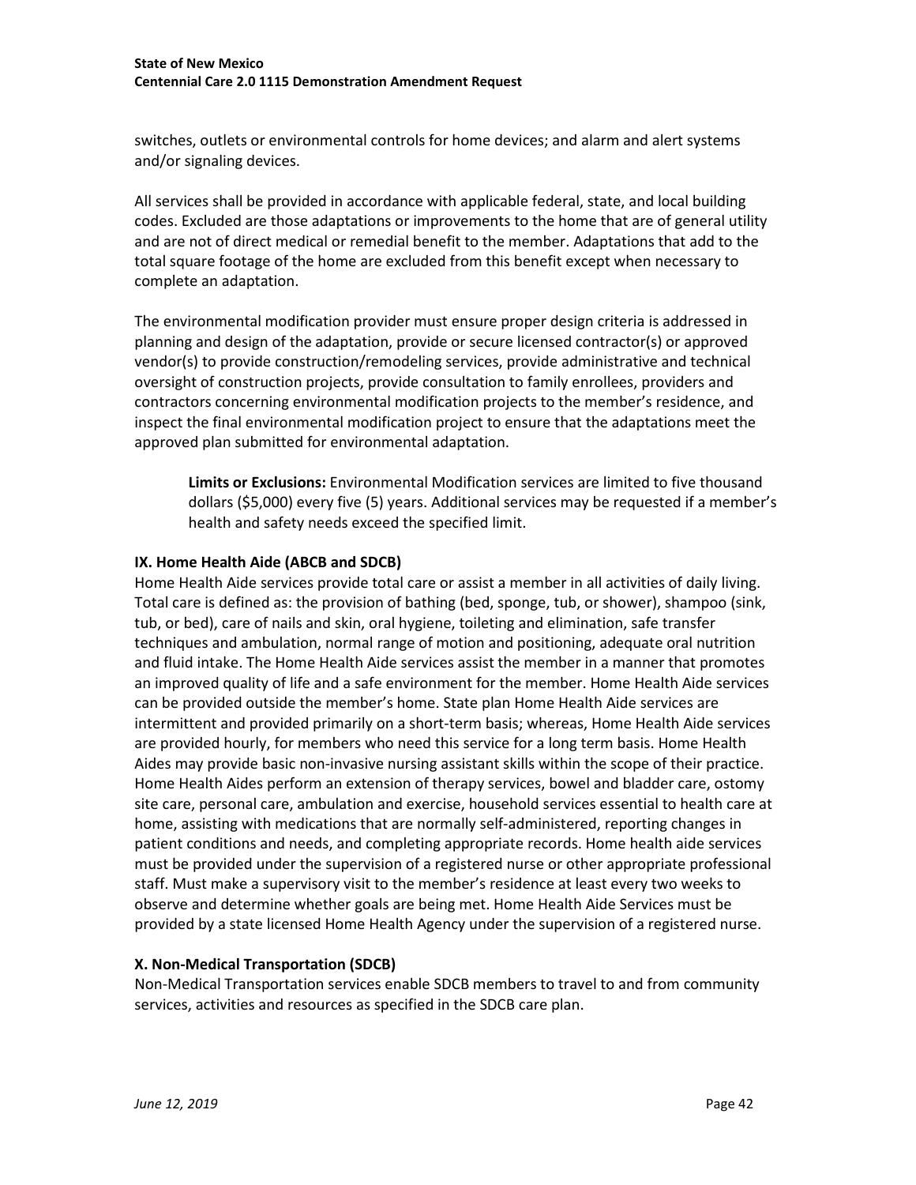switches, outlets or environmental controls for home devices; and alarm and alert systems and/or signaling devices.

All services shall be provided in accordance with applicable federal, state, and local building codes. Excluded are those adaptations or improvements to the home that are of general utility and are not of direct medical or remedial benefit to the member. Adaptations that add to the total square footage of the home are excluded from this benefit except when necessary to complete an adaptation.

The environmental modification provider must ensure proper design criteria is addressed in planning and design of the adaptation, provide or secure licensed contractor(s) or approved vendor(s) to provide construction/remodeling services, provide administrative and technical oversight of construction projects, provide consultation to family enrollees, providers and contractors concerning environmental modification projects to the member's residence, and inspect the final environmental modification project to ensure that the adaptations meet the approved plan submitted for environmental adaptation.

> **Limits or Exclusions:** Environmental Modification services are limited to five thousand dollars ($5,000) every five (5) years. Additional services may be requested if a member's health and safety needs exceed the specified limit.

**IX. Home Health Aide (ABCB and SDCB)**

Home Health Aide services provide total care or assist a member in all activities of daily living. Total care is defined as: the provision of bathing (bed, sponge, tub, or shower), shampoo (sink, tub, or bed), care of nails and skin, oral hygiene, toileting and elimination, safe transfer techniques and ambulation, normal range of motion and positioning, adequate oral nutrition and fluid intake. The Home Health Aide services assist the member in a manner that promotes an improved quality of life and a safe environment for the member. Home Health Aide services can be provided outside the member's home. State plan Home Health Aide services are intermittent and provided primarily on a short-term basis; whereas, Home Health Aide services are provided hourly, for members who need this service for a long term basis. Home Health Aides may provide basic non-invasive nursing assistant skills within the scope of their practice. Home Health Aides perform an extension of therapy services, bowel and bladder care, ostomy site care, personal care, ambulation and exercise, household services essential to health care at home, assisting with medications that are normally self-administered, reporting changes in patient conditions and needs, and completing appropriate records. Home health aide services must be provided under the supervision of a registered nurse or other appropriate professional staff. Must make a supervisory visit to the member's residence at least every two weeks to observe and determine whether goals are being met. Home Health Aide Services must be provided by a state licensed Home Health Agency under the supervision of a registered nurse.

**X. Non-Medical Transportation (SDCB)**

Non-Medical Transportation services enable SDCB members to travel to and from community services, activities and resources as specified in the SDCB care plan.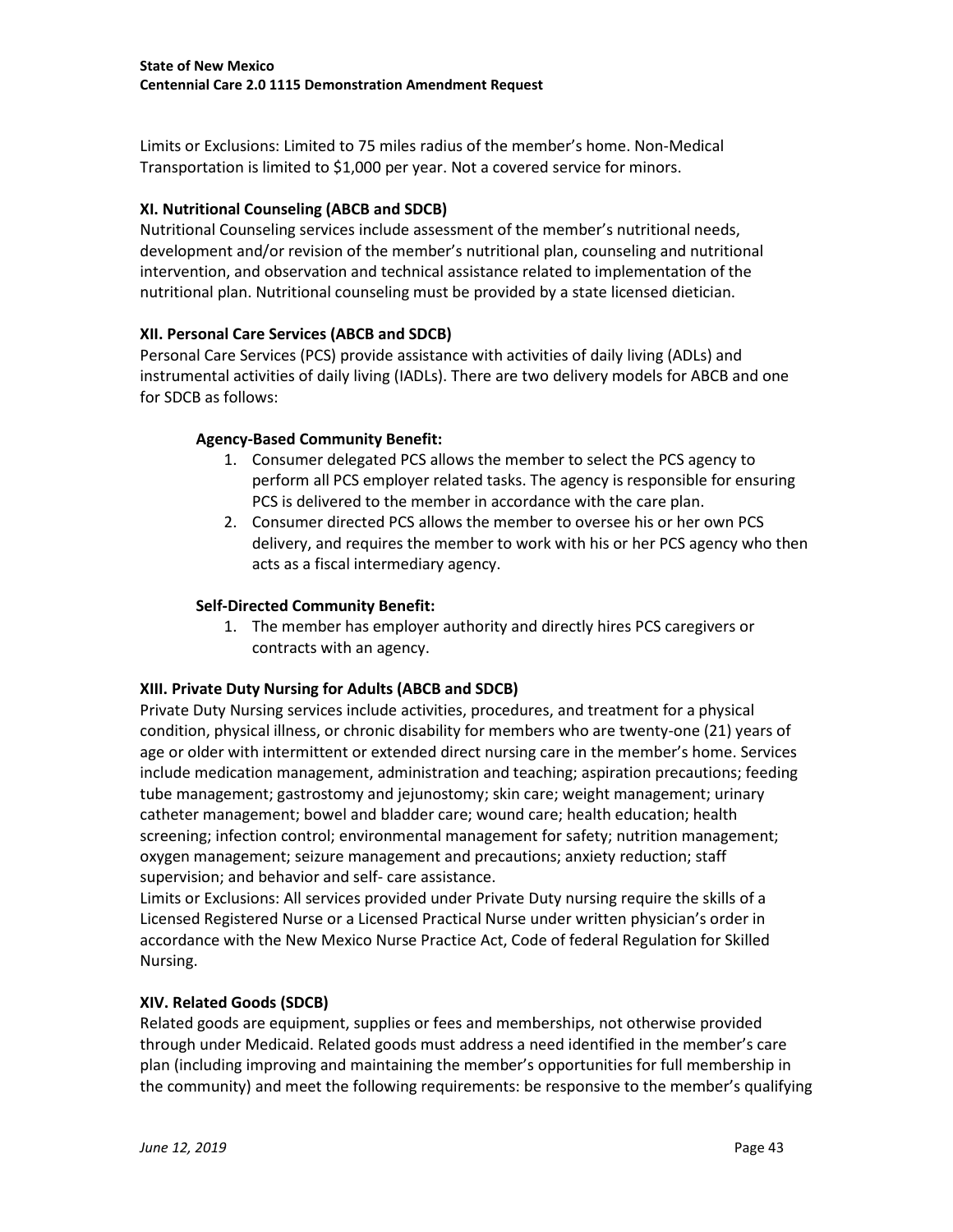Limits or Exclusions: Limited to 75 miles radius of the member's home. Non-Medical Transportation is limited to $1,000 per year. Not a covered service for minors.

### XI. Nutritional Counseling (ABCB and SDCB)

Nutritional Counseling services include assessment of the member's nutritional needs, development and/or revision of the member's nutritional plan, counseling and nutritional intervention, and observation and technical assistance related to implementation of the nutritional plan. Nutritional counseling must be provided by a state licensed dietician.

### XII. Personal Care Services (ABCB and SDCB)

Personal Care Services (PCS) provide assistance with activities of daily living (ADLs) and instrumental activities of daily living (IADLs). There are two delivery models for ABCB and one for SDCB as follows:

**Agency-Based Community Benefit:**

1. Consumer delegated PCS allows the member to select the PCS agency to perform all PCS employer related tasks. The agency is responsible for ensuring PCS is delivered to the member in accordance with the care plan.
2. Consumer directed PCS allows the member to oversee his or her own PCS delivery, and requires the member to work with his or her PCS agency who then acts as a fiscal intermediary agency.

**Self-Directed Community Benefit:**

1. The member has employer authority and directly hires PCS caregivers or contracts with an agency.

### XIII. Private Duty Nursing for Adults (ABCB and SDCB)

Private Duty Nursing services include activities, procedures, and treatment for a physical condition, physical illness, or chronic disability for members who are twenty-one (21) years of age or older with intermittent or extended direct nursing care in the member's home. Services include medication management, administration and teaching; aspiration precautions; feeding tube management; gastrostomy and jejunostomy; skin care; weight management; urinary catheter management; bowel and bladder care; wound care; health education; health screening; infection control; environmental management for safety; nutrition management; oxygen management; seizure management and precautions; anxiety reduction; staff supervision; and behavior and self- care assistance.
Limits or Exclusions: All services provided under Private Duty nursing require the skills of a Licensed Registered Nurse or a Licensed Practical Nurse under written physician's order in accordance with the New Mexico Nurse Practice Act, Code of federal Regulation for Skilled Nursing.

### XIV. Related Goods (SDCB)

Related goods are equipment, supplies or fees and memberships, not otherwise provided through under Medicaid. Related goods must address a need identified in the member's care plan (including improving and maintaining the member's opportunities for full membership in the community) and meet the following requirements: be responsive to the member's qualifying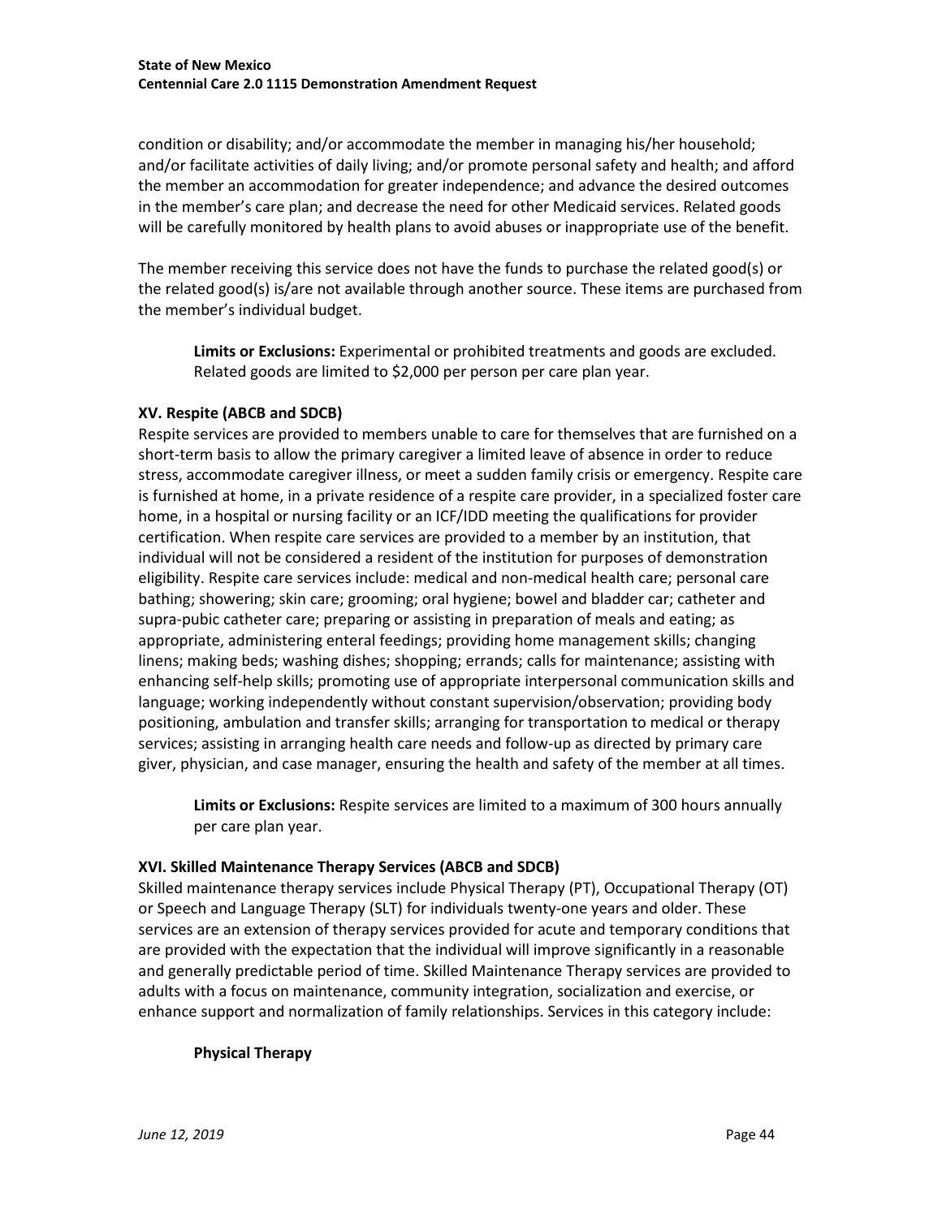condition or disability; and/or accommodate the member in managing his/her household; and/or facilitate activities of daily living; and/or promote personal safety and health; and afford the member an accommodation for greater independence; and advance the desired outcomes in the member's care plan; and decrease the need for other Medicaid services. Related goods will be carefully monitored by health plans to avoid abuses or inappropriate use of the benefit.

The member receiving this service does not have the funds to purchase the related good(s) or the related good(s) is/are not available through another source. These items are purchased from the member's individual budget.

> **Limits or Exclusions:** Experimental or prohibited treatments and goods are excluded. Related goods are limited to $2,000 per person per care plan year.

### XV. Respite (ABCB and SDCB)

Respite services are provided to members unable to care for themselves that are furnished on a short-term basis to allow the primary caregiver a limited leave of absence in order to reduce stress, accommodate caregiver illness, or meet a sudden family crisis or emergency. Respite care is furnished at home, in a private residence of a respite care provider, in a specialized foster care home, in a hospital or nursing facility or an ICF/IDD meeting the qualifications for provider certification. When respite care services are provided to a member by an institution, that individual will not be considered a resident of the institution for purposes of demonstration eligibility. Respite care services include: medical and non-medical health care; personal care bathing; showering; skin care; grooming; oral hygiene; bowel and bladder car; catheter and supra-pubic catheter care; preparing or assisting in preparation of meals and eating; as appropriate, administering enteral feedings; providing home management skills; changing linens; making beds; washing dishes; shopping; errands; calls for maintenance; assisting with enhancing self-help skills; promoting use of appropriate interpersonal communication skills and language; working independently without constant supervision/observation; providing body positioning, ambulation and transfer skills; arranging for transportation to medical or therapy services; assisting in arranging health care needs and follow-up as directed by primary care giver, physician, and case manager, ensuring the health and safety of the member at all times.

> **Limits or Exclusions:** Respite services are limited to a maximum of 300 hours annually per care plan year.

### XVI. Skilled Maintenance Therapy Services (ABCB and SDCB)

Skilled maintenance therapy services include Physical Therapy (PT), Occupational Therapy (OT) or Speech and Language Therapy (SLT) for individuals twenty-one years and older. These services are an extension of therapy services provided for acute and temporary conditions that are provided with the expectation that the individual will improve significantly in a reasonable and generally predictable period of time. Skilled Maintenance Therapy services are provided to adults with a focus on maintenance, community integration, socialization and exercise, or enhance support and normalization of family relationships. Services in this category include:

#### Physical Therapy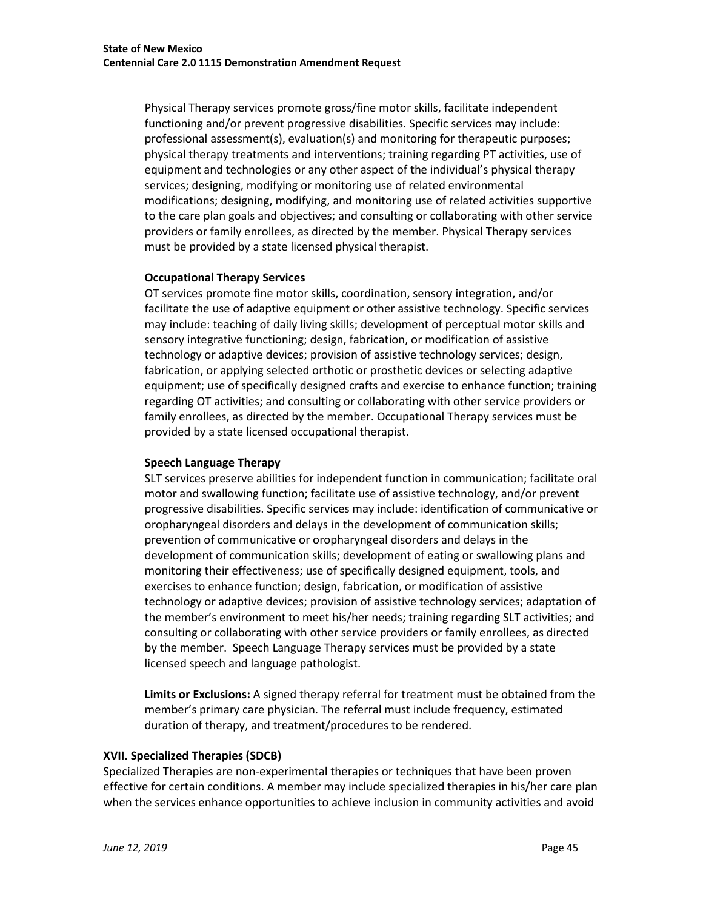Physical Therapy services promote gross/fine motor skills, facilitate independent functioning and/or prevent progressive disabilities. Specific services may include: professional assessment(s), evaluation(s) and monitoring for therapeutic purposes; physical therapy treatments and interventions; training regarding PT activities, use of equipment and technologies or any other aspect of the individual's physical therapy services; designing, modifying or monitoring use of related environmental modifications; designing, modifying, and monitoring use of related activities supportive to the care plan goals and objectives; and consulting or collaborating with other service providers or family enrollees, as directed by the member. Physical Therapy services must be provided by a state licensed physical therapist.

**Occupational Therapy Services**

OT services promote fine motor skills, coordination, sensory integration, and/or facilitate the use of adaptive equipment or other assistive technology. Specific services may include: teaching of daily living skills; development of perceptual motor skills and sensory integrative functioning; design, fabrication, or modification of assistive technology or adaptive devices; provision of assistive technology services; design, fabrication, or applying selected orthotic or prosthetic devices or selecting adaptive equipment; use of specifically designed crafts and exercise to enhance function; training regarding OT activities; and consulting or collaborating with other service providers or family enrollees, as directed by the member. Occupational Therapy services must be provided by a state licensed occupational therapist.

**Speech Language Therapy**

SLT services preserve abilities for independent function in communication; facilitate oral motor and swallowing function; facilitate use of assistive technology, and/or prevent progressive disabilities. Specific services may include: identification of communicative or oropharyngeal disorders and delays in the development of communication skills; prevention of communicative or oropharyngeal disorders and delays in the development of communication skills; development of eating or swallowing plans and monitoring their effectiveness; use of specifically designed equipment, tools, and exercises to enhance function; design, fabrication, or modification of assistive technology or adaptive devices; provision of assistive technology services; adaptation of the member's environment to meet his/her needs; training regarding SLT activities; and consulting or collaborating with other service providers or family enrollees, as directed by the member. Speech Language Therapy services must be provided by a state licensed speech and language pathologist.

**Limits or Exclusions:** A signed therapy referral for treatment must be obtained from the member's primary care physician. The referral must include frequency, estimated duration of therapy, and treatment/procedures to be rendered.

**XVII. Specialized Therapies (SDCB)**

Specialized Therapies are non-experimental therapies or techniques that have been proven effective for certain conditions. A member may include specialized therapies in his/her care plan when the services enhance opportunities to achieve inclusion in community activities and avoid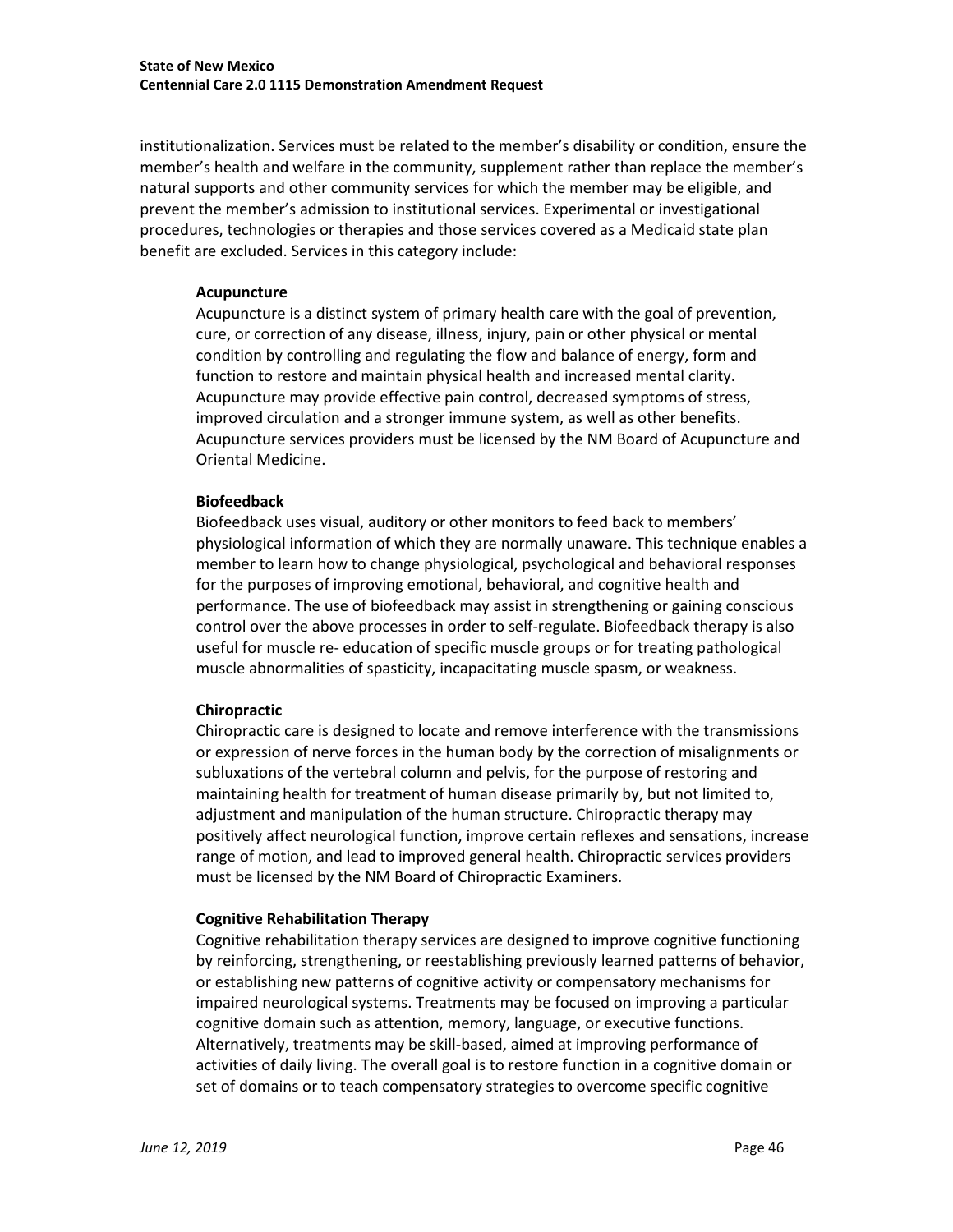institutionalization. Services must be related to the member's disability or condition, ensure the member's health and welfare in the community, supplement rather than replace the member's natural supports and other community services for which the member may be eligible, and prevent the member's admission to institutional services. Experimental or investigational procedures, technologies or therapies and those services covered as a Medicaid state plan benefit are excluded. Services in this category include:

**Acupuncture**

Acupuncture is a distinct system of primary health care with the goal of prevention, cure, or correction of any disease, illness, injury, pain or other physical or mental condition by controlling and regulating the flow and balance of energy, form and function to restore and maintain physical health and increased mental clarity. Acupuncture may provide effective pain control, decreased symptoms of stress, improved circulation and a stronger immune system, as well as other benefits. Acupuncture services providers must be licensed by the NM Board of Acupuncture and Oriental Medicine.

**Biofeedback**

Biofeedback uses visual, auditory or other monitors to feed back to members' physiological information of which they are normally unaware. This technique enables a member to learn how to change physiological, psychological and behavioral responses for the purposes of improving emotional, behavioral, and cognitive health and performance. The use of biofeedback may assist in strengthening or gaining conscious control over the above processes in order to self-regulate. Biofeedback therapy is also useful for muscle re- education of specific muscle groups or for treating pathological muscle abnormalities of spasticity, incapacitating muscle spasm, or weakness.

**Chiropractic**

Chiropractic care is designed to locate and remove interference with the transmissions or expression of nerve forces in the human body by the correction of misalignments or subluxations of the vertebral column and pelvis, for the purpose of restoring and maintaining health for treatment of human disease primarily by, but not limited to, adjustment and manipulation of the human structure. Chiropractic therapy may positively affect neurological function, improve certain reflexes and sensations, increase range of motion, and lead to improved general health. Chiropractic services providers must be licensed by the NM Board of Chiropractic Examiners.

**Cognitive Rehabilitation Therapy**

Cognitive rehabilitation therapy services are designed to improve cognitive functioning by reinforcing, strengthening, or reestablishing previously learned patterns of behavior, or establishing new patterns of cognitive activity or compensatory mechanisms for impaired neurological systems. Treatments may be focused on improving a particular cognitive domain such as attention, memory, language, or executive functions. Alternatively, treatments may be skill-based, aimed at improving performance of activities of daily living. The overall goal is to restore function in a cognitive domain or set of domains or to teach compensatory strategies to overcome specific cognitive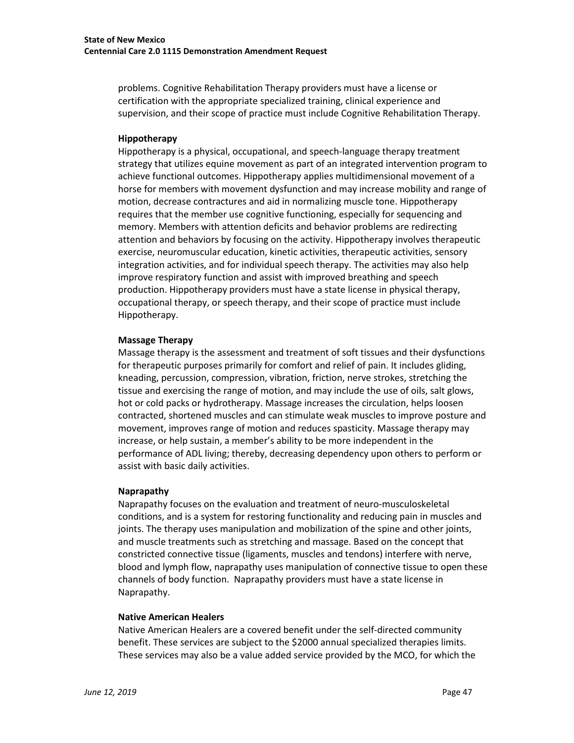problems. Cognitive Rehabilitation Therapy providers must have a license or certification with the appropriate specialized training, clinical experience and supervision, and their scope of practice must include Cognitive Rehabilitation Therapy.

**Hippotherapy**

Hippotherapy is a physical, occupational, and speech-language therapy treatment strategy that utilizes equine movement as part of an integrated intervention program to achieve functional outcomes. Hippotherapy applies multidimensional movement of a horse for members with movement dysfunction and may increase mobility and range of motion, decrease contractures and aid in normalizing muscle tone. Hippotherapy requires that the member use cognitive functioning, especially for sequencing and memory. Members with attention deficits and behavior problems are redirecting attention and behaviors by focusing on the activity. Hippotherapy involves therapeutic exercise, neuromuscular education, kinetic activities, therapeutic activities, sensory integration activities, and for individual speech therapy. The activities may also help improve respiratory function and assist with improved breathing and speech production. Hippotherapy providers must have a state license in physical therapy, occupational therapy, or speech therapy, and their scope of practice must include Hippotherapy.

**Massage Therapy**

Massage therapy is the assessment and treatment of soft tissues and their dysfunctions for therapeutic purposes primarily for comfort and relief of pain. It includes gliding, kneading, percussion, compression, vibration, friction, nerve strokes, stretching the tissue and exercising the range of motion, and may include the use of oils, salt glows, hot or cold packs or hydrotherapy. Massage increases the circulation, helps loosen contracted, shortened muscles and can stimulate weak muscles to improve posture and movement, improves range of motion and reduces spasticity. Massage therapy may increase, or help sustain, a member's ability to be more independent in the performance of ADL living; thereby, decreasing dependency upon others to perform or assist with basic daily activities.

**Naprapathy**

Naprapathy focuses on the evaluation and treatment of neuro-musculoskeletal conditions, and is a system for restoring functionality and reducing pain in muscles and joints. The therapy uses manipulation and mobilization of the spine and other joints, and muscle treatments such as stretching and massage. Based on the concept that constricted connective tissue (ligaments, muscles and tendons) interfere with nerve, blood and lymph flow, naprapathy uses manipulation of connective tissue to open these channels of body function. Naprapathy providers must have a state license in Naprapathy.

**Native American Healers**

Native American Healers are a covered benefit under the self-directed community benefit. These services are subject to the $2000 annual specialized therapies limits. These services may also be a value added service provided by the MCO, for which the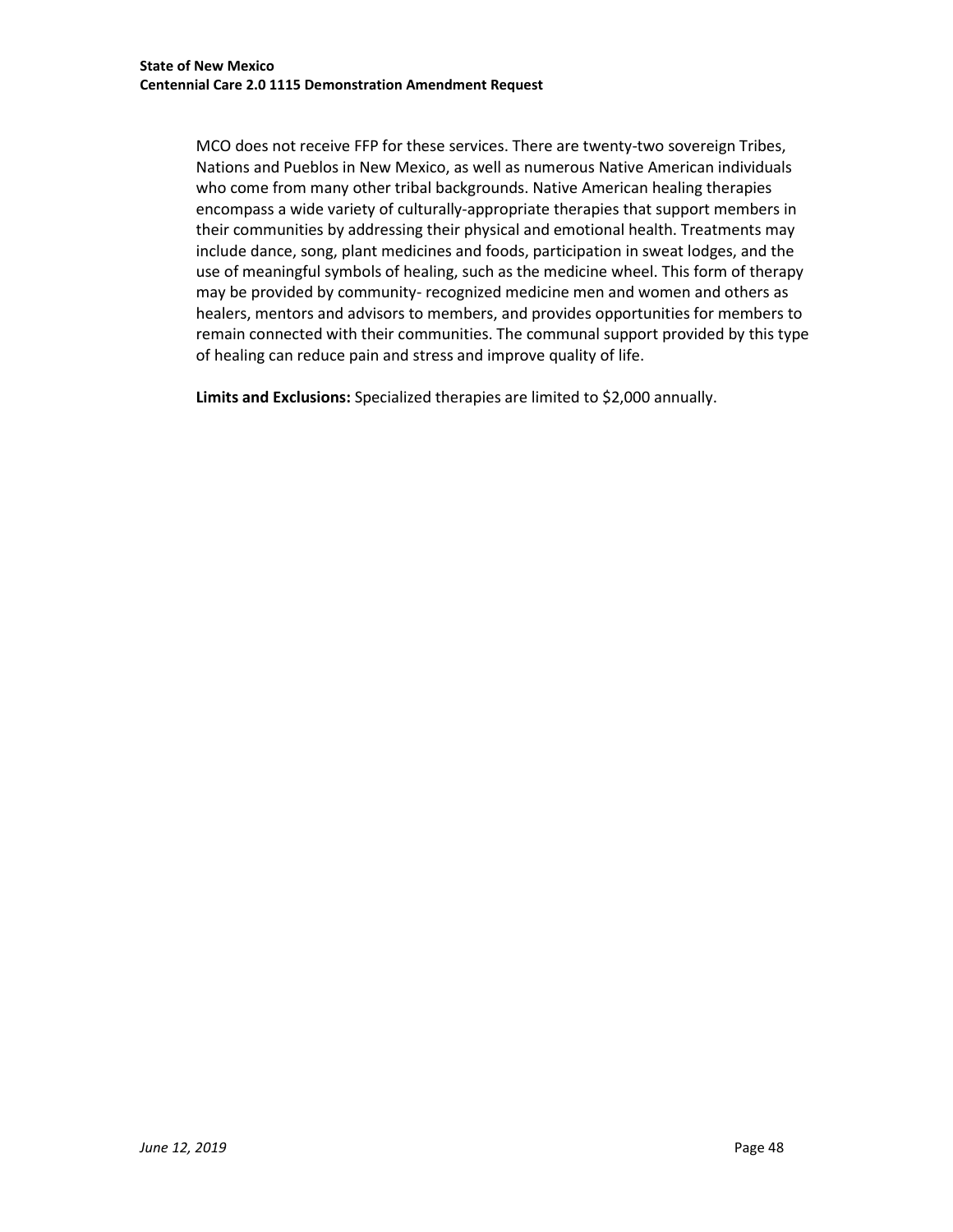MCO does not receive FFP for these services. There are twenty-two sovereign Tribes, Nations and Pueblos in New Mexico, as well as numerous Native American individuals who come from many other tribal backgrounds. Native American healing therapies encompass a wide variety of culturally-appropriate therapies that support members in their communities by addressing their physical and emotional health. Treatments may include dance, song, plant medicines and foods, participation in sweat lodges, and the use of meaningful symbols of healing, such as the medicine wheel. This form of therapy may be provided by community- recognized medicine men and women and others as healers, mentors and advisors to members, and provides opportunities for members to remain connected with their communities. The communal support provided by this type of healing can reduce pain and stress and improve quality of life.

**Limits and Exclusions:** Specialized therapies are limited to $2,000 annually.